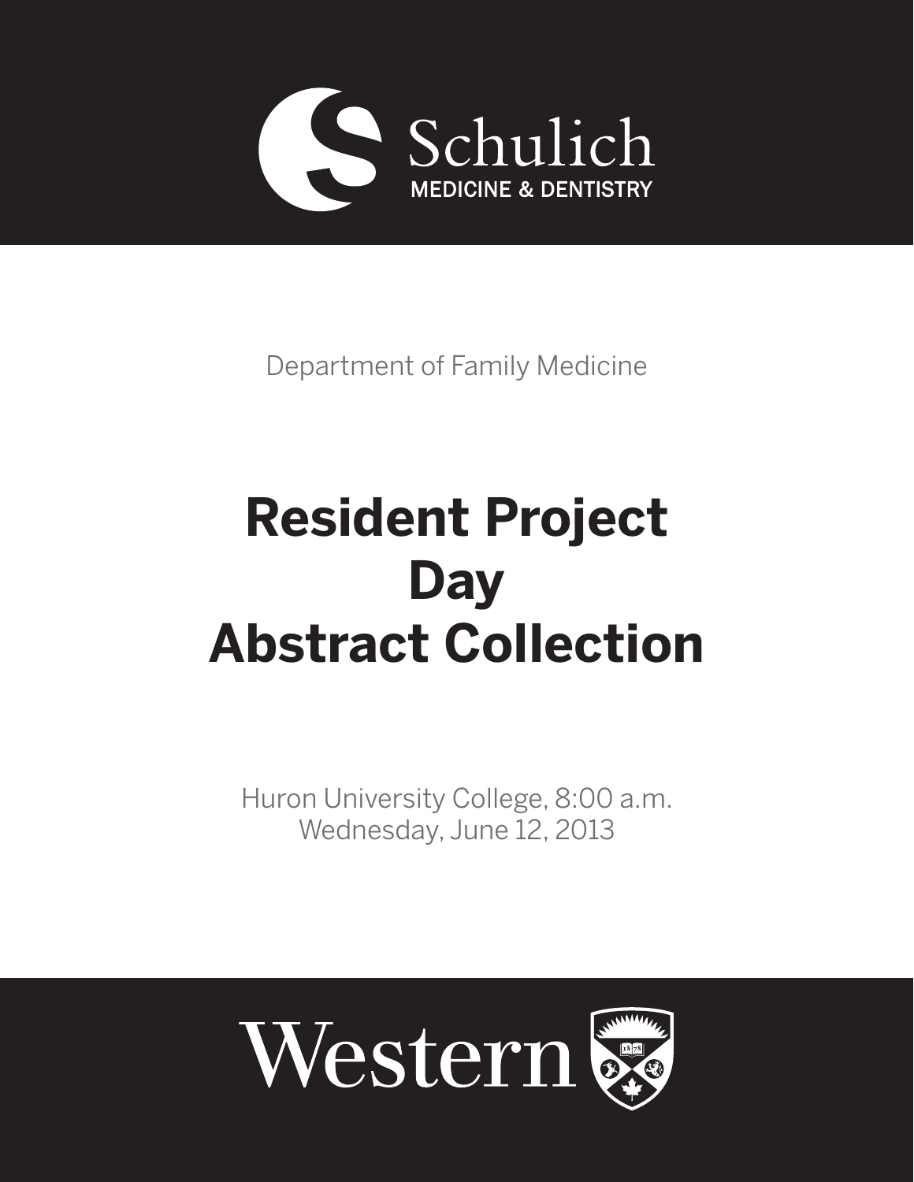Schulich
MEDICINE & DENTISTRY

Department of Family Medicine

# Resident Project Day Abstract Collection

Huron University College, 8:00 a.m.
Wednesday, June 12, 2013

Western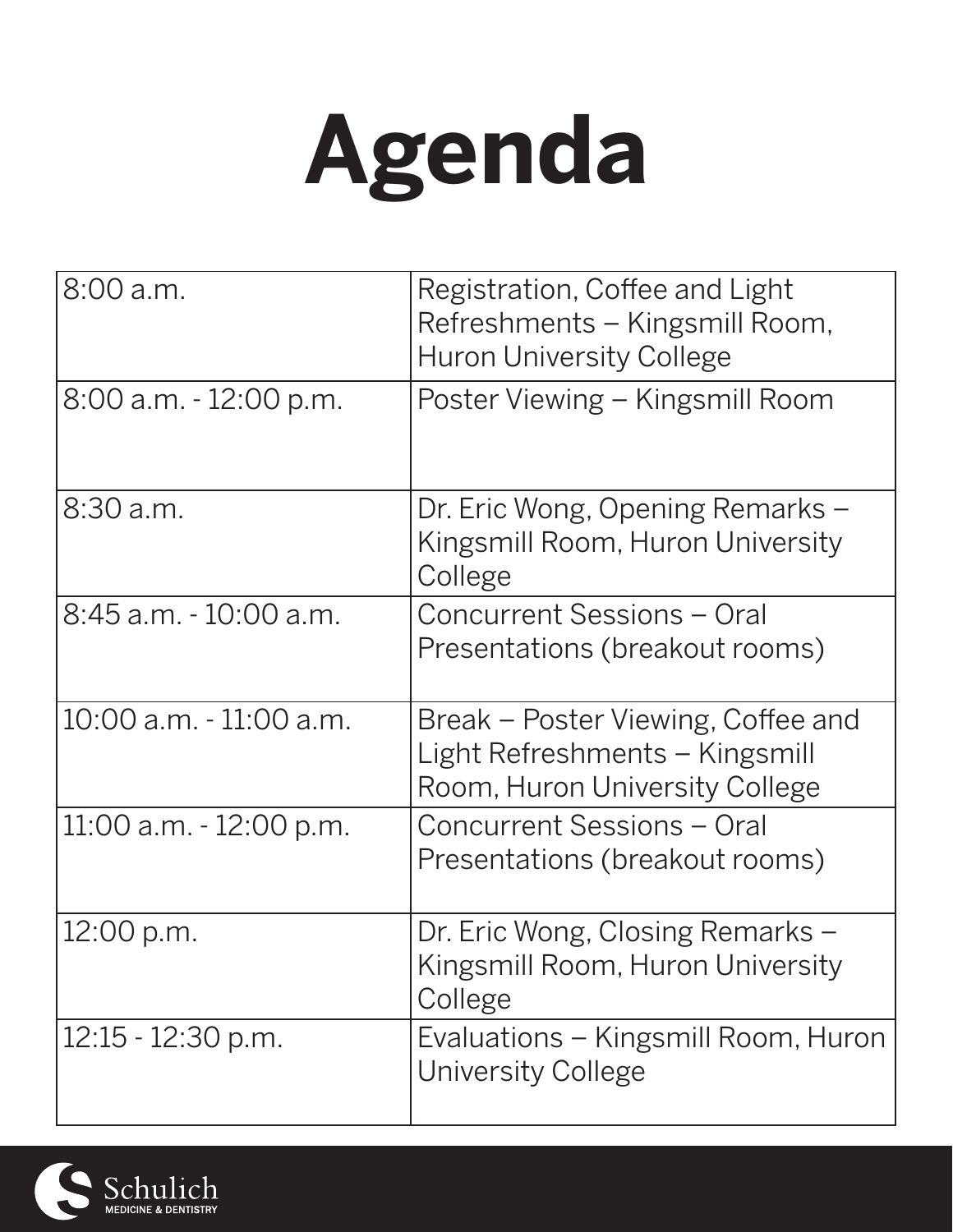# Agenda

| | |
|---|---|
| 8:00 a.m. | Registration, Coffee and Light Refreshments – Kingsmill Room, Huron University College |
| 8:00 a.m. - 12:00 p.m. | Poster Viewing – Kingsmill Room |
| 8:30 a.m. | Dr. Eric Wong, Opening Remarks – Kingsmill Room, Huron University College |
| 8:45 a.m. - 10:00 a.m. | Concurrent Sessions – Oral Presentations (breakout rooms) |
| 10:00 a.m. - 11:00 a.m. | Break – Poster Viewing, Coffee and Light Refreshments – Kingsmill Room, Huron University College |
| 11:00 a.m. - 12:00 p.m. | Concurrent Sessions – Oral Presentations (breakout rooms) |
| 12:00 p.m. | Dr. Eric Wong, Closing Remarks – Kingsmill Room, Huron University College |
| 12:15 - 12:30 p.m. | Evaluations – Kingsmill Room, Huron University College |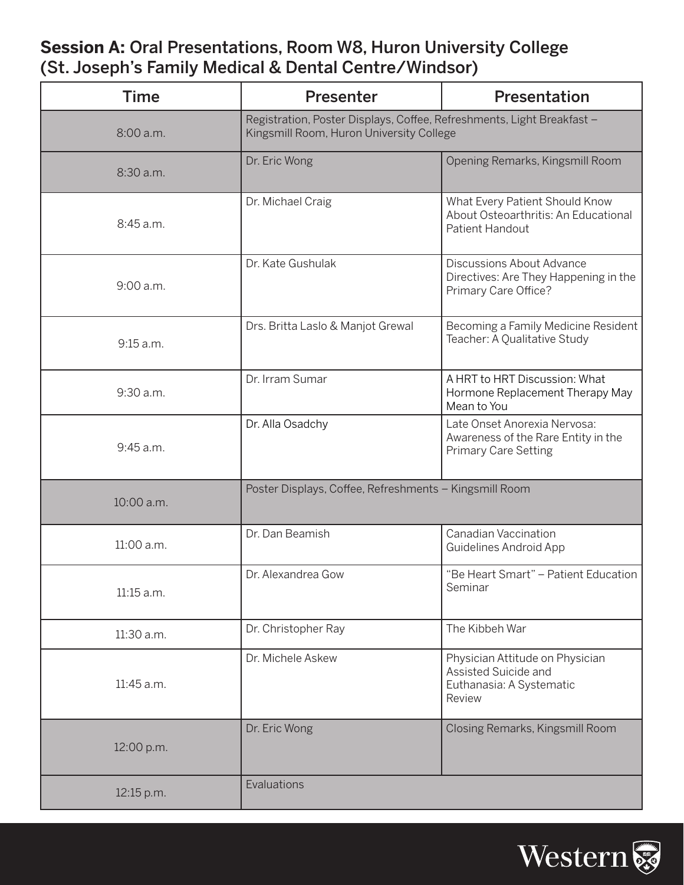## **Session A:** Oral Presentations, Room W8, Huron University College (St. Joseph's Family Medical & Dental Centre/Windsor)

| Time | Presenter | Presentation |
|---|---|---|
| 8:00 a.m. | Registration, Poster Displays, Coffee, Refreshments, Light Breakfast – Kingsmill Room, Huron University College | |
| 8:30 a.m. | Dr. Eric Wong | Opening Remarks, Kingsmill Room |
| 8:45 a.m. | Dr. Michael Craig | What Every Patient Should Know About Osteoarthritis: An Educational Patient Handout |
| 9:00 a.m. | Dr. Kate Gushulak | Discussions About Advance Directives: Are They Happening in the Primary Care Office? |
| 9:15 a.m. | Drs. Britta Laslo & Manjot Grewal | Becoming a Family Medicine Resident Teacher: A Qualitative Study |
| 9:30 a.m. | Dr. Irram Sumar | A HRT to HRT Discussion: What Hormone Replacement Therapy May Mean to You |
| 9:45 a.m. | Dr. Alla Osadchy | Late Onset Anorexia Nervosa: Awareness of the Rare Entity in the Primary Care Setting |
| 10:00 a.m. | Poster Displays, Coffee, Refreshments – Kingsmill Room | |
| 11:00 a.m. | Dr. Dan Beamish | Canadian Vaccination Guidelines Android App |
| 11:15 a.m. | Dr. Alexandrea Gow | "Be Heart Smart" – Patient Education Seminar |
| 11:30 a.m. | Dr. Christopher Ray | The Kibbeh War |
| 11:45 a.m. | Dr. Michele Askew | Physician Attitude on Physician Assisted Suicide and Euthanasia: A Systematic Review |
| 12:00 p.m. | Dr. Eric Wong | Closing Remarks, Kingsmill Room |
| 12:15 p.m. | Evaluations | |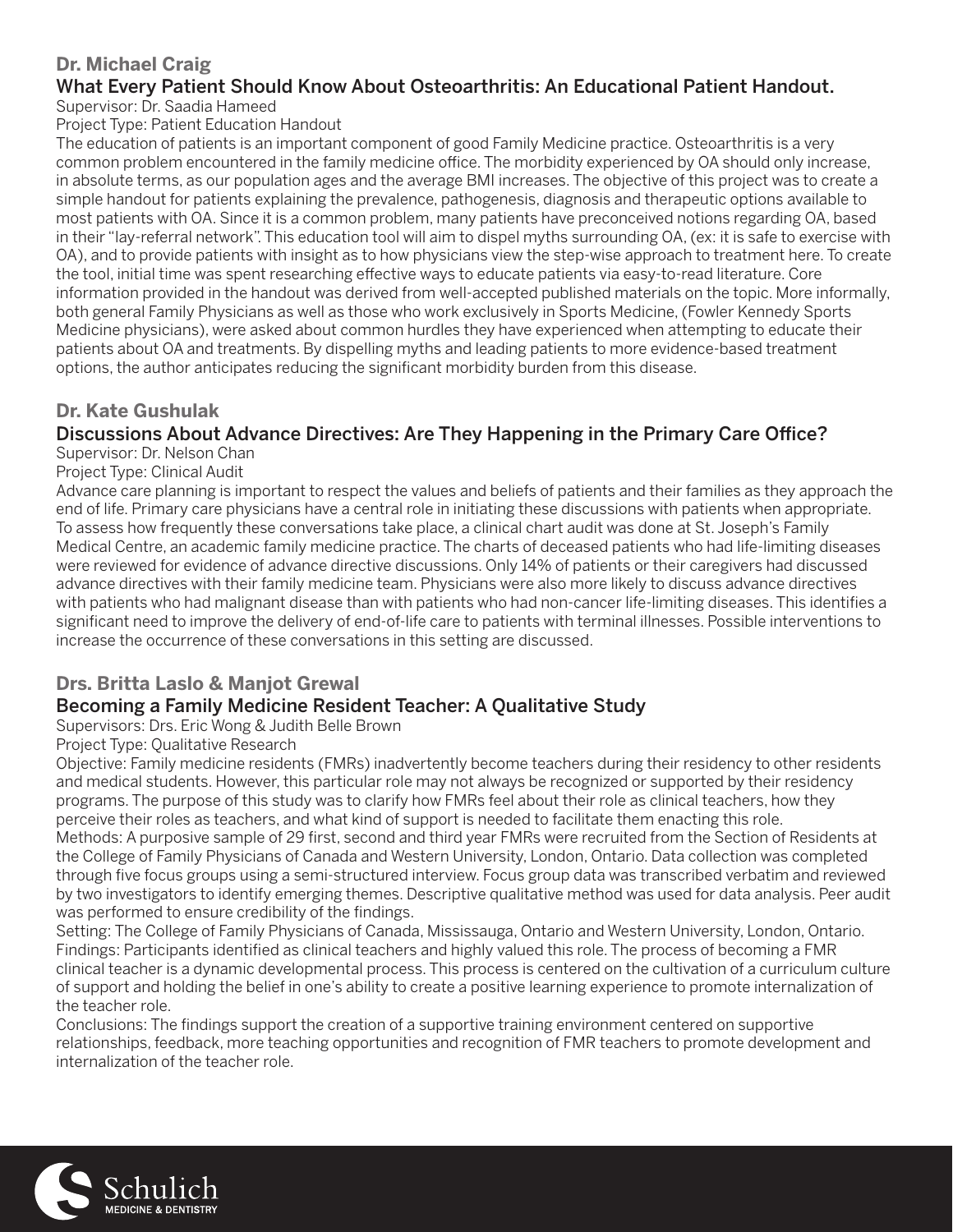## Dr. Michael Craig

### What Every Patient Should Know About Osteoarthritis: An Educational Patient Handout.

Supervisor: Dr. Saadia Hameed

Project Type: Patient Education Handout

The education of patients is an important component of good Family Medicine practice. Osteoarthritis is a very common problem encountered in the family medicine office. The morbidity experienced by OA should only increase, in absolute terms, as our population ages and the average BMI increases. The objective of this project was to create a simple handout for patients explaining the prevalence, pathogenesis, diagnosis and therapeutic options available to most patients with OA. Since it is a common problem, many patients have preconceived notions regarding OA, based in their "lay-referral network". This education tool will aim to dispel myths surrounding OA, (ex: it is safe to exercise with OA), and to provide patients with insight as to how physicians view the step-wise approach to treatment here. To create the tool, initial time was spent researching effective ways to educate patients via easy-to-read literature. Core information provided in the handout was derived from well-accepted published materials on the topic. More informally, both general Family Physicians as well as those who work exclusively in Sports Medicine, (Fowler Kennedy Sports Medicine physicians), were asked about common hurdles they have experienced when attempting to educate their patients about OA and treatments. By dispelling myths and leading patients to more evidence-based treatment options, the author anticipates reducing the significant morbidity burden from this disease.

## Dr. Kate Gushulak

### Discussions About Advance Directives: Are They Happening in the Primary Care Office?

Supervisor: Dr. Nelson Chan

Project Type: Clinical Audit

Advance care planning is important to respect the values and beliefs of patients and their families as they approach the end of life. Primary care physicians have a central role in initiating these discussions with patients when appropriate. To assess how frequently these conversations take place, a clinical chart audit was done at St. Joseph's Family Medical Centre, an academic family medicine practice. The charts of deceased patients who had life-limiting diseases were reviewed for evidence of advance directive discussions. Only 14% of patients or their caregivers had discussed advance directives with their family medicine team. Physicians were also more likely to discuss advance directives with patients who had malignant disease than with patients who had non-cancer life-limiting diseases. This identifies a significant need to improve the delivery of end-of-life care to patients with terminal illnesses. Possible interventions to increase the occurrence of these conversations in this setting are discussed.

## Drs. Britta Laslo & Manjot Grewal

### Becoming a Family Medicine Resident Teacher: A Qualitative Study

Supervisors: Drs. Eric Wong & Judith Belle Brown

Project Type: Qualitative Research

Objective: Family medicine residents (FMRs) inadvertently become teachers during their residency to other residents and medical students. However, this particular role may not always be recognized or supported by their residency programs. The purpose of this study was to clarify how FMRs feel about their role as clinical teachers, how they perceive their roles as teachers, and what kind of support is needed to facilitate them enacting this role.

Methods: A purposive sample of 29 first, second and third year FMRs were recruited from the Section of Residents at the College of Family Physicians of Canada and Western University, London, Ontario. Data collection was completed through five focus groups using a semi-structured interview. Focus group data was transcribed verbatim and reviewed by two investigators to identify emerging themes. Descriptive qualitative method was used for data analysis. Peer audit was performed to ensure credibility of the findings.

Setting: The College of Family Physicians of Canada, Mississauga, Ontario and Western University, London, Ontario.

Findings: Participants identified as clinical teachers and highly valued this role. The process of becoming a FMR clinical teacher is a dynamic developmental process. This process is centered on the cultivation of a curriculum culture of support and holding the belief in one's ability to create a positive learning experience to promote internalization of the teacher role.

Conclusions: The findings support the creation of a supportive training environment centered on supportive relationships, feedback, more teaching opportunities and recognition of FMR teachers to promote development and internalization of the teacher role.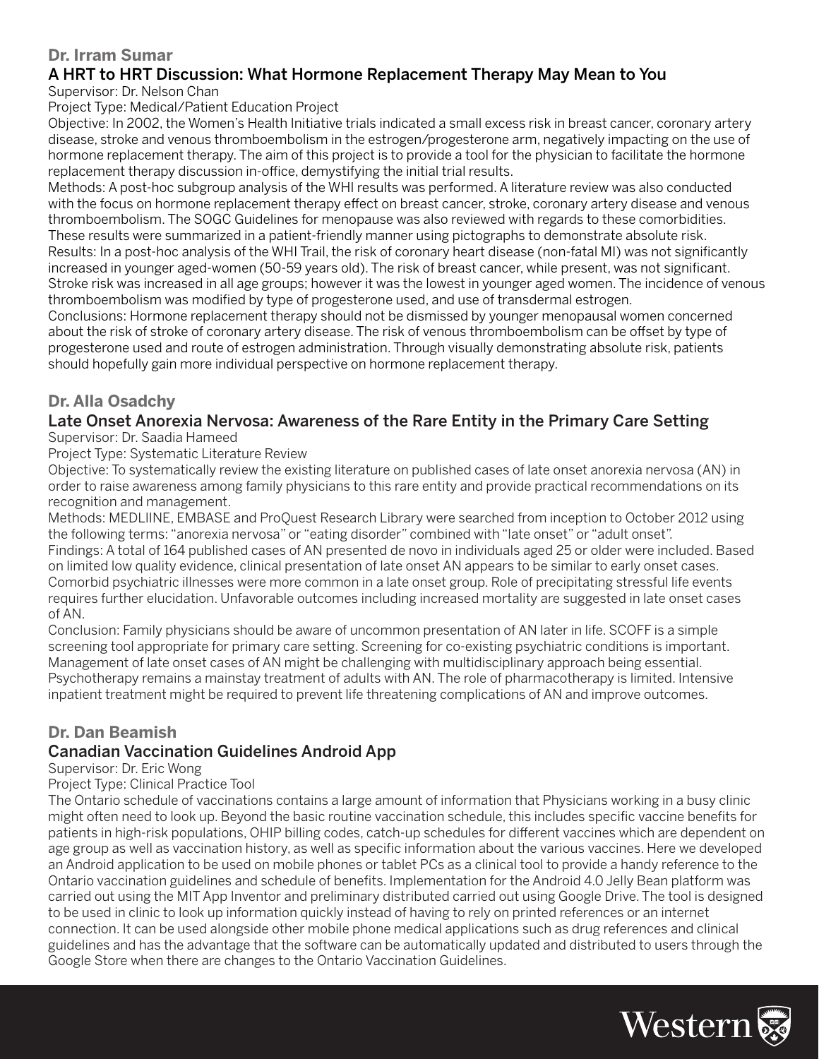## Dr. Irram Sumar

### A HRT to HRT Discussion: What Hormone Replacement Therapy May Mean to You

Supervisor: Dr. Nelson Chan

Project Type: Medical/Patient Education Project

Objective: In 2002, the Women's Health Initiative trials indicated a small excess risk in breast cancer, coronary artery disease, stroke and venous thromboembolism in the estrogen/progesterone arm, negatively impacting on the use of hormone replacement therapy. The aim of this project is to provide a tool for the physician to facilitate the hormone replacement therapy discussion in-office, demystifying the initial trial results.

Methods: A post-hoc subgroup analysis of the WHI results was performed. A literature review was also conducted with the focus on hormone replacement therapy effect on breast cancer, stroke, coronary artery disease and venous thromboembolism. The SOGC Guidelines for menopause was also reviewed with regards to these comorbidities. These results were summarized in a patient-friendly manner using pictographs to demonstrate absolute risk.

Results: In a post-hoc analysis of the WHI Trail, the risk of coronary heart disease (non-fatal MI) was not significantly increased in younger aged-women (50-59 years old). The risk of breast cancer, while present, was not significant. Stroke risk was increased in all age groups; however it was the lowest in younger aged women. The incidence of venous thromboembolism was modified by type of progesterone used, and use of transdermal estrogen.

Conclusions: Hormone replacement therapy should not be dismissed by younger menopausal women concerned about the risk of stroke of coronary artery disease. The risk of venous thromboembolism can be offset by type of progesterone used and route of estrogen administration. Through visually demonstrating absolute risk, patients should hopefully gain more individual perspective on hormone replacement therapy.

## Dr. Alla Osadchy

### Late Onset Anorexia Nervosa: Awareness of the Rare Entity in the Primary Care Setting

Supervisor: Dr. Saadia Hameed

Project Type: Systematic Literature Review

Objective: To systematically review the existing literature on published cases of late onset anorexia nervosa (AN) in order to raise awareness among family physicians to this rare entity and provide practical recommendations on its recognition and management.

Methods: MEDLIINE, EMBASE and ProQuest Research Library were searched from inception to October 2012 using the following terms: "anorexia nervosa" or "eating disorder" combined with "late onset" or "adult onset".

Findings: A total of 164 published cases of AN presented de novo in individuals aged 25 or older were included. Based on limited low quality evidence, clinical presentation of late onset AN appears to be similar to early onset cases. Comorbid psychiatric illnesses were more common in a late onset group. Role of precipitating stressful life events requires further elucidation. Unfavorable outcomes including increased mortality are suggested in late onset cases of AN.

Conclusion: Family physicians should be aware of uncommon presentation of AN later in life. SCOFF is a simple screening tool appropriate for primary care setting. Screening for co-existing psychiatric conditions is important. Management of late onset cases of AN might be challenging with multidisciplinary approach being essential. Psychotherapy remains a mainstay treatment of adults with AN. The role of pharmacotherapy is limited. Intensive inpatient treatment might be required to prevent life threatening complications of AN and improve outcomes.

## Dr. Dan Beamish

### Canadian Vaccination Guidelines Android App

Supervisor: Dr. Eric Wong

Project Type: Clinical Practice Tool

The Ontario schedule of vaccinations contains a large amount of information that Physicians working in a busy clinic might often need to look up. Beyond the basic routine vaccination schedule, this includes specific vaccine benefits for patients in high-risk populations, OHIP billing codes, catch-up schedules for different vaccines which are dependent on age group as well as vaccination history, as well as specific information about the various vaccines. Here we developed an Android application to be used on mobile phones or tablet PCs as a clinical tool to provide a handy reference to the Ontario vaccination guidelines and schedule of benefits. Implementation for the Android 4.0 Jelly Bean platform was carried out using the MIT App Inventor and preliminary distributed carried out using Google Drive. The tool is designed to be used in clinic to look up information quickly instead of having to rely on printed references or an internet connection. It can be used alongside other mobile phone medical applications such as drug references and clinical guidelines and has the advantage that the software can be automatically updated and distributed to users through the Google Store when there are changes to the Ontario Vaccination Guidelines.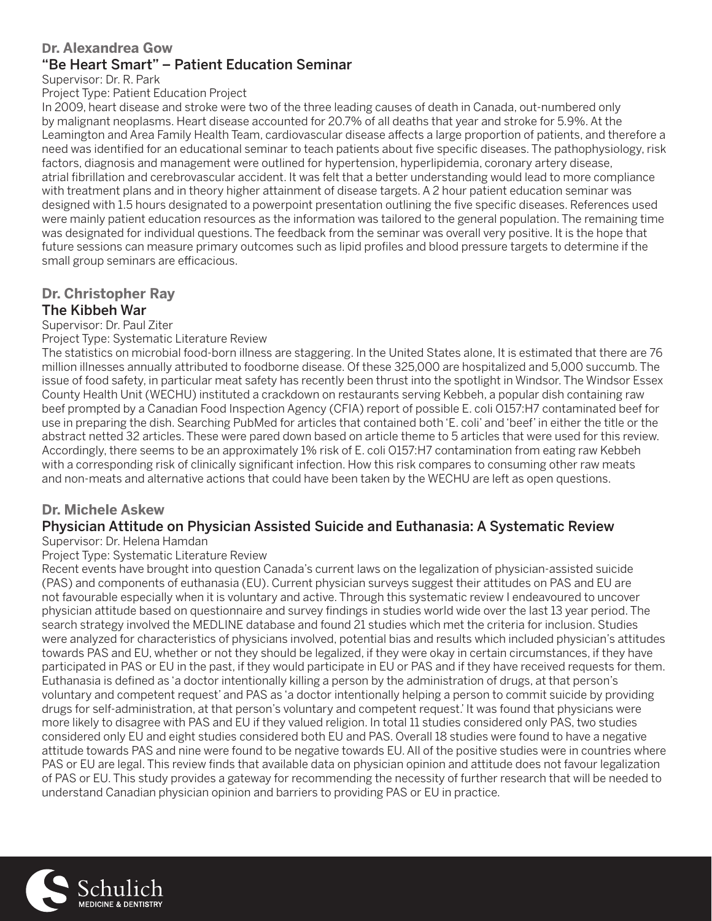## Dr. Alexandrea Gow

### "Be Heart Smart" – Patient Education Seminar

Supervisor: Dr. R. Park

Project Type: Patient Education Project

In 2009, heart disease and stroke were two of the three leading causes of death in Canada, out-numbered only by malignant neoplasms. Heart disease accounted for 20.7% of all deaths that year and stroke for 5.9%. At the Leamington and Area Family Health Team, cardiovascular disease affects a large proportion of patients, and therefore a need was identified for an educational seminar to teach patients about five specific diseases. The pathophysiology, risk factors, diagnosis and management were outlined for hypertension, hyperlipidemia, coronary artery disease, atrial fibrillation and cerebrovascular accident. It was felt that a better understanding would lead to more compliance with treatment plans and in theory higher attainment of disease targets. A 2 hour patient education seminar was designed with 1.5 hours designated to a powerpoint presentation outlining the five specific diseases. References used were mainly patient education resources as the information was tailored to the general population. The remaining time was designated for individual questions. The feedback from the seminar was overall very positive. It is the hope that future sessions can measure primary outcomes such as lipid profiles and blood pressure targets to determine if the small group seminars are efficacious.

## Dr. Christopher Ray

### The Kibbeh War

Supervisor: Dr. Paul Ziter

Project Type: Systematic Literature Review

The statistics on microbial food-born illness are staggering. In the United States alone, It is estimated that there are 76 million illnesses annually attributed to foodborne disease. Of these 325,000 are hospitalized and 5,000 succumb. The issue of food safety, in particular meat safety has recently been thrust into the spotlight in Windsor. The Windsor Essex County Health Unit (WECHU) instituted a crackdown on restaurants serving Kebbeh, a popular dish containing raw beef prompted by a Canadian Food Inspection Agency (CFIA) report of possible E. coli O157:H7 contaminated beef for use in preparing the dish. Searching PubMed for articles that contained both 'E. coli' and 'beef' in either the title or the abstract netted 32 articles. These were pared down based on article theme to 5 articles that were used for this review. Accordingly, there seems to be an approximately 1% risk of E. coli O157:H7 contamination from eating raw Kebbeh with a corresponding risk of clinically significant infection. How this risk compares to consuming other raw meats and non-meats and alternative actions that could have been taken by the WECHU are left as open questions.

## Dr. Michele Askew

### Physician Attitude on Physician Assisted Suicide and Euthanasia: A Systematic Review

Supervisor: Dr. Helena Hamdan

Project Type: Systematic Literature Review

Recent events have brought into question Canada's current laws on the legalization of physician-assisted suicide (PAS) and components of euthanasia (EU). Current physician surveys suggest their attitudes on PAS and EU are not favourable especially when it is voluntary and active. Through this systematic review I endeavoured to uncover physician attitude based on questionnaire and survey findings in studies world wide over the last 13 year period. The search strategy involved the MEDLINE database and found 21 studies which met the criteria for inclusion. Studies were analyzed for characteristics of physicians involved, potential bias and results which included physician's attitudes towards PAS and EU, whether or not they should be legalized, if they were okay in certain circumstances, if they have participated in PAS or EU in the past, if they would participate in EU or PAS and if they have received requests for them. Euthanasia is defined as 'a doctor intentionally killing a person by the administration of drugs, at that person's voluntary and competent request' and PAS as 'a doctor intentionally helping a person to commit suicide by providing drugs for self-administration, at that person's voluntary and competent request.' It was found that physicians were more likely to disagree with PAS and EU if they valued religion. In total 11 studies considered only PAS, two studies considered only EU and eight studies considered both EU and PAS. Overall 18 studies were found to have a negative attitude towards PAS and nine were found to be negative towards EU. All of the positive studies were in countries where PAS or EU are legal. This review finds that available data on physician opinion and attitude does not favour legalization of PAS or EU. This study provides a gateway for recommending the necessity of further research that will be needed to understand Canadian physician opinion and barriers to providing PAS or EU in practice.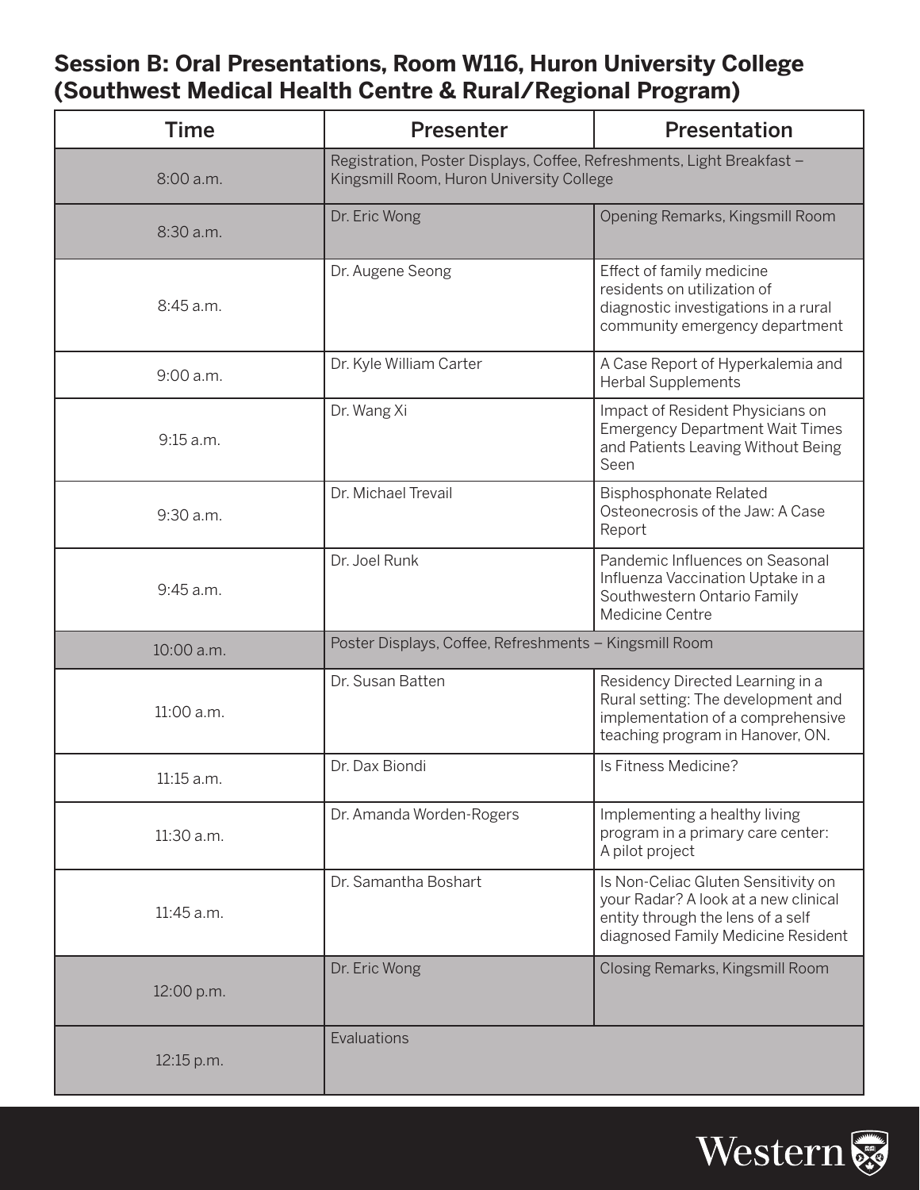## Session B: Oral Presentations, Room W116, Huron University College (Southwest Medical Health Centre & Rural/Regional Program)

| Time | Presenter | Presentation |
|---|---|---|
| 8:00 a.m. | Registration, Poster Displays, Coffee, Refreshments, Light Breakfast – Kingsmill Room, Huron University College | |
| 8:30 a.m. | Dr. Eric Wong | Opening Remarks, Kingsmill Room |
| 8:45 a.m. | Dr. Augene Seong | Effect of family medicine residents on utilization of diagnostic investigations in a rural community emergency department |
| 9:00 a.m. | Dr. Kyle William Carter | A Case Report of Hyperkalemia and Herbal Supplements |
| 9:15 a.m. | Dr. Wang Xi | Impact of Resident Physicians on Emergency Department Wait Times and Patients Leaving Without Being Seen |
| 9:30 a.m. | Dr. Michael Trevail | Bisphosphonate Related Osteonecrosis of the Jaw: A Case Report |
| 9:45 a.m. | Dr. Joel Runk | Pandemic Influences on Seasonal Influenza Vaccination Uptake in a Southwestern Ontario Family Medicine Centre |
| 10:00 a.m. | Poster Displays, Coffee, Refreshments – Kingsmill Room | |
| 11:00 a.m. | Dr. Susan Batten | Residency Directed Learning in a Rural setting: The development and implementation of a comprehensive teaching program in Hanover, ON. |
| 11:15 a.m. | Dr. Dax Biondi | Is Fitness Medicine? |
| 11:30 a.m. | Dr. Amanda Worden-Rogers | Implementing a healthy living program in a primary care center: A pilot project |
| 11:45 a.m. | Dr. Samantha Boshart | Is Non-Celiac Gluten Sensitivity on your Radar? A look at a new clinical entity through the lens of a self diagnosed Family Medicine Resident |
| 12:00 p.m. | Dr. Eric Wong | Closing Remarks, Kingsmill Room |
| 12:15 p.m. | Evaluations | |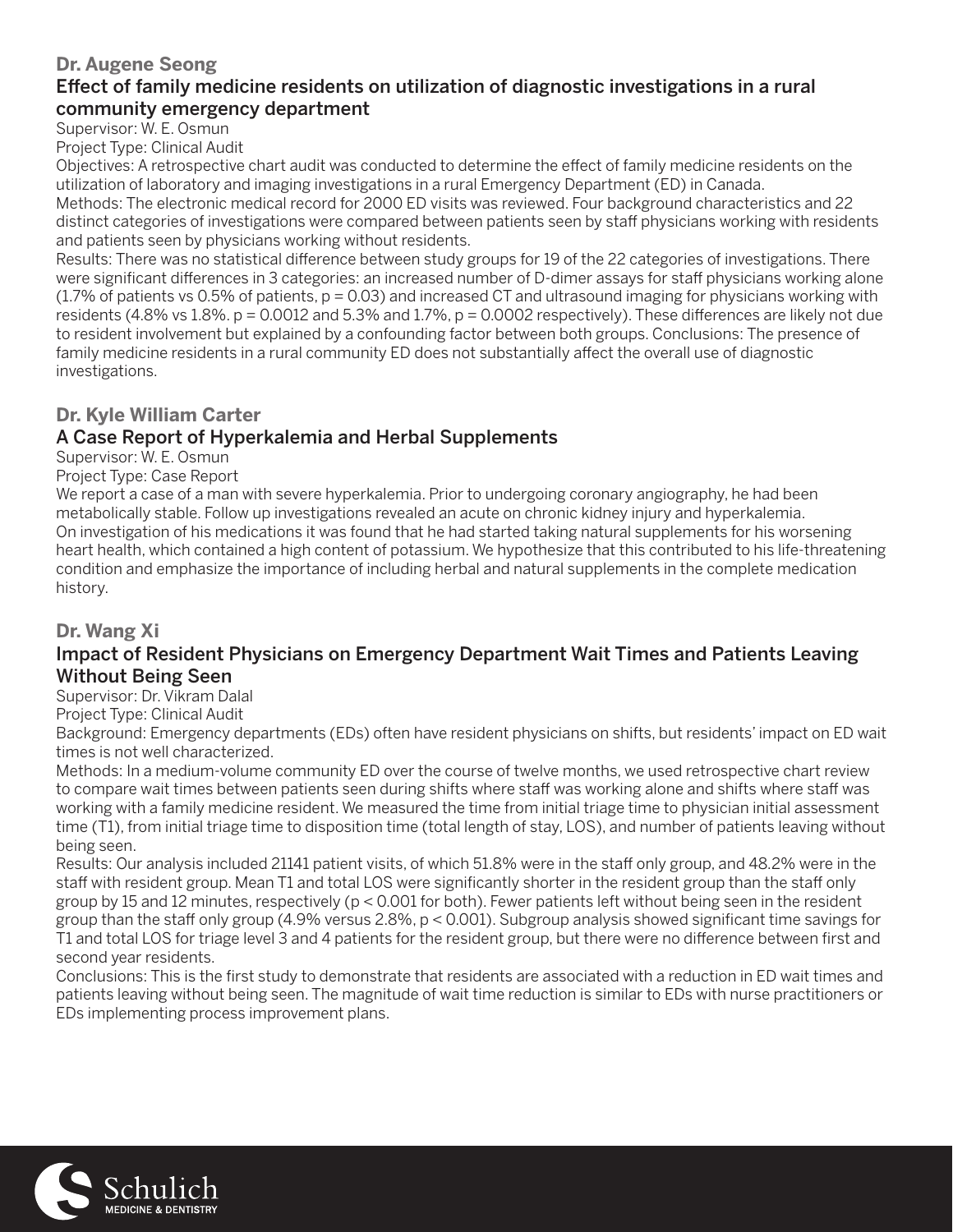## Dr. Augene Seong

### Effect of family medicine residents on utilization of diagnostic investigations in a rural community emergency department

Supervisor: W. E. Osmun

Project Type: Clinical Audit

Objectives: A retrospective chart audit was conducted to determine the effect of family medicine residents on the utilization of laboratory and imaging investigations in a rural Emergency Department (ED) in Canada.

Methods: The electronic medical record for 2000 ED visits was reviewed. Four background characteristics and 22 distinct categories of investigations were compared between patients seen by staff physicians working with residents and patients seen by physicians working without residents.

Results: There was no statistical difference between study groups for 19 of the 22 categories of investigations. There were significant differences in 3 categories: an increased number of D-dimer assays for staff physicians working alone (1.7% of patients vs 0.5% of patients, $p = 0.03$) and increased CT and ultrasound imaging for physicians working with residents (4.8% vs 1.8%. $p = 0.0012$ and 5.3% and 1.7%, $p = 0.0002$ respectively). These differences are likely not due to resident involvement but explained by a confounding factor between both groups. Conclusions: The presence of family medicine residents in a rural community ED does not substantially affect the overall use of diagnostic investigations.

## Dr. Kyle William Carter

### A Case Report of Hyperkalemia and Herbal Supplements

Supervisor: W. E. Osmun

Project Type: Case Report

We report a case of a man with severe hyperkalemia. Prior to undergoing coronary angiography, he had been metabolically stable. Follow up investigations revealed an acute on chronic kidney injury and hyperkalemia. On investigation of his medications it was found that he had started taking natural supplements for his worsening heart health, which contained a high content of potassium. We hypothesize that this contributed to his life-threatening condition and emphasize the importance of including herbal and natural supplements in the complete medication history.

## Dr. Wang Xi

### Impact of Resident Physicians on Emergency Department Wait Times and Patients Leaving Without Being Seen

Supervisor: Dr. Vikram Dalal

Project Type: Clinical Audit

Background: Emergency departments (EDs) often have resident physicians on shifts, but residents' impact on ED wait times is not well characterized.

Methods: In a medium-volume community ED over the course of twelve months, we used retrospective chart review to compare wait times between patients seen during shifts where staff was working alone and shifts where staff was working with a family medicine resident. We measured the time from initial triage time to physician initial assessment time (T1), from initial triage time to disposition time (total length of stay, LOS), and number of patients leaving without being seen.

Results: Our analysis included 21141 patient visits, of which 51.8% were in the staff only group, and 48.2% were in the staff with resident group. Mean T1 and total LOS were significantly shorter in the resident group than the staff only group by 15 and 12 minutes, respectively ($p < 0.001$ for both). Fewer patients left without being seen in the resident group than the staff only group (4.9% versus 2.8%, $p < 0.001$). Subgroup analysis showed significant time savings for T1 and total LOS for triage level 3 and 4 patients for the resident group, but there were no difference between first and second year residents.

Conclusions: This is the first study to demonstrate that residents are associated with a reduction in ED wait times and patients leaving without being seen. The magnitude of wait time reduction is similar to EDs with nurse practitioners or EDs implementing process improvement plans.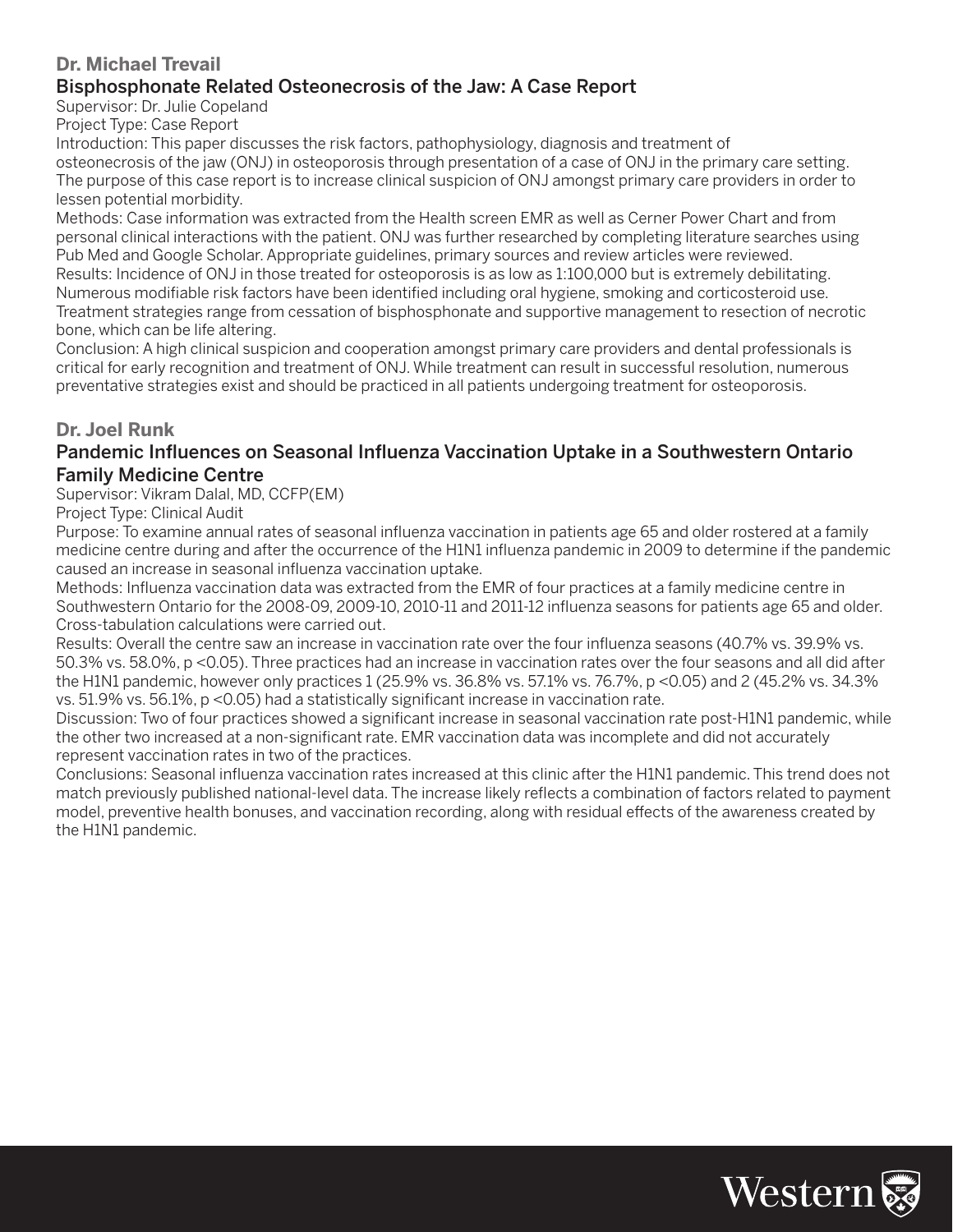## Dr. Michael Trevail

### Bisphosphonate Related Osteonecrosis of the Jaw: A Case Report

Supervisor: Dr. Julie Copeland

Project Type: Case Report

Introduction: This paper discusses the risk factors, pathophysiology, diagnosis and treatment of osteonecrosis of the jaw (ONJ) in osteoporosis through presentation of a case of ONJ in the primary care setting. The purpose of this case report is to increase clinical suspicion of ONJ amongst primary care providers in order to lessen potential morbidity.

Methods: Case information was extracted from the Health screen EMR as well as Cerner Power Chart and from personal clinical interactions with the patient. ONJ was further researched by completing literature searches using Pub Med and Google Scholar. Appropriate guidelines, primary sources and review articles were reviewed.

Results: Incidence of ONJ in those treated for osteoporosis is as low as 1:100,000 but is extremely debilitating. Numerous modifiable risk factors have been identified including oral hygiene, smoking and corticosteroid use. Treatment strategies range from cessation of bisphosphonate and supportive management to resection of necrotic bone, which can be life altering.

Conclusion: A high clinical suspicion and cooperation amongst primary care providers and dental professionals is critical for early recognition and treatment of ONJ. While treatment can result in successful resolution, numerous preventative strategies exist and should be practiced in all patients undergoing treatment for osteoporosis.

## Dr. Joel Runk

### Pandemic Influences on Seasonal Influenza Vaccination Uptake in a Southwestern Ontario Family Medicine Centre

Supervisor: Vikram Dalal, MD, CCFP(EM)

Project Type: Clinical Audit

Purpose: To examine annual rates of seasonal influenza vaccination in patients age 65 and older rostered at a family medicine centre during and after the occurrence of the H1N1 influenza pandemic in 2009 to determine if the pandemic caused an increase in seasonal influenza vaccination uptake.

Methods: Influenza vaccination data was extracted from the EMR of four practices at a family medicine centre in Southwestern Ontario for the 2008-09, 2009-10, 2010-11 and 2011-12 influenza seasons for patients age 65 and older. Cross-tabulation calculations were carried out.

Results: Overall the centre saw an increase in vaccination rate over the four influenza seasons (40.7% vs. 39.9% vs. 50.3% vs. 58.0%, $p < 0.05$). Three practices had an increase in vaccination rates over the four seasons and all did after the H1N1 pandemic, however only practices 1 (25.9% vs. 36.8% vs. 57.1% vs. 76.7%, $p < 0.05$) and 2 (45.2% vs. 34.3% vs. 51.9% vs. 56.1%, $p < 0.05$) had a statistically significant increase in vaccination rate.

Discussion: Two of four practices showed a significant increase in seasonal vaccination rate post-H1N1 pandemic, while the other two increased at a non-significant rate. EMR vaccination data was incomplete and did not accurately represent vaccination rates in two of the practices.

Conclusions: Seasonal influenza vaccination rates increased at this clinic after the H1N1 pandemic. This trend does not match previously published national-level data. The increase likely reflects a combination of factors related to payment model, preventive health bonuses, and vaccination recording, along with residual effects of the awareness created by the H1N1 pandemic.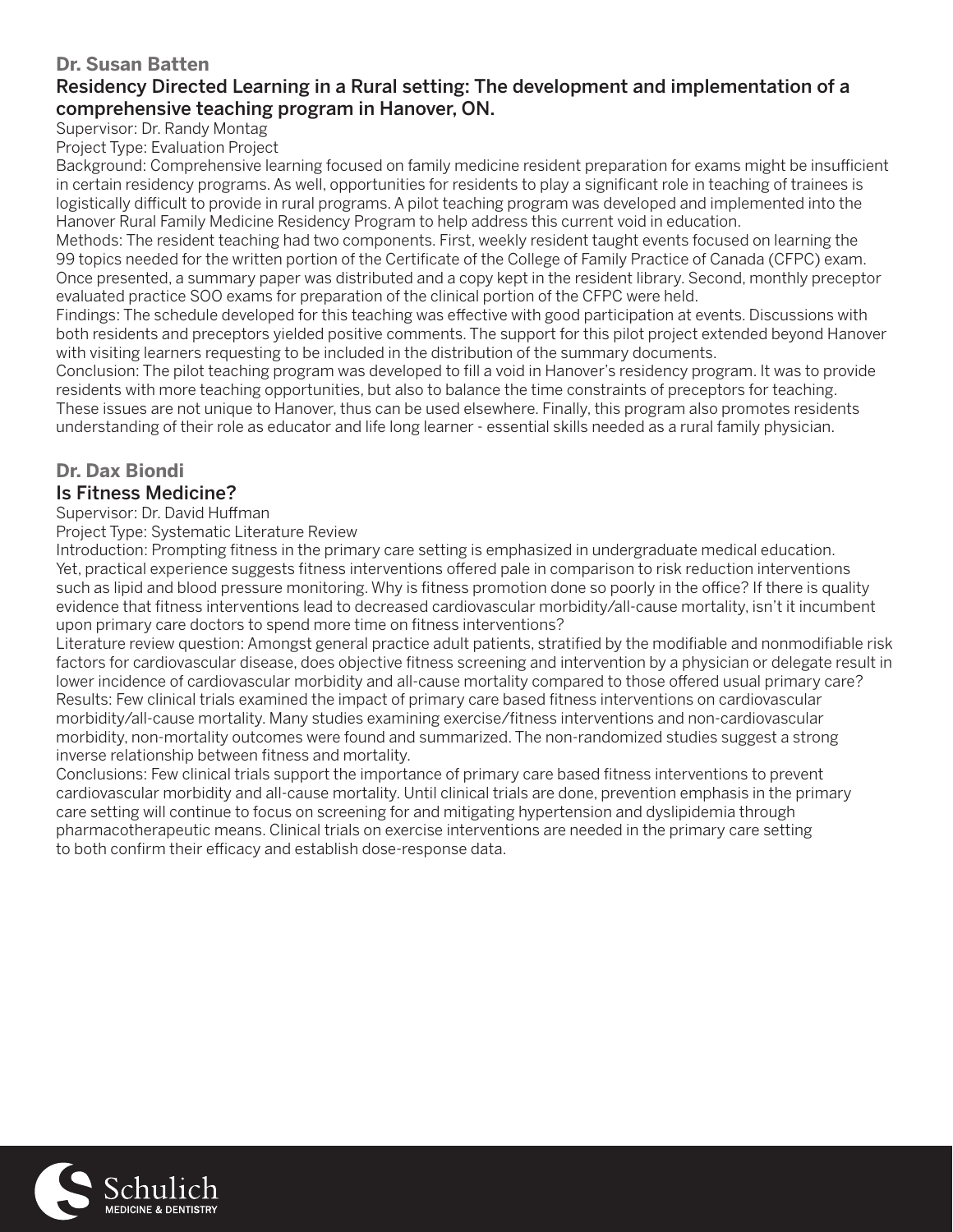## Dr. Susan Batten

### Residency Directed Learning in a Rural setting: The development and implementation of a comprehensive teaching program in Hanover, ON.

Supervisor: Dr. Randy Montag

Project Type: Evaluation Project

Background: Comprehensive learning focused on family medicine resident preparation for exams might be insufficient in certain residency programs. As well, opportunities for residents to play a significant role in teaching of trainees is logistically difficult to provide in rural programs. A pilot teaching program was developed and implemented into the Hanover Rural Family Medicine Residency Program to help address this current void in education.

Methods: The resident teaching had two components. First, weekly resident taught events focused on learning the 99 topics needed for the written portion of the Certificate of the College of Family Practice of Canada (CFPC) exam. Once presented, a summary paper was distributed and a copy kept in the resident library. Second, monthly preceptor evaluated practice SOO exams for preparation of the clinical portion of the CFPC were held.

Findings: The schedule developed for this teaching was effective with good participation at events. Discussions with both residents and preceptors yielded positive comments. The support for this pilot project extended beyond Hanover with visiting learners requesting to be included in the distribution of the summary documents.

Conclusion: The pilot teaching program was developed to fill a void in Hanover's residency program. It was to provide residents with more teaching opportunities, but also to balance the time constraints of preceptors for teaching. These issues are not unique to Hanover, thus can be used elsewhere. Finally, this program also promotes residents understanding of their role as educator and life long learner - essential skills needed as a rural family physician.

## Dr. Dax Biondi

### Is Fitness Medicine?

Supervisor: Dr. David Huffman

Project Type: Systematic Literature Review

Introduction: Prompting fitness in the primary care setting is emphasized in undergraduate medical education. Yet, practical experience suggests fitness interventions offered pale in comparison to risk reduction interventions such as lipid and blood pressure monitoring. Why is fitness promotion done so poorly in the office? If there is quality evidence that fitness interventions lead to decreased cardiovascular morbidity/all-cause mortality, isn't it incumbent upon primary care doctors to spend more time on fitness interventions?

Literature review question: Amongst general practice adult patients, stratified by the modifiable and nonmodifiable risk factors for cardiovascular disease, does objective fitness screening and intervention by a physician or delegate result in lower incidence of cardiovascular morbidity and all-cause mortality compared to those offered usual primary care?

Results: Few clinical trials examined the impact of primary care based fitness interventions on cardiovascular morbidity/all-cause mortality. Many studies examining exercise/fitness interventions and non-cardiovascular morbidity, non-mortality outcomes were found and summarized. The non-randomized studies suggest a strong inverse relationship between fitness and mortality.

Conclusions: Few clinical trials support the importance of primary care based fitness interventions to prevent cardiovascular morbidity and all-cause mortality. Until clinical trials are done, prevention emphasis in the primary care setting will continue to focus on screening for and mitigating hypertension and dyslipidemia through pharmacotherapeutic means. Clinical trials on exercise interventions are needed in the primary care setting to both confirm their efficacy and establish dose-response data.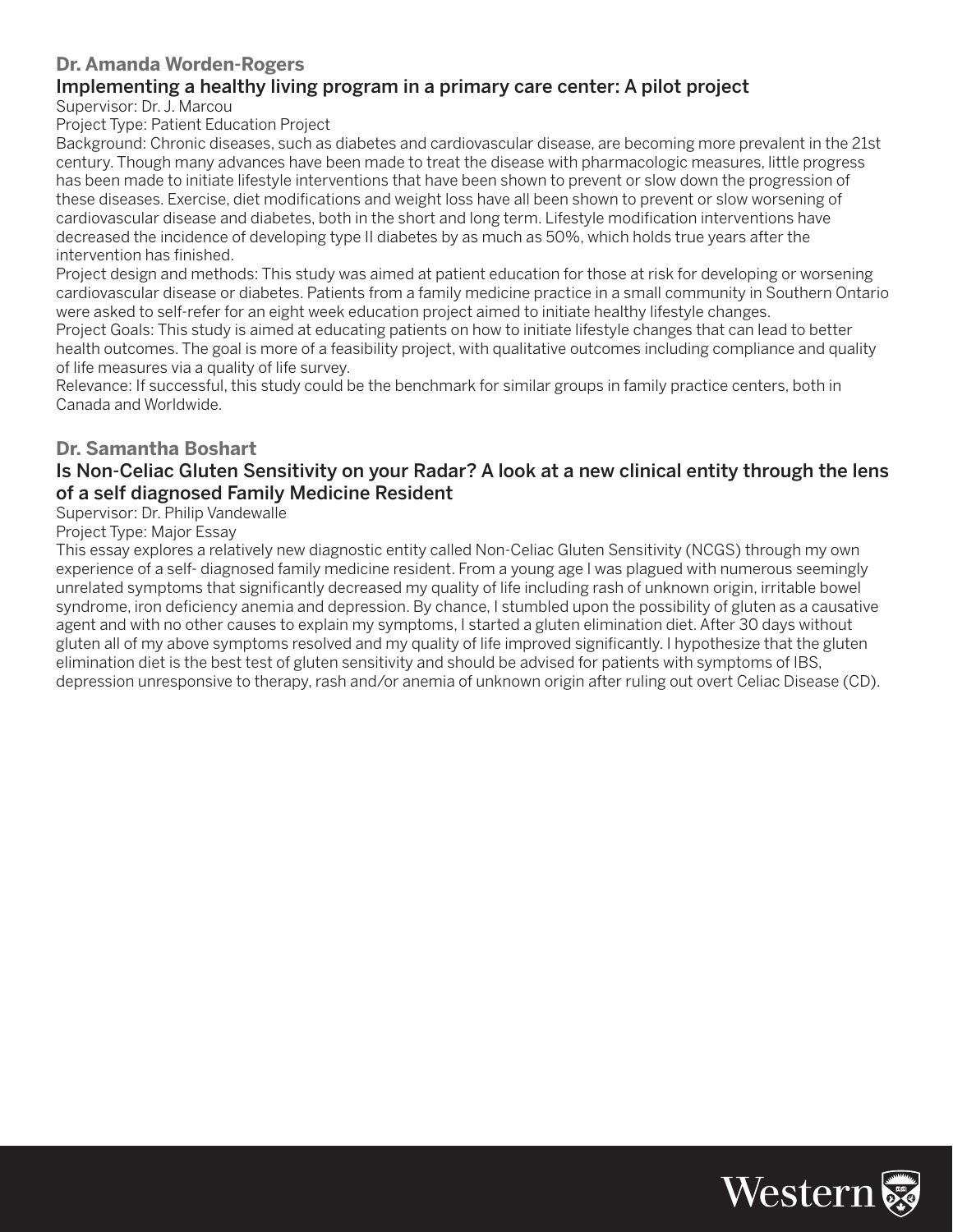## Dr. Amanda Worden-Rogers

### Implementing a healthy living program in a primary care center: A pilot project

Supervisor: Dr. J. Marcou

Project Type: Patient Education Project

Background: Chronic diseases, such as diabetes and cardiovascular disease, are becoming more prevalent in the 21st century. Though many advances have been made to treat the disease with pharmacologic measures, little progress has been made to initiate lifestyle interventions that have been shown to prevent or slow down the progression of these diseases. Exercise, diet modifications and weight loss have all been shown to prevent or slow worsening of cardiovascular disease and diabetes, both in the short and long term. Lifestyle modification interventions have decreased the incidence of developing type II diabetes by as much as 50%, which holds true years after the intervention has finished.

Project design and methods: This study was aimed at patient education for those at risk for developing or worsening cardiovascular disease or diabetes. Patients from a family medicine practice in a small community in Southern Ontario were asked to self-refer for an eight week education project aimed to initiate healthy lifestyle changes.

Project Goals: This study is aimed at educating patients on how to initiate lifestyle changes that can lead to better health outcomes. The goal is more of a feasibility project, with qualitative outcomes including compliance and quality of life measures via a quality of life survey.

Relevance: If successful, this study could be the benchmark for similar groups in family practice centers, both in Canada and Worldwide.

## Dr. Samantha Boshart

### Is Non-Celiac Gluten Sensitivity on your Radar? A look at a new clinical entity through the lens of a self diagnosed Family Medicine Resident

Supervisor: Dr. Philip Vandewalle

Project Type: Major Essay

This essay explores a relatively new diagnostic entity called Non-Celiac Gluten Sensitivity (NCGS) through my own experience of a self- diagnosed family medicine resident. From a young age I was plagued with numerous seemingly unrelated symptoms that significantly decreased my quality of life including rash of unknown origin, irritable bowel syndrome, iron deficiency anemia and depression. By chance, I stumbled upon the possibility of gluten as a causative agent and with no other causes to explain my symptoms, I started a gluten elimination diet. After 30 days without gluten all of my above symptoms resolved and my quality of life improved significantly. I hypothesize that the gluten elimination diet is the best test of gluten sensitivity and should be advised for patients with symptoms of IBS, depression unresponsive to therapy, rash and/or anemia of unknown origin after ruling out overt Celiac Disease (CD).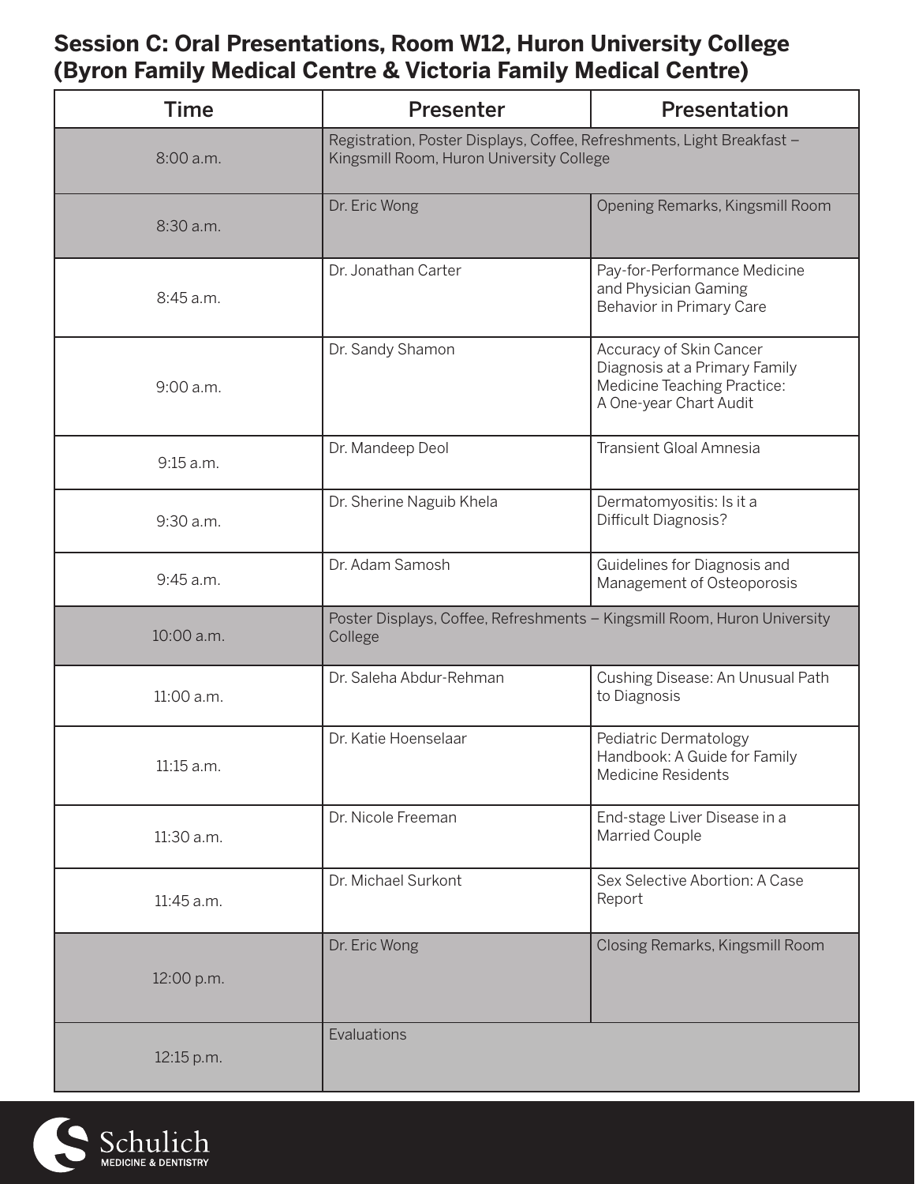## Session C: Oral Presentations, Room W12, Huron University College (Byron Family Medical Centre & Victoria Family Medical Centre)

| Time | Presenter | Presentation |
| --- | --- | --- |
| 8:00 a.m. | Registration, Poster Displays, Coffee, Refreshments, Light Breakfast – Kingsmill Room, Huron University College | |
| 8:30 a.m. | Dr. Eric Wong | Opening Remarks, Kingsmill Room |
| 8:45 a.m. | Dr. Jonathan Carter | Pay-for-Performance Medicine and Physician Gaming Behavior in Primary Care |
| 9:00 a.m. | Dr. Sandy Shamon | Accuracy of Skin Cancer Diagnosis at a Primary Family Medicine Teaching Practice: A One-year Chart Audit |
| 9:15 a.m. | Dr. Mandeep Deol | Transient Gloal Amnesia |
| 9:30 a.m. | Dr. Sherine Naguib Khela | Dermatomyositis: Is it a Difficult Diagnosis? |
| 9:45 a.m. | Dr. Adam Samosh | Guidelines for Diagnosis and Management of Osteoporosis |
| 10:00 a.m. | Poster Displays, Coffee, Refreshments – Kingsmill Room, Huron University College | |
| 11:00 a.m. | Dr. Saleha Abdur-Rehman | Cushing Disease: An Unusual Path to Diagnosis |
| 11:15 a.m. | Dr. Katie Hoenselaar | Pediatric Dermatology Handbook: A Guide for Family Medicine Residents |
| 11:30 a.m. | Dr. Nicole Freeman | End-stage Liver Disease in a Married Couple |
| 11:45 a.m. | Dr. Michael Surkont | Sex Selective Abortion: A Case Report |
| 12:00 p.m. | Dr. Eric Wong | Closing Remarks, Kingsmill Room |
| 12:15 p.m. | Evaluations | |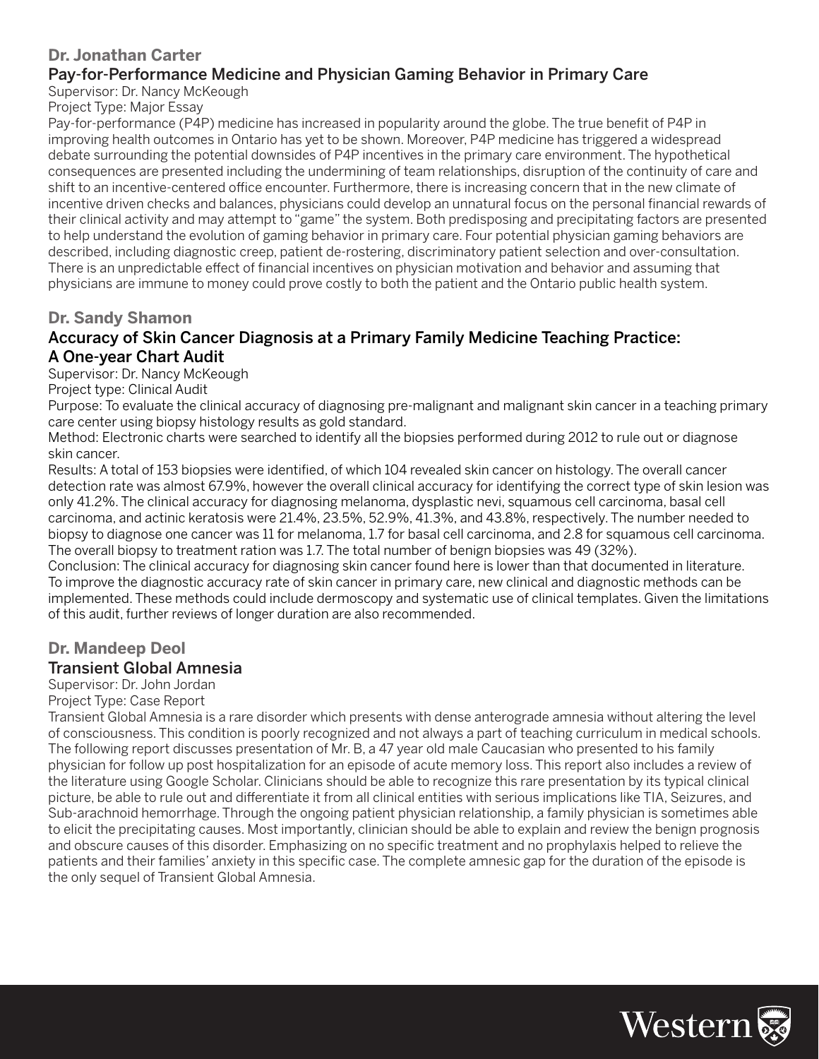### Dr. Jonathan Carter

#### Pay-for-Performance Medicine and Physician Gaming Behavior in Primary Care

Supervisor: Dr. Nancy McKeough

Project Type: Major Essay

Pay-for-performance (P4P) medicine has increased in popularity around the globe. The true benefit of P4P in improving health outcomes in Ontario has yet to be shown. Moreover, P4P medicine has triggered a widespread debate surrounding the potential downsides of P4P incentives in the primary care environment. The hypothetical consequences are presented including the undermining of team relationships, disruption of the continuity of care and shift to an incentive-centered office encounter. Furthermore, there is increasing concern that in the new climate of incentive driven checks and balances, physicians could develop an unnatural focus on the personal financial rewards of their clinical activity and may attempt to "game" the system. Both predisposing and precipitating factors are presented to help understand the evolution of gaming behavior in primary care. Four potential physician gaming behaviors are described, including diagnostic creep, patient de-rostering, discriminatory patient selection and over-consultation. There is an unpredictable effect of financial incentives on physician motivation and behavior and assuming that physicians are immune to money could prove costly to both the patient and the Ontario public health system.

### Dr. Sandy Shamon

#### Accuracy of Skin Cancer Diagnosis at a Primary Family Medicine Teaching Practice: A One-year Chart Audit

Supervisor: Dr. Nancy McKeough

Project type: Clinical Audit

Purpose: To evaluate the clinical accuracy of diagnosing pre-malignant and malignant skin cancer in a teaching primary care center using biopsy histology results as gold standard.

Method: Electronic charts were searched to identify all the biopsies performed during 2012 to rule out or diagnose skin cancer.

Results: A total of 153 biopsies were identified, of which 104 revealed skin cancer on histology. The overall cancer detection rate was almost 67.9%, however the overall clinical accuracy for identifying the correct type of skin lesion was only 41.2%. The clinical accuracy for diagnosing melanoma, dysplastic nevi, squamous cell carcinoma, basal cell carcinoma, and actinic keratosis were 21.4%, 23.5%, 52.9%, 41.3%, and 43.8%, respectively. The number needed to biopsy to diagnose one cancer was 11 for melanoma, 1.7 for basal cell carcinoma, and 2.8 for squamous cell carcinoma. The overall biopsy to treatment ration was 1.7. The total number of benign biopsies was 49 (32%).

Conclusion: The clinical accuracy for diagnosing skin cancer found here is lower than that documented in literature. To improve the diagnostic accuracy rate of skin cancer in primary care, new clinical and diagnostic methods can be implemented. These methods could include dermoscopy and systematic use of clinical templates. Given the limitations of this audit, further reviews of longer duration are also recommended.

### Dr. Mandeep Deol

#### Transient Global Amnesia

Supervisor: Dr. John Jordan

Project Type: Case Report

Transient Global Amnesia is a rare disorder which presents with dense anterograde amnesia without altering the level of consciousness. This condition is poorly recognized and not always a part of teaching curriculum in medical schools. The following report discusses presentation of Mr. B, a 47 year old male Caucasian who presented to his family physician for follow up post hospitalization for an episode of acute memory loss. This report also includes a review of the literature using Google Scholar. Clinicians should be able to recognize this rare presentation by its typical clinical picture, be able to rule out and differentiate it from all clinical entities with serious implications like TIA, Seizures, and Sub-arachnoid hemorrhage. Through the ongoing patient physician relationship, a family physician is sometimes able to elicit the precipitating causes. Most importantly, clinician should be able to explain and review the benign prognosis and obscure causes of this disorder. Emphasizing on no specific treatment and no prophylaxis helped to relieve the patients and their families' anxiety in this specific case. The complete amnesic gap for the duration of the episode is the only sequel of Transient Global Amnesia.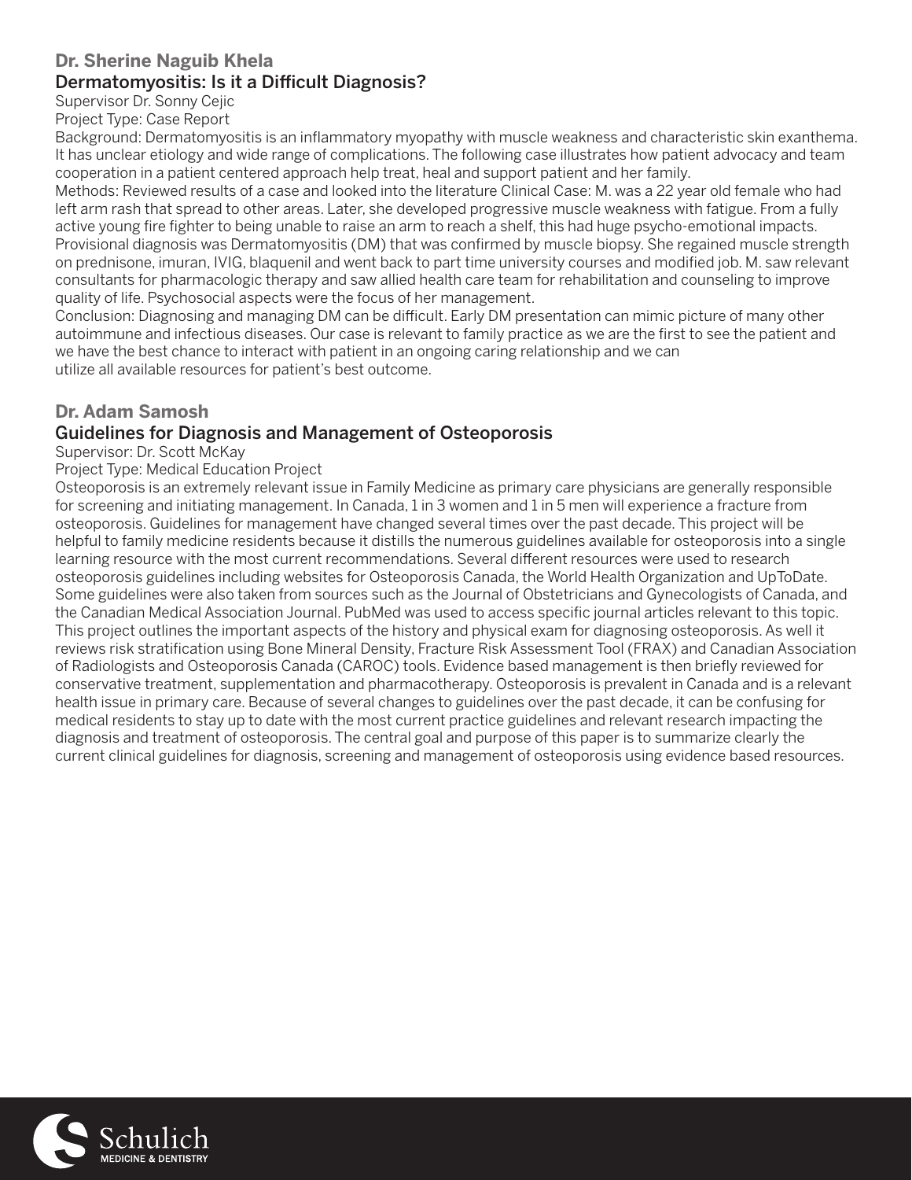## Dr. Sherine Naguib Khela

### Dermatomyositis: Is it a Difficult Diagnosis?

Supervisor Dr. Sonny Cejic

Project Type: Case Report

Background: Dermatomyositis is an inflammatory myopathy with muscle weakness and characteristic skin exanthema. It has unclear etiology and wide range of complications. The following case illustrates how patient advocacy and team cooperation in a patient centered approach help treat, heal and support patient and her family.

Methods: Reviewed results of a case and looked into the literature Clinical Case: M. was a 22 year old female who had left arm rash that spread to other areas. Later, she developed progressive muscle weakness with fatigue. From a fully active young fire fighter to being unable to raise an arm to reach a shelf, this had huge psycho-emotional impacts. Provisional diagnosis was Dermatomyositis (DM) that was confirmed by muscle biopsy. She regained muscle strength on prednisone, imuran, IVIG, blaquenil and went back to part time university courses and modified job. M. saw relevant consultants for pharmacologic therapy and saw allied health care team for rehabilitation and counseling to improve quality of life. Psychosocial aspects were the focus of her management.

Conclusion: Diagnosing and managing DM can be difficult. Early DM presentation can mimic picture of many other autoimmune and infectious diseases. Our case is relevant to family practice as we are the first to see the patient and we have the best chance to interact with patient in an ongoing caring relationship and we can utilize all available resources for patient's best outcome.

## Dr. Adam Samosh

### Guidelines for Diagnosis and Management of Osteoporosis

Supervisor: Dr. Scott McKay

Project Type: Medical Education Project

Osteoporosis is an extremely relevant issue in Family Medicine as primary care physicians are generally responsible for screening and initiating management. In Canada, 1 in 3 women and 1 in 5 men will experience a fracture from osteoporosis. Guidelines for management have changed several times over the past decade. This project will be helpful to family medicine residents because it distills the numerous guidelines available for osteoporosis into a single learning resource with the most current recommendations. Several different resources were used to research osteoporosis guidelines including websites for Osteoporosis Canada, the World Health Organization and UpToDate. Some guidelines were also taken from sources such as the Journal of Obstetricians and Gynecologists of Canada, and the Canadian Medical Association Journal. PubMed was used to access specific journal articles relevant to this topic. This project outlines the important aspects of the history and physical exam for diagnosing osteoporosis. As well it reviews risk stratification using Bone Mineral Density, Fracture Risk Assessment Tool (FRAX) and Canadian Association of Radiologists and Osteoporosis Canada (CAROC) tools. Evidence based management is then briefly reviewed for conservative treatment, supplementation and pharmacotherapy. Osteoporosis is prevalent in Canada and is a relevant health issue in primary care. Because of several changes to guidelines over the past decade, it can be confusing for medical residents to stay up to date with the most current practice guidelines and relevant research impacting the diagnosis and treatment of osteoporosis. The central goal and purpose of this paper is to summarize clearly the current clinical guidelines for diagnosis, screening and management of osteoporosis using evidence based resources.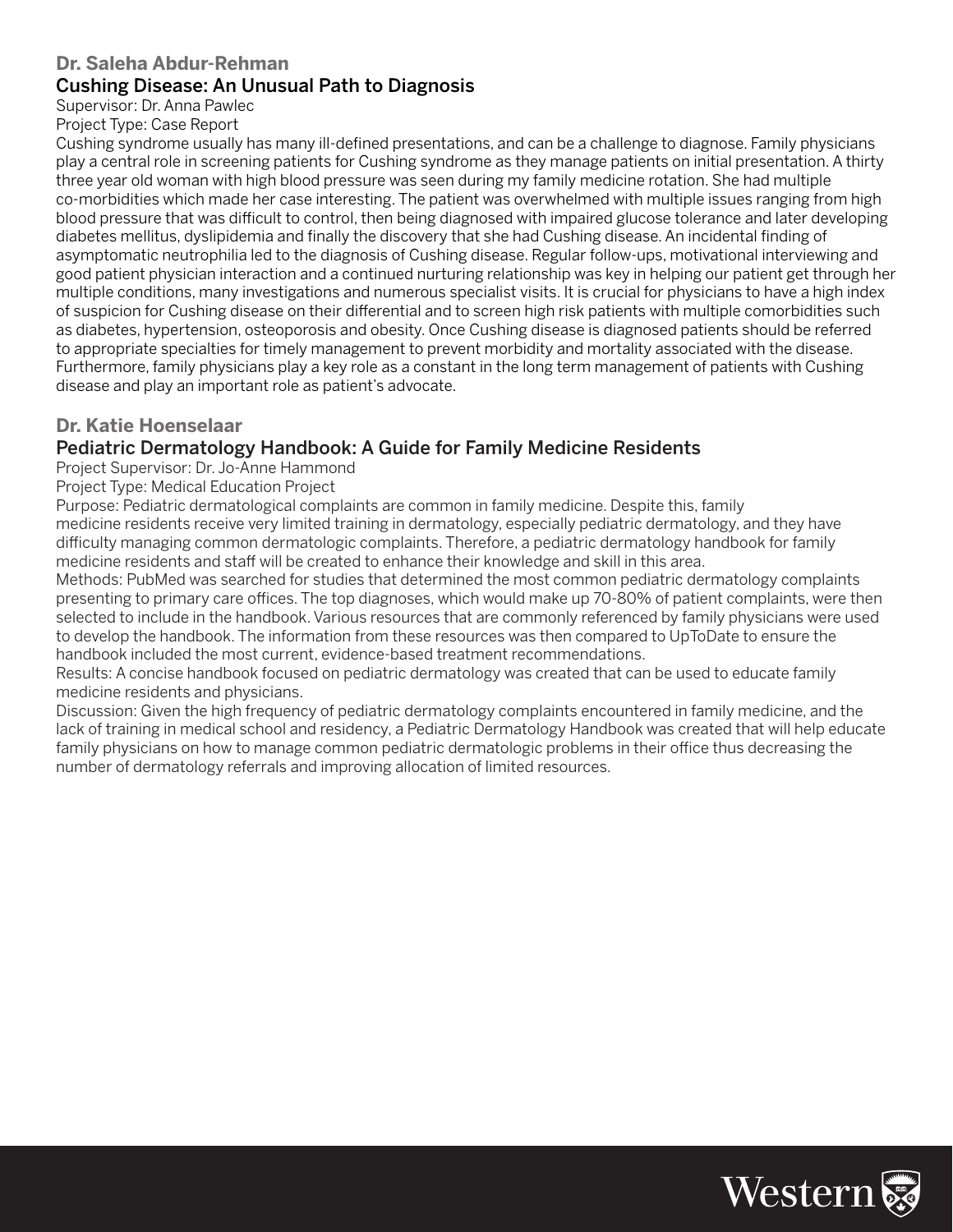### Dr. Saleha Abdur-Rehman

## Cushing Disease: An Unusual Path to Diagnosis

Supervisor: Dr. Anna Pawlec

Project Type: Case Report

Cushing syndrome usually has many ill-defined presentations, and can be a challenge to diagnose. Family physicians play a central role in screening patients for Cushing syndrome as they manage patients on initial presentation. A thirty three year old woman with high blood pressure was seen during my family medicine rotation. She had multiple co-morbidities which made her case interesting. The patient was overwhelmed with multiple issues ranging from high blood pressure that was difficult to control, then being diagnosed with impaired glucose tolerance and later developing diabetes mellitus, dyslipidemia and finally the discovery that she had Cushing disease. An incidental finding of asymptomatic neutrophilia led to the diagnosis of Cushing disease. Regular follow-ups, motivational interviewing and good patient physician interaction and a continued nurturing relationship was key in helping our patient get through her multiple conditions, many investigations and numerous specialist visits. It is crucial for physicians to have a high index of suspicion for Cushing disease on their differential and to screen high risk patients with multiple comorbidities such as diabetes, hypertension, osteoporosis and obesity. Once Cushing disease is diagnosed patients should be referred to appropriate specialties for timely management to prevent morbidity and mortality associated with the disease. Furthermore, family physicians play a key role as a constant in the long term management of patients with Cushing disease and play an important role as patient's advocate.

### Dr. Katie Hoenselaar

## Pediatric Dermatology Handbook: A Guide for Family Medicine Residents

Project Supervisor: Dr. Jo-Anne Hammond

Project Type: Medical Education Project

Purpose: Pediatric dermatological complaints are common in family medicine. Despite this, family medicine residents receive very limited training in dermatology, especially pediatric dermatology, and they have difficulty managing common dermatologic complaints. Therefore, a pediatric dermatology handbook for family medicine residents and staff will be created to enhance their knowledge and skill in this area.

Methods: PubMed was searched for studies that determined the most common pediatric dermatology complaints presenting to primary care offices. The top diagnoses, which would make up 70-80% of patient complaints, were then selected to include in the handbook. Various resources that are commonly referenced by family physicians were used to develop the handbook. The information from these resources was then compared to UpToDate to ensure the handbook included the most current, evidence-based treatment recommendations.

Results: A concise handbook focused on pediatric dermatology was created that can be used to educate family medicine residents and physicians.

Discussion: Given the high frequency of pediatric dermatology complaints encountered in family medicine, and the lack of training in medical school and residency, a Pediatric Dermatology Handbook was created that will help educate family physicians on how to manage common pediatric dermatologic problems in their office thus decreasing the number of dermatology referrals and improving allocation of limited resources.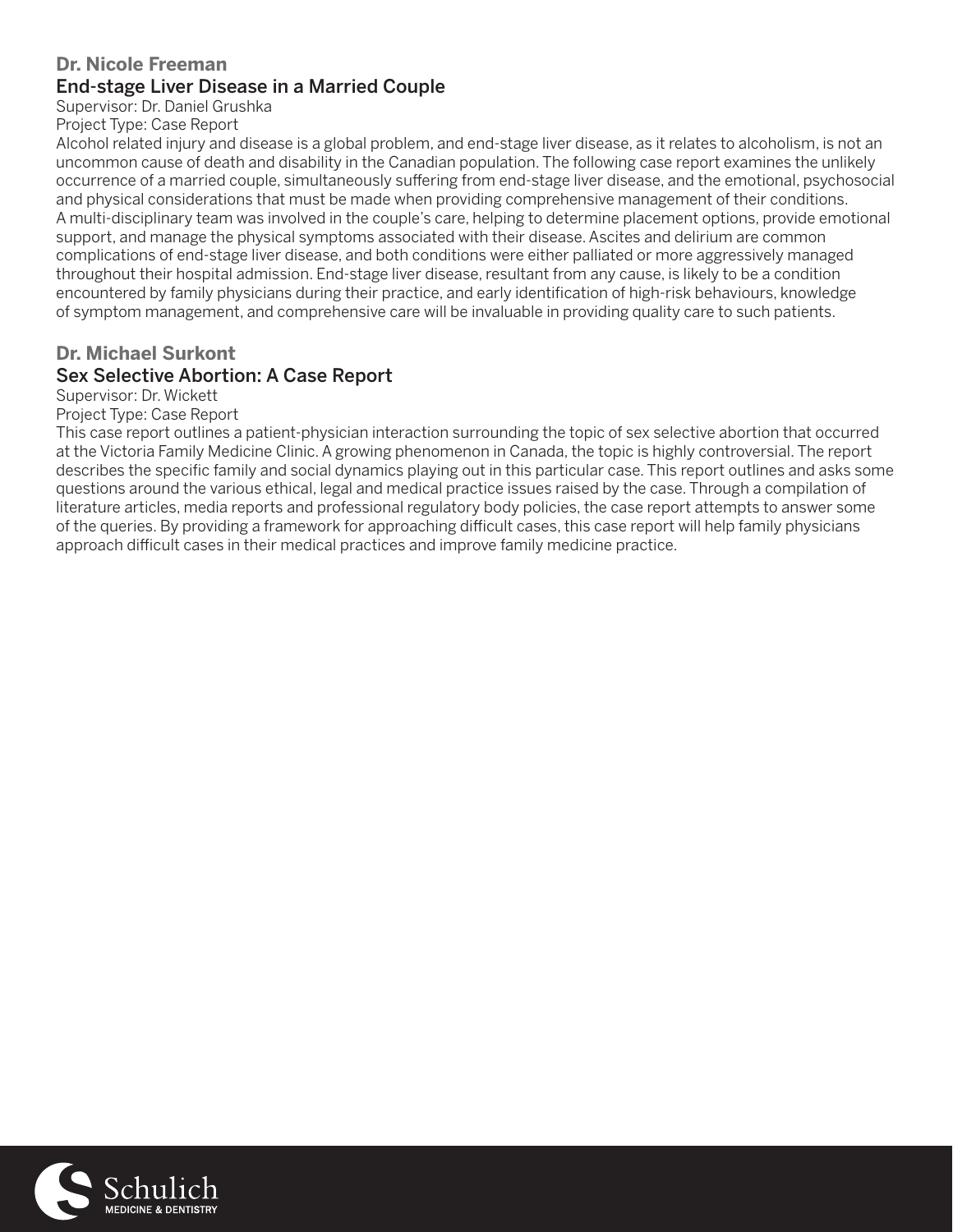### Dr. Nicole Freeman

## End-stage Liver Disease in a Married Couple

Supervisor: Dr. Daniel Grushka

Project Type: Case Report

Alcohol related injury and disease is a global problem, and end-stage liver disease, as it relates to alcoholism, is not an uncommon cause of death and disability in the Canadian population. The following case report examines the unlikely occurrence of a married couple, simultaneously suffering from end-stage liver disease, and the emotional, psychosocial and physical considerations that must be made when providing comprehensive management of their conditions. A multi-disciplinary team was involved in the couple's care, helping to determine placement options, provide emotional support, and manage the physical symptoms associated with their disease. Ascites and delirium are common complications of end-stage liver disease, and both conditions were either palliated or more aggressively managed throughout their hospital admission. End-stage liver disease, resultant from any cause, is likely to be a condition encountered by family physicians during their practice, and early identification of high-risk behaviours, knowledge of symptom management, and comprehensive care will be invaluable in providing quality care to such patients.

### Dr. Michael Surkont

## Sex Selective Abortion: A Case Report

Supervisor: Dr. Wickett

Project Type: Case Report

This case report outlines a patient-physician interaction surrounding the topic of sex selective abortion that occurred at the Victoria Family Medicine Clinic. A growing phenomenon in Canada, the topic is highly controversial. The report describes the specific family and social dynamics playing out in this particular case. This report outlines and asks some questions around the various ethical, legal and medical practice issues raised by the case. Through a compilation of literature articles, media reports and professional regulatory body policies, the case report attempts to answer some of the queries. By providing a framework for approaching difficult cases, this case report will help family physicians approach difficult cases in their medical practices and improve family medicine practice.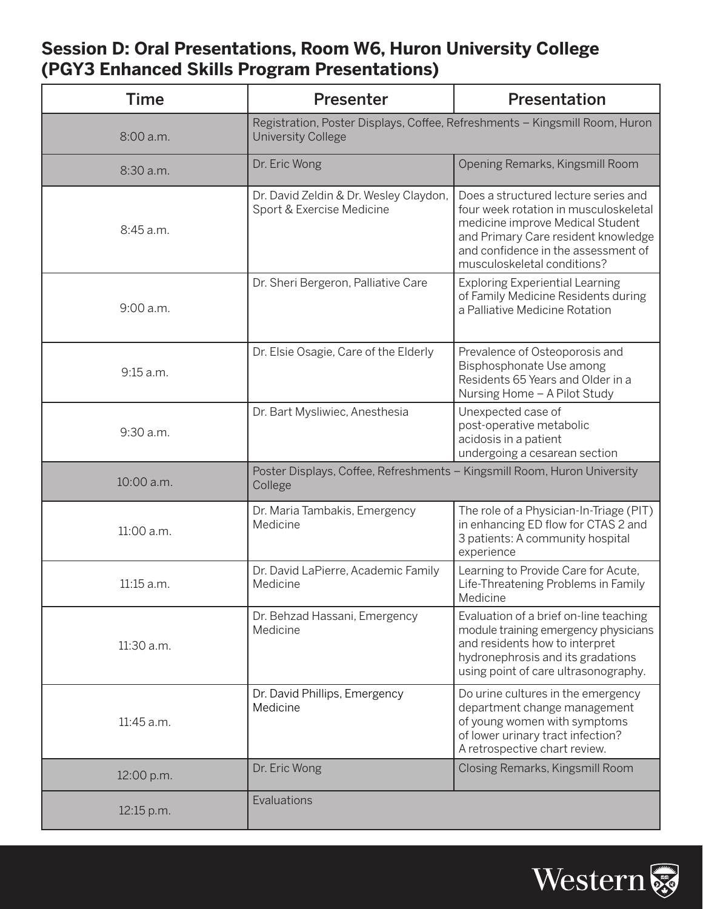## Session D: Oral Presentations, Room W6, Huron University College (PGY3 Enhanced Skills Program Presentations)

| Time | Presenter | Presentation |
|---|---|---|
| 8:00 a.m. | Registration, Poster Displays, Coffee, Refreshments – Kingsmill Room, Huron University College | |
| 8:30 a.m. | Dr. Eric Wong | Opening Remarks, Kingsmill Room |
| 8:45 a.m. | Dr. David Zeldin & Dr. Wesley Claydon, Sport & Exercise Medicine | Does a structured lecture series and four week rotation in musculoskeletal medicine improve Medical Student and Primary Care resident knowledge and confidence in the assessment of musculoskeletal conditions? |
| 9:00 a.m. | Dr. Sheri Bergeron, Palliative Care | Exploring Experiential Learning of Family Medicine Residents during a Palliative Medicine Rotation |
| 9:15 a.m. | Dr. Elsie Osagie, Care of the Elderly | Prevalence of Osteoporosis and Bisphosphonate Use among Residents 65 Years and Older in a Nursing Home – A Pilot Study |
| 9:30 a.m. | Dr. Bart Mysliwiec, Anesthesia | Unexpected case of post-operative metabolic acidosis in a patient undergoing a cesarean section |
| 10:00 a.m. | Poster Displays, Coffee, Refreshments – Kingsmill Room, Huron University College | |
| 11:00 a.m. | Dr. Maria Tambakis, Emergency Medicine | The role of a Physician-In-Triage (PIT) in enhancing ED flow for CTAS 2 and 3 patients: A community hospital experience |
| 11:15 a.m. | Dr. David LaPierre, Academic Family Medicine | Learning to Provide Care for Acute, Life-Threatening Problems in Family Medicine |
| 11:30 a.m. | Dr. Behzad Hassani, Emergency Medicine | Evaluation of a brief on-line teaching module training emergency physicians and residents how to interpret hydronephrosis and its gradations using point of care ultrasonography. |
| 11:45 a.m. | Dr. David Phillips, Emergency Medicine | Do urine cultures in the emergency department change management of young women with symptoms of lower urinary tract infection? A retrospective chart review. |
| 12:00 p.m. | Dr. Eric Wong | Closing Remarks, Kingsmill Room |
| 12:15 p.m. | Evaluations | |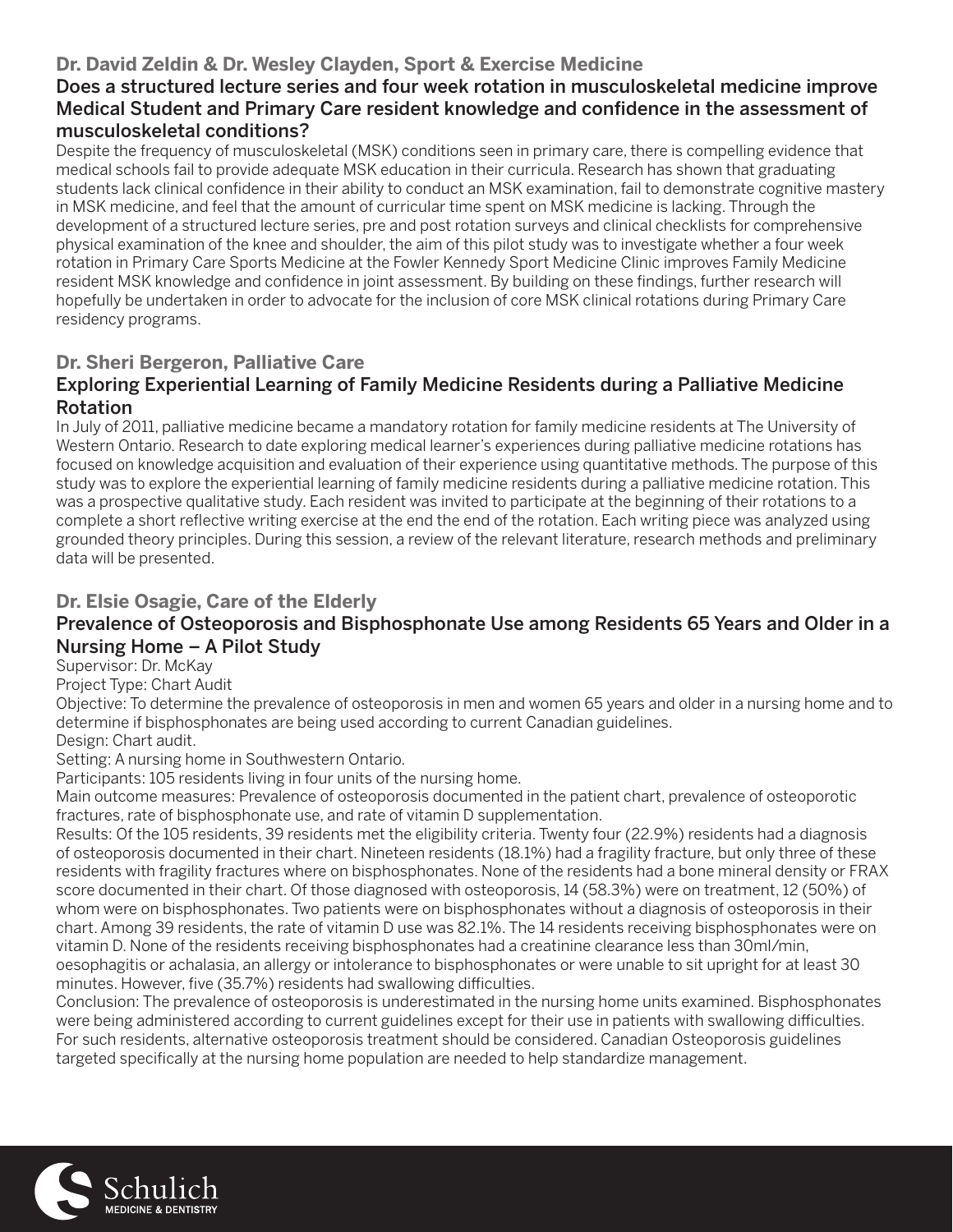### Dr. David Zeldin & Dr. Wesley Clayden, Sport & Exercise Medicine

#### Does a structured lecture series and four week rotation in musculoskeletal medicine improve Medical Student and Primary Care resident knowledge and confidence in the assessment of musculoskeletal conditions?

Despite the frequency of musculoskeletal (MSK) conditions seen in primary care, there is compelling evidence that medical schools fail to provide adequate MSK education in their curricula. Research has shown that graduating students lack clinical confidence in their ability to conduct an MSK examination, fail to demonstrate cognitive mastery in MSK medicine, and feel that the amount of curricular time spent on MSK medicine is lacking. Through the development of a structured lecture series, pre and post rotation surveys and clinical checklists for comprehensive physical examination of the knee and shoulder, the aim of this pilot study was to investigate whether a four week rotation in Primary Care Sports Medicine at the Fowler Kennedy Sport Medicine Clinic improves Family Medicine resident MSK knowledge and confidence in joint assessment. By building on these findings, further research will hopefully be undertaken in order to advocate for the inclusion of core MSK clinical rotations during Primary Care residency programs.

### Dr. Sheri Bergeron, Palliative Care

#### Exploring Experiential Learning of Family Medicine Residents during a Palliative Medicine Rotation

In July of 2011, palliative medicine became a mandatory rotation for family medicine residents at The University of Western Ontario. Research to date exploring medical learner's experiences during palliative medicine rotations has focused on knowledge acquisition and evaluation of their experience using quantitative methods. The purpose of this study was to explore the experiential learning of family medicine residents during a palliative medicine rotation. This was a prospective qualitative study. Each resident was invited to participate at the beginning of their rotations to a complete a short reflective writing exercise at the end the end of the rotation. Each writing piece was analyzed using grounded theory principles. During this session, a review of the relevant literature, research methods and preliminary data will be presented.

### Dr. Elsie Osagie, Care of the Elderly

#### Prevalence of Osteoporosis and Bisphosphonate Use among Residents 65 Years and Older in a Nursing Home – A Pilot Study

Supervisor: Dr. McKay

Project Type: Chart Audit

Objective: To determine the prevalence of osteoporosis in men and women 65 years and older in a nursing home and to determine if bisphosphonates are being used according to current Canadian guidelines.

Design: Chart audit.

Setting: A nursing home in Southwestern Ontario.

Participants: 105 residents living in four units of the nursing home.

Main outcome measures: Prevalence of osteoporosis documented in the patient chart, prevalence of osteoporotic fractures, rate of bisphosphonate use, and rate of vitamin D supplementation.

Results: Of the 105 residents, 39 residents met the eligibility criteria. Twenty four (22.9%) residents had a diagnosis of osteoporosis documented in their chart. Nineteen residents (18.1%) had a fragility fracture, but only three of these residents with fragility fractures where on bisphosphonates. None of the residents had a bone mineral density or FRAX score documented in their chart. Of those diagnosed with osteoporosis, 14 (58.3%) were on treatment, 12 (50%) of whom were on bisphosphonates. Two patients were on bisphosphonates without a diagnosis of osteoporosis in their chart. Among 39 residents, the rate of vitamin D use was 82.1%. The 14 residents receiving bisphosphonates were on vitamin D. None of the residents receiving bisphosphonates had a creatinine clearance less than 30ml/min, oesophagitis or achalasia, an allergy or intolerance to bisphosphonates or were unable to sit upright for at least 30 minutes. However, five (35.7%) residents had swallowing difficulties.

Conclusion: The prevalence of osteoporosis is underestimated in the nursing home units examined. Bisphosphonates were being administered according to current guidelines except for their use in patients with swallowing difficulties. For such residents, alternative osteoporosis treatment should be considered. Canadian Osteoporosis guidelines targeted specifically at the nursing home population are needed to help standardize management.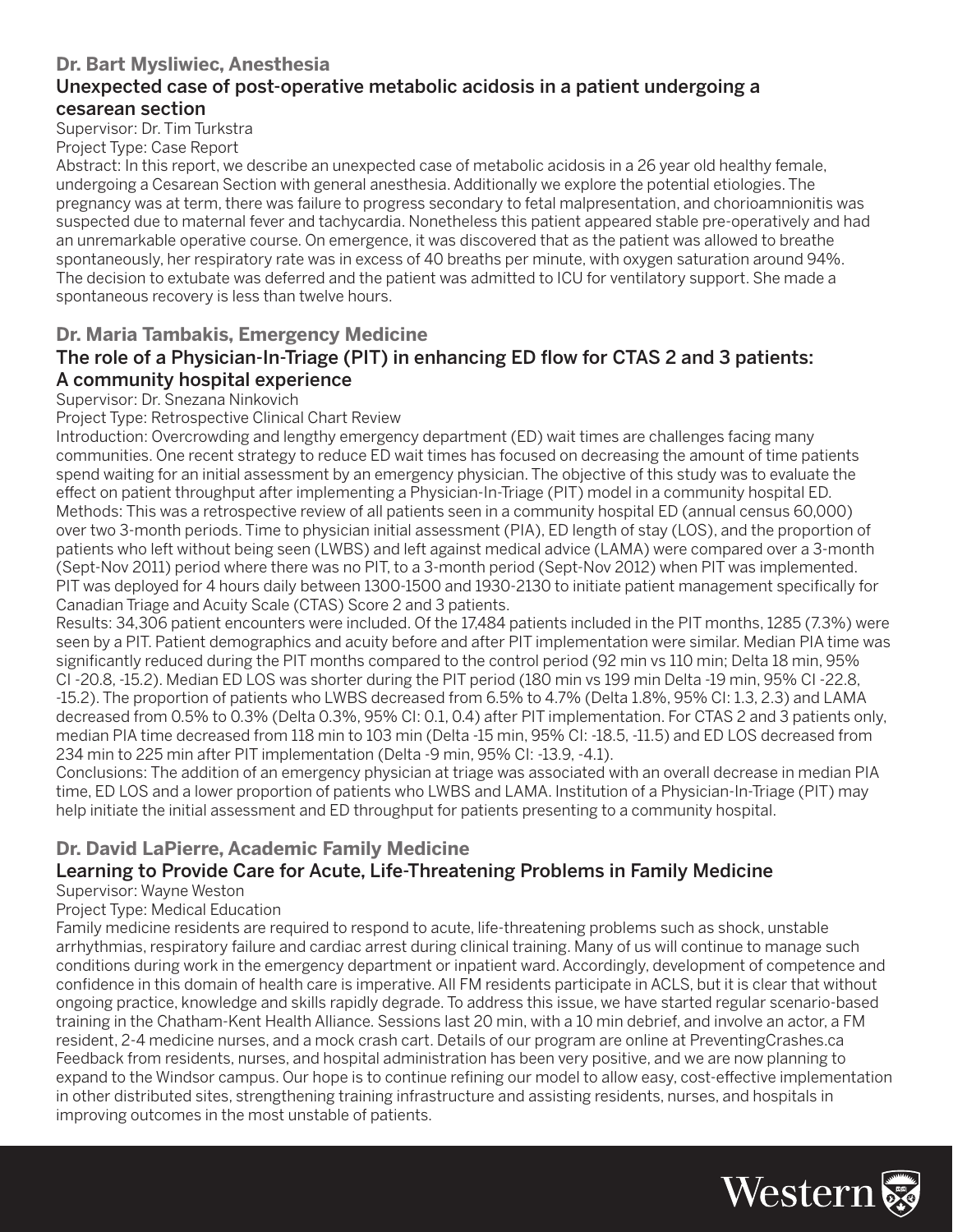## Dr. Bart Mysliwiec, Anesthesia

### Unexpected case of post-operative metabolic acidosis in a patient undergoing a cesarean section

Supervisor: Dr. Tim Turkstra

Project Type: Case Report

Abstract: In this report, we describe an unexpected case of metabolic acidosis in a 26 year old healthy female, undergoing a Cesarean Section with general anesthesia. Additionally we explore the potential etiologies. The pregnancy was at term, there was failure to progress secondary to fetal malpresentation, and chorioamnionitis was suspected due to maternal fever and tachycardia. Nonetheless this patient appeared stable pre-operatively and had an unremarkable operative course. On emergence, it was discovered that as the patient was allowed to breathe spontaneously, her respiratory rate was in excess of 40 breaths per minute, with oxygen saturation around 94%. The decision to extubate was deferred and the patient was admitted to ICU for ventilatory support. She made a spontaneous recovery is less than twelve hours.

## Dr. Maria Tambakis, Emergency Medicine

### The role of a Physician-In-Triage (PIT) in enhancing ED flow for CTAS 2 and 3 patients: A community hospital experience

Supervisor: Dr. Snezana Ninkovich

Project Type: Retrospective Clinical Chart Review

Introduction: Overcrowding and lengthy emergency department (ED) wait times are challenges facing many communities. One recent strategy to reduce ED wait times has focused on decreasing the amount of time patients spend waiting for an initial assessment by an emergency physician. The objective of this study was to evaluate the effect on patient throughput after implementing a Physician-In-Triage (PIT) model in a community hospital ED.

Methods: This was a retrospective review of all patients seen in a community hospital ED (annual census 60,000) over two 3-month periods. Time to physician initial assessment (PIA), ED length of stay (LOS), and the proportion of patients who left without being seen (LWBS) and left against medical advice (LAMA) were compared over a 3-month (Sept-Nov 2011) period where there was no PIT, to a 3-month period (Sept-Nov 2012) when PIT was implemented. PIT was deployed for 4 hours daily between 1300-1500 and 1930-2130 to initiate patient management specifically for Canadian Triage and Acuity Scale (CTAS) Score 2 and 3 patients.

Results: 34,306 patient encounters were included. Of the 17,484 patients included in the PIT months, 1285 (7.3%) were seen by a PIT. Patient demographics and acuity before and after PIT implementation were similar. Median PIA time was significantly reduced during the PIT months compared to the control period (92 min vs 110 min; Delta 18 min, 95% CI -20.8, -15.2). Median ED LOS was shorter during the PIT period (180 min vs 199 min Delta -19 min, 95% CI -22.8, -15.2). The proportion of patients who LWBS decreased from 6.5% to 4.7% (Delta 1.8%, 95% CI: 1.3, 2.3) and LAMA decreased from 0.5% to 0.3% (Delta 0.3%, 95% CI: 0.1, 0.4) after PIT implementation. For CTAS 2 and 3 patients only, median PIA time decreased from 118 min to 103 min (Delta -15 min, 95% CI: -18.5, -11.5) and ED LOS decreased from 234 min to 225 min after PIT implementation (Delta -9 min, 95% CI: -13.9, -4.1).

Conclusions: The addition of an emergency physician at triage was associated with an overall decrease in median PIA time, ED LOS and a lower proportion of patients who LWBS and LAMA. Institution of a Physician-In-Triage (PIT) may help initiate the initial assessment and ED throughput for patients presenting to a community hospital.

## Dr. David LaPierre, Academic Family Medicine

### Learning to Provide Care for Acute, Life-Threatening Problems in Family Medicine

Supervisor: Wayne Weston

Project Type: Medical Education

Family medicine residents are required to respond to acute, life-threatening problems such as shock, unstable arrhythmias, respiratory failure and cardiac arrest during clinical training. Many of us will continue to manage such conditions during work in the emergency department or inpatient ward. Accordingly, development of competence and confidence in this domain of health care is imperative. All FM residents participate in ACLS, but it is clear that without ongoing practice, knowledge and skills rapidly degrade. To address this issue, we have started regular scenario-based training in the Chatham-Kent Health Alliance. Sessions last 20 min, with a 10 min debrief, and involve an actor, a FM resident, 2-4 medicine nurses, and a mock crash cart. Details of our program are online at PreventingCrashes.ca Feedback from residents, nurses, and hospital administration has been very positive, and we are now planning to expand to the Windsor campus. Our hope is to continue refining our model to allow easy, cost-effective implementation in other distributed sites, strengthening training infrastructure and assisting residents, nurses, and hospitals in improving outcomes in the most unstable of patients.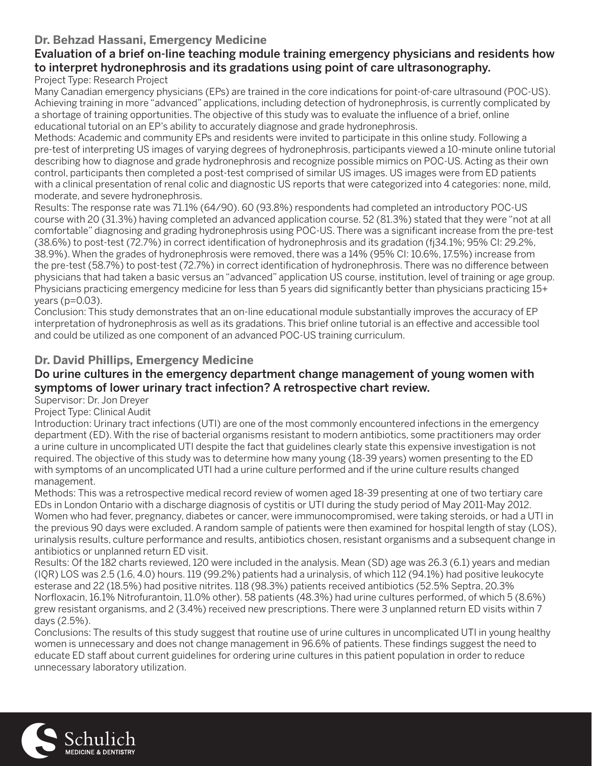## Dr. Behzad Hassani, Emergency Medicine

### Evaluation of a brief on-line teaching module training emergency physicians and residents how to interpret hydronephrosis and its gradations using point of care ultrasonography.

Project Type: Research Project

Many Canadian emergency physicians (EPs) are trained in the core indications for point-of-care ultrasound (POC-US). Achieving training in more "advanced" applications, including detection of hydronephrosis, is currently complicated by a shortage of training opportunities. The objective of this study was to evaluate the influence of a brief, online educational tutorial on an EP's ability to accurately diagnose and grade hydronephrosis.

Methods: Academic and community EPs and residents were invited to participate in this online study. Following a pre-test of interpreting US images of varying degrees of hydronephrosis, participants viewed a 10-minute online tutorial describing how to diagnose and grade hydronephrosis and recognize possible mimics on POC-US. Acting as their own control, participants then completed a post-test comprised of similar US images. US images were from ED patients with a clinical presentation of renal colic and diagnostic US reports that were categorized into 4 categories: none, mild, moderate, and severe hydronephrosis.

Results: The response rate was 71.1% (64/90). 60 (93.8%) respondents had completed an introductory POC-US course with 20 (31.3%) having completed an advanced application course. 52 (81.3%) stated that they were "not at all comfortable" diagnosing and grading hydronephrosis using POC-US. There was a significant increase from the pre-test (38.6%) to post-test (72.7%) in correct identification of hydronephrosis and its gradation (fj34.1%; 95% CI: 29.2%, 38.9%). When the grades of hydronephrosis were removed, there was a 14% (95% CI: 10.6%, 17.5%) increase from the pre-test (58.7%) to post-test (72.7%) in correct identification of hydronephrosis. There was no difference between physicians that had taken a basic versus an "advanced" application US course, institution, level of training or age group. Physicians practicing emergency medicine for less than 5 years did significantly better than physicians practicing 15+ years ($p=0.03$).

Conclusion: This study demonstrates that an on-line educational module substantially improves the accuracy of EP interpretation of hydronephrosis as well as its gradations. This brief online tutorial is an effective and accessible tool and could be utilized as one component of an advanced POC-US training curriculum.

## Dr. David Phillips, Emergency Medicine

### Do urine cultures in the emergency department change management of young women with symptoms of lower urinary tract infection? A retrospective chart review.

Supervisor: Dr. Jon Dreyer

Project Type: Clinical Audit

Introduction: Urinary tract infections (UTI) are one of the most commonly encountered infections in the emergency department (ED). With the rise of bacterial organisms resistant to modern antibiotics, some practitioners may order a urine culture in uncomplicated UTI despite the fact that guidelines clearly state this expensive investigation is not required. The objective of this study was to determine how many young (18-39 years) women presenting to the ED with symptoms of an uncomplicated UTI had a urine culture performed and if the urine culture results changed management.

Methods: This was a retrospective medical record review of women aged 18-39 presenting at one of two tertiary care EDs in London Ontario with a discharge diagnosis of cystitis or UTI during the study period of May 2011-May 2012. Women who had fever, pregnancy, diabetes or cancer, were immunocompromised, were taking steroids, or had a UTI in the previous 90 days were excluded. A random sample of patients were then examined for hospital length of stay (LOS), urinalysis results, culture performance and results, antibiotics chosen, resistant organisms and a subsequent change in antibiotics or unplanned return ED visit.

Results: Of the 182 charts reviewed, 120 were included in the analysis. Mean (SD) age was 26.3 (6.1) years and median (IQR) LOS was 2.5 (1.6, 4.0) hours. 119 (99.2%) patients had a urinalysis, of which 112 (94.1%) had positive leukocyte esterase and 22 (18.5%) had positive nitrites. 118 (98.3%) patients received antibiotics (52.5% Septra, 20.3% Norfloxacin, 16.1% Nitrofurantoin, 11.0% other). 58 patients (48.3%) had urine cultures performed, of which 5 (8.6%) grew resistant organisms, and 2 (3.4%) received new prescriptions. There were 3 unplanned return ED visits within 7 days (2.5%).

Conclusions: The results of this study suggest that routine use of urine cultures in uncomplicated UTI in young healthy women is unnecessary and does not change management in 96.6% of patients. These findings suggest the need to educate ED staff about current guidelines for ordering urine cultures in this patient population in order to reduce unnecessary laboratory utilization.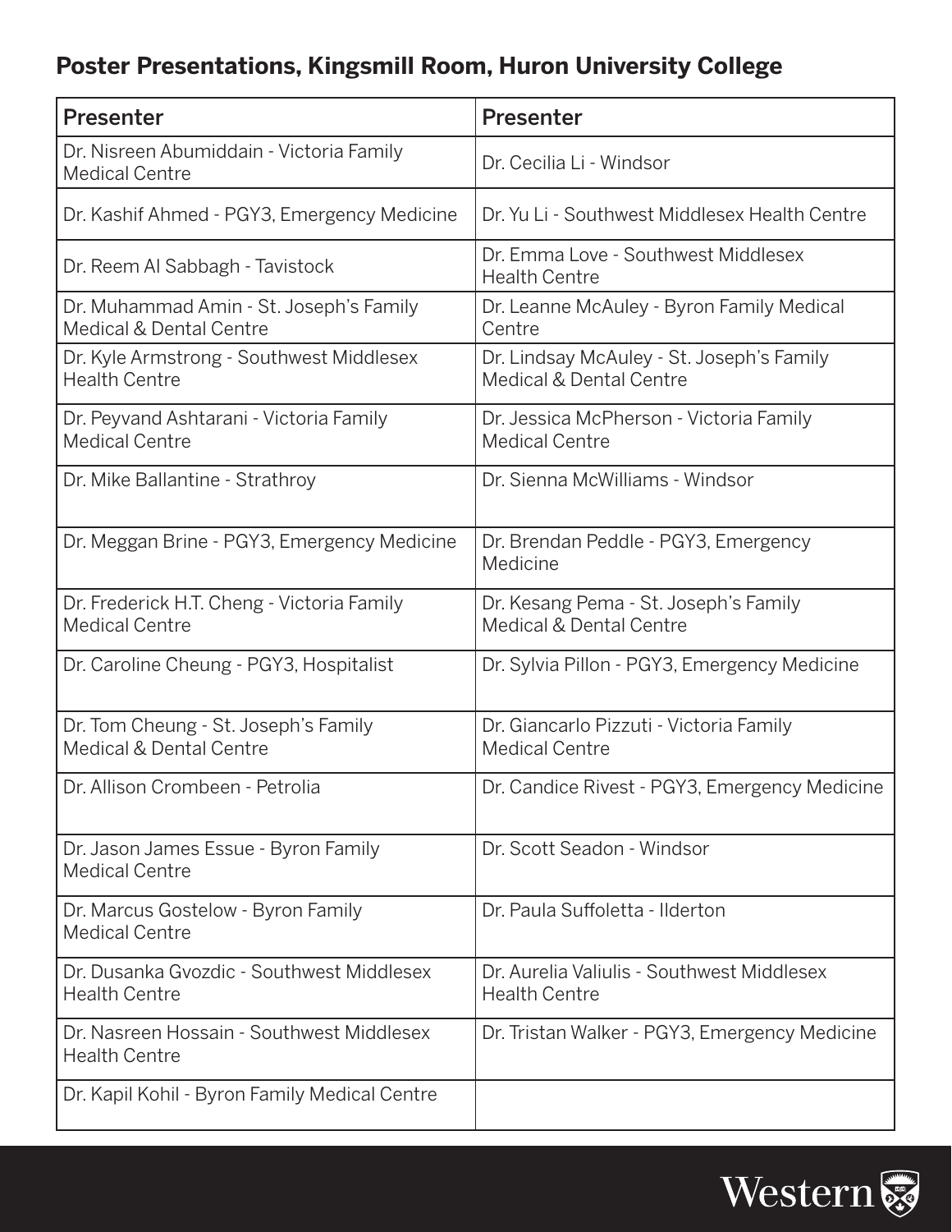### Poster Presentations, Kingsmill Room, Huron University College

| Presenter | Presenter |
|---|---|
| Dr. Nisreen Abumiddain - Victoria Family Medical Centre | Dr. Cecilia Li - Windsor |
| Dr. Kashif Ahmed - PGY3, Emergency Medicine | Dr. Yu Li - Southwest Middlesex Health Centre |
| Dr. Reem Al Sabbagh - Tavistock | Dr. Emma Love - Southwest Middlesex Health Centre |
| Dr. Muhammad Amin - St. Joseph's Family Medical & Dental Centre | Dr. Leanne McAuley - Byron Family Medical Centre |
| Dr. Kyle Armstrong - Southwest Middlesex Health Centre | Dr. Lindsay McAuley - St. Joseph's Family Medical & Dental Centre |
| Dr. Peyvand Ashtarani - Victoria Family Medical Centre | Dr. Jessica McPherson - Victoria Family Medical Centre |
| Dr. Mike Ballantine - Strathroy | Dr. Sienna McWilliams - Windsor |
| Dr. Meggan Brine - PGY3, Emergency Medicine | Dr. Brendan Peddle - PGY3, Emergency Medicine |
| Dr. Frederick H.T. Cheng - Victoria Family Medical Centre | Dr. Kesang Pema - St. Joseph's Family Medical & Dental Centre |
| Dr. Caroline Cheung - PGY3, Hospitalist | Dr. Sylvia Pillon - PGY3, Emergency Medicine |
| Dr. Tom Cheung - St. Joseph's Family Medical & Dental Centre | Dr. Giancarlo Pizzuti - Victoria Family Medical Centre |
| Dr. Allison Crombeen - Petrolia | Dr. Candice Rivest - PGY3, Emergency Medicine |
| Dr. Jason James Essue - Byron Family Medical Centre | Dr. Scott Seadon - Windsor |
| Dr. Marcus Gostelow - Byron Family Medical Centre | Dr. Paula Suffoletta - Ilderton |
| Dr. Dusanka Gvozdic - Southwest Middlesex Health Centre | Dr. Aurelia Valiulis - Southwest Middlesex Health Centre |
| Dr. Nasreen Hossain - Southwest Middlesex Health Centre | Dr. Tristan Walker - PGY3, Emergency Medicine |
| Dr. Kapil Kohil - Byron Family Medical Centre | |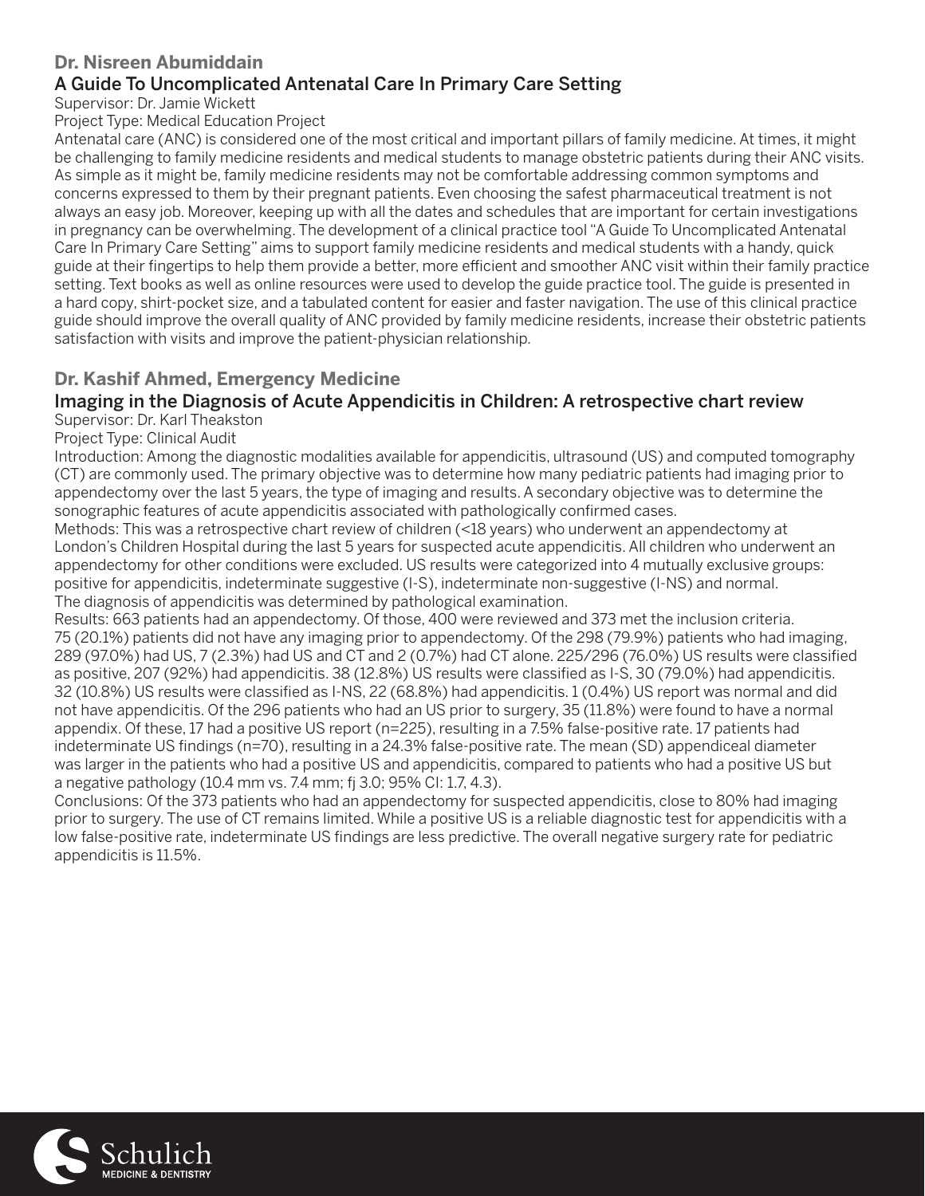## Dr. Nisreen Abumiddain

### A Guide To Uncomplicated Antenatal Care In Primary Care Setting

Supervisor: Dr. Jamie Wickett

Project Type: Medical Education Project

Antenatal care (ANC) is considered one of the most critical and important pillars of family medicine. At times, it might be challenging to family medicine residents and medical students to manage obstetric patients during their ANC visits. As simple as it might be, family medicine residents may not be comfortable addressing common symptoms and concerns expressed to them by their pregnant patients. Even choosing the safest pharmaceutical treatment is not always an easy job. Moreover, keeping up with all the dates and schedules that are important for certain investigations in pregnancy can be overwhelming. The development of a clinical practice tool "A Guide To Uncomplicated Antenatal Care In Primary Care Setting" aims to support family medicine residents and medical students with a handy, quick guide at their fingertips to help them provide a better, more efficient and smoother ANC visit within their family practice setting. Text books as well as online resources were used to develop the guide practice tool. The guide is presented in a hard copy, shirt-pocket size, and a tabulated content for easier and faster navigation. The use of this clinical practice guide should improve the overall quality of ANC provided by family medicine residents, increase their obstetric patients satisfaction with visits and improve the patient-physician relationship.

## Dr. Kashif Ahmed, Emergency Medicine

### Imaging in the Diagnosis of Acute Appendicitis in Children: A retrospective chart review

Supervisor: Dr. Karl Theakston

Project Type: Clinical Audit

Introduction: Among the diagnostic modalities available for appendicitis, ultrasound (US) and computed tomography (CT) are commonly used. The primary objective was to determine how many pediatric patients had imaging prior to appendectomy over the last 5 years, the type of imaging and results. A secondary objective was to determine the sonographic features of acute appendicitis associated with pathologically confirmed cases.

Methods: This was a retrospective chart review of children (<18 years) who underwent an appendectomy at London's Children Hospital during the last 5 years for suspected acute appendicitis. All children who underwent an appendectomy for other conditions were excluded. US results were categorized into 4 mutually exclusive groups: positive for appendicitis, indeterminate suggestive (I-S), indeterminate non-suggestive (I-NS) and normal. The diagnosis of appendicitis was determined by pathological examination.

Results: 663 patients had an appendectomy. Of those, 400 were reviewed and 373 met the inclusion criteria. 75 (20.1%) patients did not have any imaging prior to appendectomy. Of the 298 (79.9%) patients who had imaging, 289 (97.0%) had US, 7 (2.3%) had US and CT and 2 (0.7%) had CT alone. 225/296 (76.0%) US results were classified as positive, 207 (92%) had appendicitis. 38 (12.8%) US results were classified as I-S, 30 (79.0%) had appendicitis. 32 (10.8%) US results were classified as I-NS, 22 (68.8%) had appendicitis. 1 (0.4%) US report was normal and did not have appendicitis. Of the 296 patients who had an US prior to surgery, 35 (11.8%) were found to have a normal appendix. Of these, 17 had a positive US report (n=225), resulting in a 7.5% false-positive rate. 17 patients had indeterminate US findings (n=70), resulting in a 24.3% false-positive rate. The mean (SD) appendiceal diameter was larger in the patients who had a positive US and appendicitis, compared to patients who had a positive US but a negative pathology (10.4 mm vs. 7.4 mm; fj 3.0; 95% CI: 1.7, 4.3).

Conclusions: Of the 373 patients who had an appendectomy for suspected appendicitis, close to 80% had imaging prior to surgery. The use of CT remains limited. While a positive US is a reliable diagnostic test for appendicitis with a low false-positive rate, indeterminate US findings are less predictive. The overall negative surgery rate for pediatric appendicitis is 11.5%.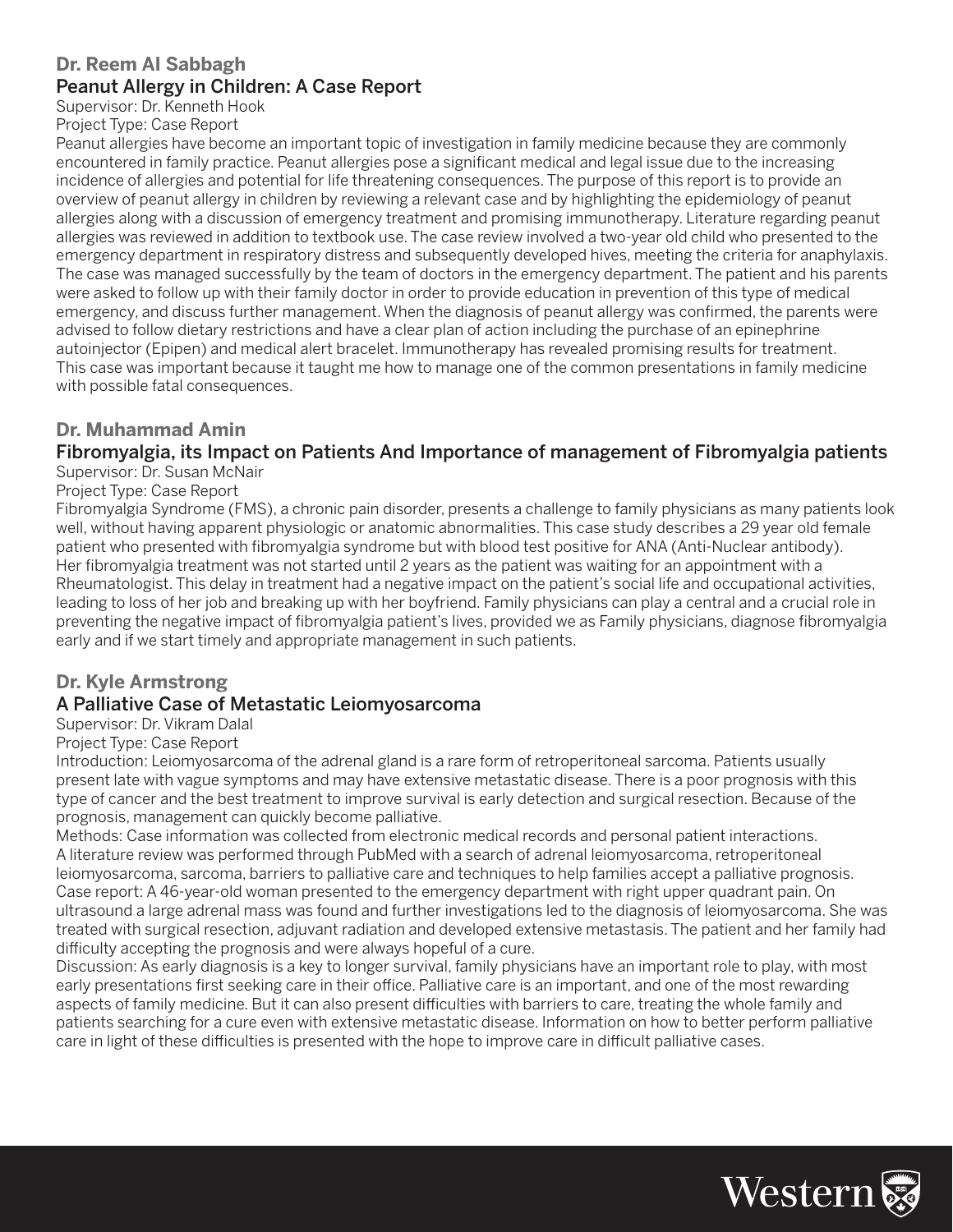### Dr. Reem Al Sabbagh

#### Peanut Allergy in Children: A Case Report

Supervisor: Dr. Kenneth Hook

Project Type: Case Report

Peanut allergies have become an important topic of investigation in family medicine because they are commonly encountered in family practice. Peanut allergies pose a significant medical and legal issue due to the increasing incidence of allergies and potential for life threatening consequences. The purpose of this report is to provide an overview of peanut allergy in children by reviewing a relevant case and by highlighting the epidemiology of peanut allergies along with a discussion of emergency treatment and promising immunotherapy. Literature regarding peanut allergies was reviewed in addition to textbook use. The case review involved a two-year old child who presented to the emergency department in respiratory distress and subsequently developed hives, meeting the criteria for anaphylaxis. The case was managed successfully by the team of doctors in the emergency department. The patient and his parents were asked to follow up with their family doctor in order to provide education in prevention of this type of medical emergency, and discuss further management. When the diagnosis of peanut allergy was confirmed, the parents were advised to follow dietary restrictions and have a clear plan of action including the purchase of an epinephrine autoinjector (Epipen) and medical alert bracelet. Immunotherapy has revealed promising results for treatment. This case was important because it taught me how to manage one of the common presentations in family medicine with possible fatal consequences.

### Dr. Muhammad Amin

#### Fibromyalgia, its Impact on Patients And Importance of management of Fibromyalgia patients

Supervisor: Dr. Susan McNair

Project Type: Case Report

Fibromyalgia Syndrome (FMS), a chronic pain disorder, presents a challenge to family physicians as many patients look well, without having apparent physiologic or anatomic abnormalities. This case study describes a 29 year old female patient who presented with fibromyalgia syndrome but with blood test positive for ANA (Anti-Nuclear antibody). Her fibromyalgia treatment was not started until 2 years as the patient was waiting for an appointment with a Rheumatologist. This delay in treatment had a negative impact on the patient's social life and occupational activities, leading to loss of her job and breaking up with her boyfriend. Family physicians can play a central and a crucial role in preventing the negative impact of fibromyalgia patient's lives, provided we as Family physicians, diagnose fibromyalgia early and if we start timely and appropriate management in such patients.

### Dr. Kyle Armstrong

#### A Palliative Case of Metastatic Leiomyosarcoma

Supervisor: Dr. Vikram Dalal

Project Type: Case Report

Introduction: Leiomyosarcoma of the adrenal gland is a rare form of retroperitoneal sarcoma. Patients usually present late with vague symptoms and may have extensive metastatic disease. There is a poor prognosis with this type of cancer and the best treatment to improve survival is early detection and surgical resection. Because of the prognosis, management can quickly become palliative.

Methods: Case information was collected from electronic medical records and personal patient interactions. A literature review was performed through PubMed with a search of adrenal leiomyosarcoma, retroperitoneal leiomyosarcoma, sarcoma, barriers to palliative care and techniques to help families accept a palliative prognosis.

Case report: A 46-year-old woman presented to the emergency department with right upper quadrant pain. On ultrasound a large adrenal mass was found and further investigations led to the diagnosis of leiomyosarcoma. She was treated with surgical resection, adjuvant radiation and developed extensive metastasis. The patient and her family had difficulty accepting the prognosis and were always hopeful of a cure.

Discussion: As early diagnosis is a key to longer survival, family physicians have an important role to play, with most early presentations first seeking care in their office. Palliative care is an important, and one of the most rewarding aspects of family medicine. But it can also present difficulties with barriers to care, treating the whole family and patients searching for a cure even with extensive metastatic disease. Information on how to better perform palliative care in light of these difficulties is presented with the hope to improve care in difficult palliative cases.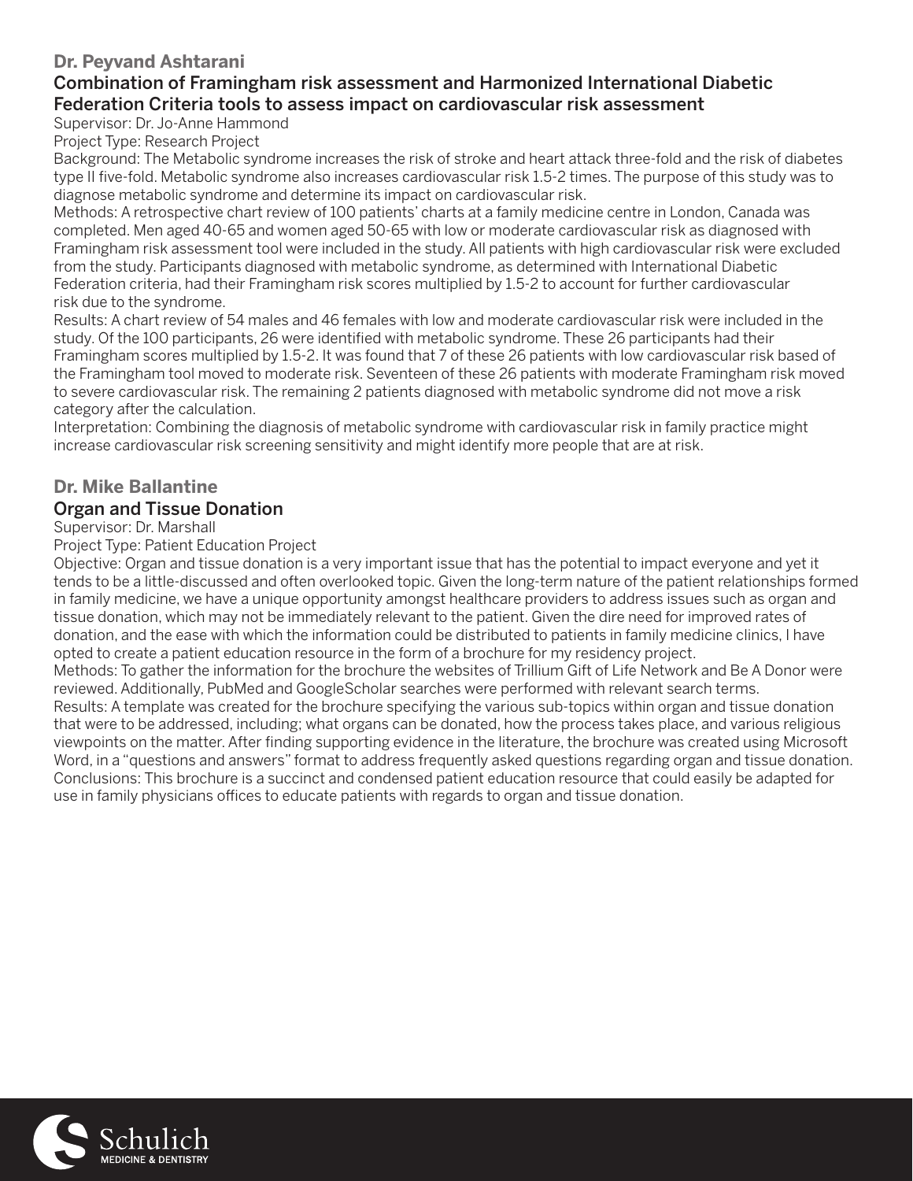## Dr. Peyvand Ashtarani

### Combination of Framingham risk assessment and Harmonized International Diabetic Federation Criteria tools to assess impact on cardiovascular risk assessment

Supervisor: Dr. Jo-Anne Hammond

Project Type: Research Project

Background: The Metabolic syndrome increases the risk of stroke and heart attack three-fold and the risk of diabetes type II five-fold. Metabolic syndrome also increases cardiovascular risk 1.5-2 times. The purpose of this study was to diagnose metabolic syndrome and determine its impact on cardiovascular risk.

Methods: A retrospective chart review of 100 patients' charts at a family medicine centre in London, Canada was completed. Men aged 40-65 and women aged 50-65 with low or moderate cardiovascular risk as diagnosed with Framingham risk assessment tool were included in the study. All patients with high cardiovascular risk were excluded from the study. Participants diagnosed with metabolic syndrome, as determined with International Diabetic Federation criteria, had their Framingham risk scores multiplied by 1.5-2 to account for further cardiovascular risk due to the syndrome.

Results: A chart review of 54 males and 46 females with low and moderate cardiovascular risk were included in the study. Of the 100 participants, 26 were identified with metabolic syndrome. These 26 participants had their Framingham scores multiplied by 1.5-2. It was found that 7 of these 26 patients with low cardiovascular risk based of the Framingham tool moved to moderate risk. Seventeen of these 26 patients with moderate Framingham risk moved to severe cardiovascular risk. The remaining 2 patients diagnosed with metabolic syndrome did not move a risk category after the calculation.

Interpretation: Combining the diagnosis of metabolic syndrome with cardiovascular risk in family practice might increase cardiovascular risk screening sensitivity and might identify more people that are at risk.

## Dr. Mike Ballantine

### Organ and Tissue Donation

Supervisor: Dr. Marshall

Project Type: Patient Education Project

Objective: Organ and tissue donation is a very important issue that has the potential to impact everyone and yet it tends to be a little-discussed and often overlooked topic. Given the long-term nature of the patient relationships formed in family medicine, we have a unique opportunity amongst healthcare providers to address issues such as organ and tissue donation, which may not be immediately relevant to the patient. Given the dire need for improved rates of donation, and the ease with which the information could be distributed to patients in family medicine clinics, I have opted to create a patient education resource in the form of a brochure for my residency project.

Methods: To gather the information for the brochure the websites of Trillium Gift of Life Network and Be A Donor were reviewed. Additionally, PubMed and GoogleScholar searches were performed with relevant search terms.

Results: A template was created for the brochure specifying the various sub-topics within organ and tissue donation that were to be addressed, including; what organs can be donated, how the process takes place, and various religious viewpoints on the matter. After finding supporting evidence in the literature, the brochure was created using Microsoft Word, in a "questions and answers" format to address frequently asked questions regarding organ and tissue donation.

Conclusions: This brochure is a succinct and condensed patient education resource that could easily be adapted for use in family physicians offices to educate patients with regards to organ and tissue donation.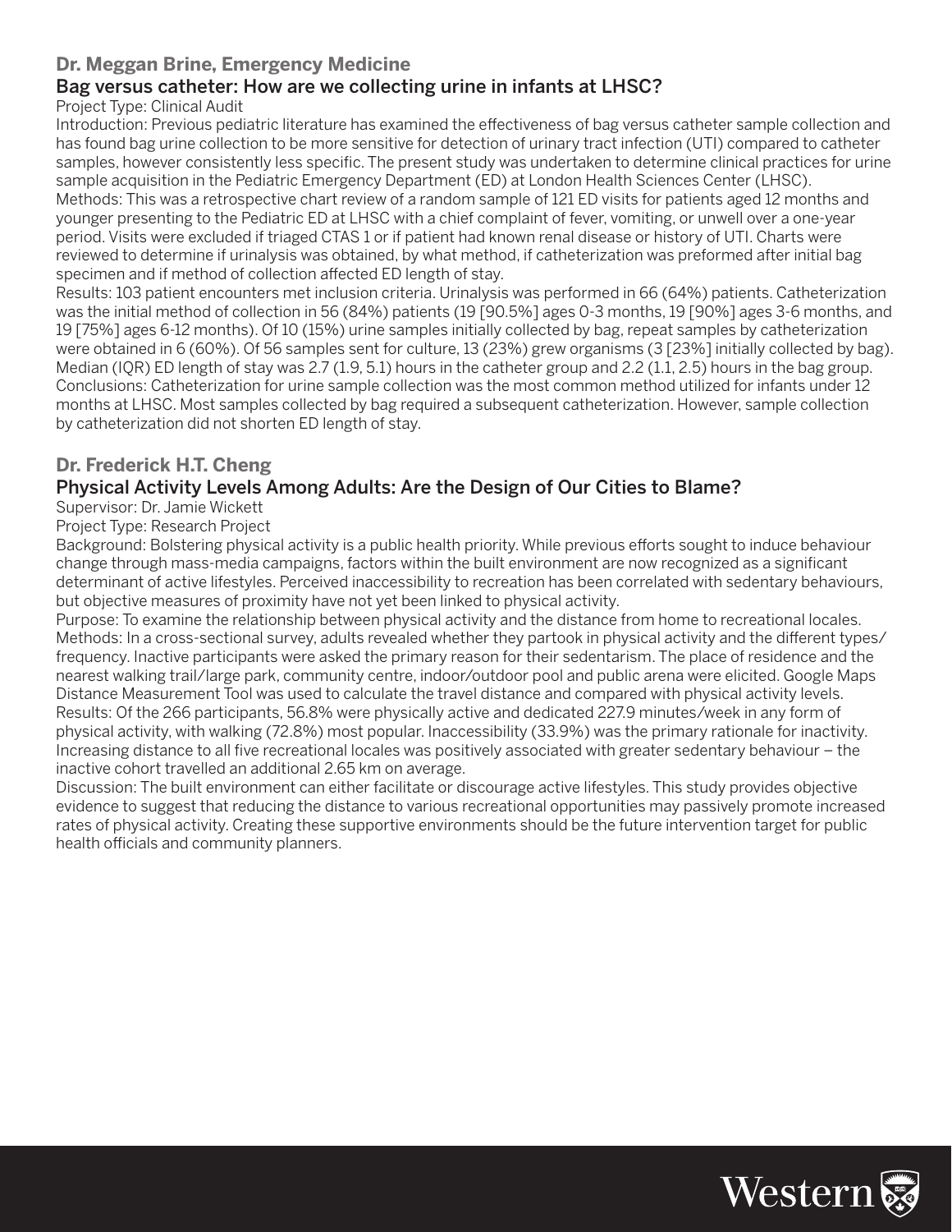## Dr. Meggan Brine, Emergency Medicine

### Bag versus catheter: How are we collecting urine in infants at LHSC?

Project Type: Clinical Audit

Introduction: Previous pediatric literature has examined the effectiveness of bag versus catheter sample collection and has found bag urine collection to be more sensitive for detection of urinary tract infection (UTI) compared to catheter samples, however consistently less specific. The present study was undertaken to determine clinical practices for urine sample acquisition in the Pediatric Emergency Department (ED) at London Health Sciences Center (LHSC).

Methods: This was a retrospective chart review of a random sample of 121 ED visits for patients aged 12 months and younger presenting to the Pediatric ED at LHSC with a chief complaint of fever, vomiting, or unwell over a one-year period. Visits were excluded if triaged CTAS 1 or if patient had known renal disease or history of UTI. Charts were reviewed to determine if urinalysis was obtained, by what method, if catheterization was preformed after initial bag specimen and if method of collection affected ED length of stay.

Results: 103 patient encounters met inclusion criteria. Urinalysis was performed in 66 (64%) patients. Catheterization was the initial method of collection in 56 (84%) patients (19 [90.5%] ages 0-3 months, 19 [90%] ages 3-6 months, and 19 [75%] ages 6-12 months). Of 10 (15%) urine samples initially collected by bag, repeat samples by catheterization were obtained in 6 (60%). Of 56 samples sent for culture, 13 (23%) grew organisms (3 [23%] initially collected by bag). Median (IQR) ED length of stay was 2.7 (1.9, 5.1) hours in the catheter group and 2.2 (1.1, 2.5) hours in the bag group.

Conclusions: Catheterization for urine sample collection was the most common method utilized for infants under 12 months at LHSC. Most samples collected by bag required a subsequent catheterization. However, sample collection by catheterization did not shorten ED length of stay.

## Dr. Frederick H.T. Cheng

### Physical Activity Levels Among Adults: Are the Design of Our Cities to Blame?

Supervisor: Dr. Jamie Wickett

Project Type: Research Project

Background: Bolstering physical activity is a public health priority. While previous efforts sought to induce behaviour change through mass-media campaigns, factors within the built environment are now recognized as a significant determinant of active lifestyles. Perceived inaccessibility to recreation has been correlated with sedentary behaviours, but objective measures of proximity have not yet been linked to physical activity.

Purpose: To examine the relationship between physical activity and the distance from home to recreational locales.

Methods: In a cross-sectional survey, adults revealed whether they partook in physical activity and the different types/frequency. Inactive participants were asked the primary reason for their sedentarism. The place of residence and the nearest walking trail/large park, community centre, indoor/outdoor pool and public arena were elicited. Google Maps Distance Measurement Tool was used to calculate the travel distance and compared with physical activity levels.

Results: Of the 266 participants, 56.8% were physically active and dedicated 227.9 minutes/week in any form of physical activity, with walking (72.8%) most popular. Inaccessibility (33.9%) was the primary rationale for inactivity. Increasing distance to all five recreational locales was positively associated with greater sedentary behaviour – the inactive cohort travelled an additional 2.65 km on average.

Discussion: The built environment can either facilitate or discourage active lifestyles. This study provides objective evidence to suggest that reducing the distance to various recreational opportunities may passively promote increased rates of physical activity. Creating these supportive environments should be the future intervention target for public health officials and community planners.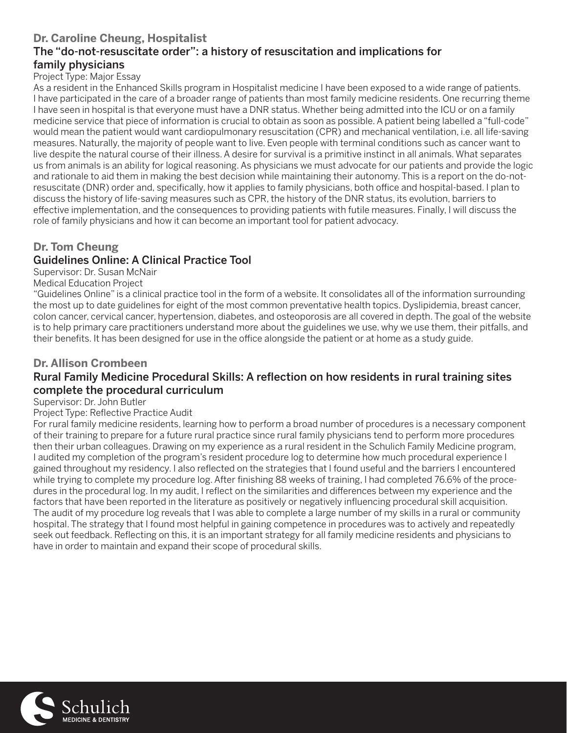## Dr. Caroline Cheung, Hospitalist

### The "do-not-resuscitate order": a history of resuscitation and implications for family physicians

Project Type: Major Essay

As a resident in the Enhanced Skills program in Hospitalist medicine I have been exposed to a wide range of patients. I have participated in the care of a broader range of patients than most family medicine residents. One recurring theme I have seen in hospital is that everyone must have a DNR status. Whether being admitted into the ICU or on a family medicine service that piece of information is crucial to obtain as soon as possible. A patient being labelled a "full-code" would mean the patient would want cardiopulmonary resuscitation (CPR) and mechanical ventilation, i.e. all life-saving measures. Naturally, the majority of people want to live. Even people with terminal conditions such as cancer want to live despite the natural course of their illness. A desire for survival is a primitive instinct in all animals. What separates us from animals is an ability for logical reasoning. As physicians we must advocate for our patients and provide the logic and rationale to aid them in making the best decision while maintaining their autonomy. This is a report on the do-not-resuscitate (DNR) order and, specifically, how it applies to family physicians, both office and hospital-based. I plan to discuss the history of life-saving measures such as CPR, the history of the DNR status, its evolution, barriers to effective implementation, and the consequences to providing patients with futile measures. Finally, I will discuss the role of family physicians and how it can become an important tool for patient advocacy.

## Dr. Tom Cheung

### Guidelines Online: A Clinical Practice Tool

Supervisor: Dr. Susan McNair

Medical Education Project

"Guidelines Online" is a clinical practice tool in the form of a website. It consolidates all of the information surrounding the most up to date guidelines for eight of the most common preventative health topics. Dyslipidemia, breast cancer, colon cancer, cervical cancer, hypertension, diabetes, and osteoporosis are all covered in depth. The goal of the website is to help primary care practitioners understand more about the guidelines we use, why we use them, their pitfalls, and their benefits. It has been designed for use in the office alongside the patient or at home as a study guide.

## Dr. Allison Crombeen

### Rural Family Medicine Procedural Skills: A reflection on how residents in rural training sites complete the procedural curriculum

Supervisor: Dr. John Butler

Project Type: Reflective Practice Audit

For rural family medicine residents, learning how to perform a broad number of procedures is a necessary component of their training to prepare for a future rural practice since rural family physicians tend to perform more procedures then their urban colleagues. Drawing on my experience as a rural resident in the Schulich Family Medicine program, I audited my completion of the program's resident procedure log to determine how much procedural experience I gained throughout my residency. I also reflected on the strategies that I found useful and the barriers I encountered while trying to complete my procedure log. After finishing 88 weeks of training, I had completed 76.6% of the procedures in the procedural log. In my audit, I reflect on the similarities and differences between my experience and the factors that have been reported in the literature as positively or negatively influencing procedural skill acquisition. The audit of my procedure log reveals that I was able to complete a large number of my skills in a rural or community hospital. The strategy that I found most helpful in gaining competence in procedures was to actively and repeatedly seek out feedback. Reflecting on this, it is an important strategy for all family medicine residents and physicians to have in order to maintain and expand their scope of procedural skills.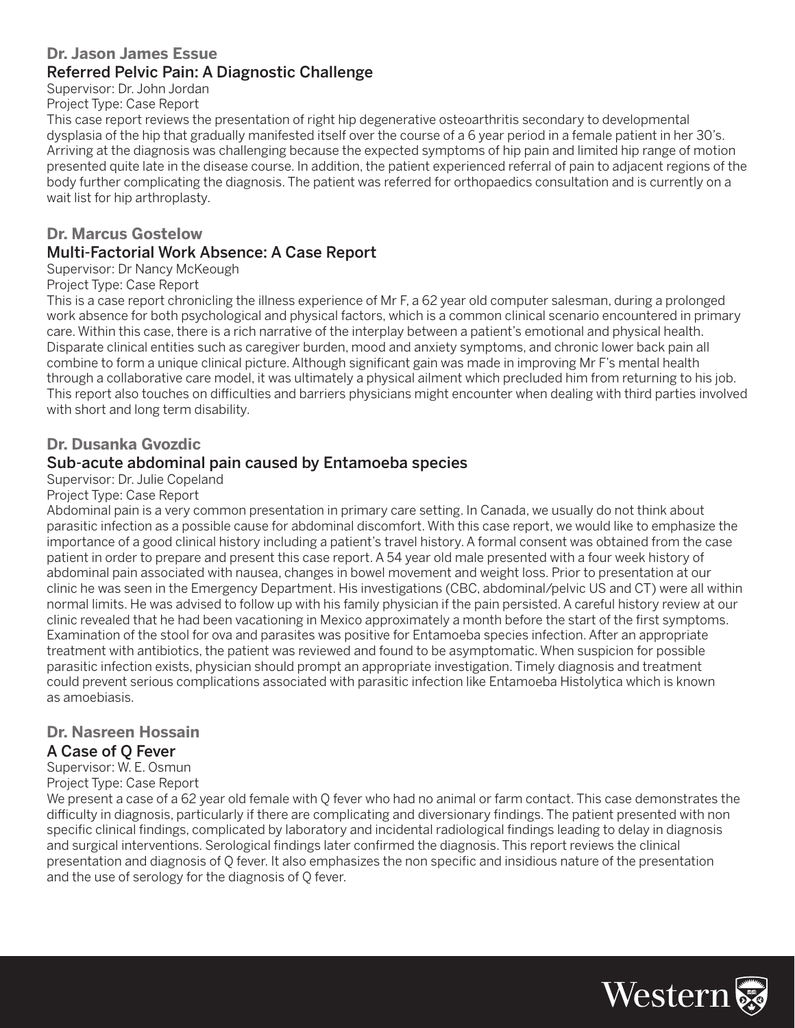### Dr. Jason James Essue

#### Referred Pelvic Pain: A Diagnostic Challenge

Supervisor: Dr. John Jordan

Project Type: Case Report

This case report reviews the presentation of right hip degenerative osteoarthritis secondary to developmental dysplasia of the hip that gradually manifested itself over the course of a 6 year period in a female patient in her 30's. Arriving at the diagnosis was challenging because the expected symptoms of hip pain and limited hip range of motion presented quite late in the disease course. In addition, the patient experienced referral of pain to adjacent regions of the body further complicating the diagnosis. The patient was referred for orthopaedics consultation and is currently on a wait list for hip arthroplasty.

### Dr. Marcus Gostelow

#### Multi-Factorial Work Absence: A Case Report

Supervisor: Dr Nancy McKeough

Project Type: Case Report

This is a case report chronicling the illness experience of Mr F, a 62 year old computer salesman, during a prolonged work absence for both psychological and physical factors, which is a common clinical scenario encountered in primary care. Within this case, there is a rich narrative of the interplay between a patient's emotional and physical health. Disparate clinical entities such as caregiver burden, mood and anxiety symptoms, and chronic lower back pain all combine to form a unique clinical picture. Although significant gain was made in improving Mr F's mental health through a collaborative care model, it was ultimately a physical ailment which precluded him from returning to his job. This report also touches on difficulties and barriers physicians might encounter when dealing with third parties involved with short and long term disability.

### Dr. Dusanka Gvozdic

#### Sub-acute abdominal pain caused by Entamoeba species

Supervisor: Dr. Julie Copeland

Project Type: Case Report

Abdominal pain is a very common presentation in primary care setting. In Canada, we usually do not think about parasitic infection as a possible cause for abdominal discomfort. With this case report, we would like to emphasize the importance of a good clinical history including a patient's travel history. A formal consent was obtained from the case patient in order to prepare and present this case report. A 54 year old male presented with a four week history of abdominal pain associated with nausea, changes in bowel movement and weight loss. Prior to presentation at our clinic he was seen in the Emergency Department. His investigations (CBC, abdominal/pelvic US and CT) were all within normal limits. He was advised to follow up with his family physician if the pain persisted. A careful history review at our clinic revealed that he had been vacationing in Mexico approximately a month before the start of the first symptoms. Examination of the stool for ova and parasites was positive for Entamoeba species infection. After an appropriate treatment with antibiotics, the patient was reviewed and found to be asymptomatic. When suspicion for possible parasitic infection exists, physician should prompt an appropriate investigation. Timely diagnosis and treatment could prevent serious complications associated with parasitic infection like Entamoeba Histolytica which is known as amoebiasis.

### Dr. Nasreen Hossain

#### A Case of Q Fever

Supervisor: W. E. Osmun

Project Type: Case Report

We present a case of a 62 year old female with Q fever who had no animal or farm contact. This case demonstrates the difficulty in diagnosis, particularly if there are complicating and diversionary findings. The patient presented with non specific clinical findings, complicated by laboratory and incidental radiological findings leading to delay in diagnosis and surgical interventions. Serological findings later confirmed the diagnosis. This report reviews the clinical presentation and diagnosis of Q fever. It also emphasizes the non specific and insidious nature of the presentation and the use of serology for the diagnosis of Q fever.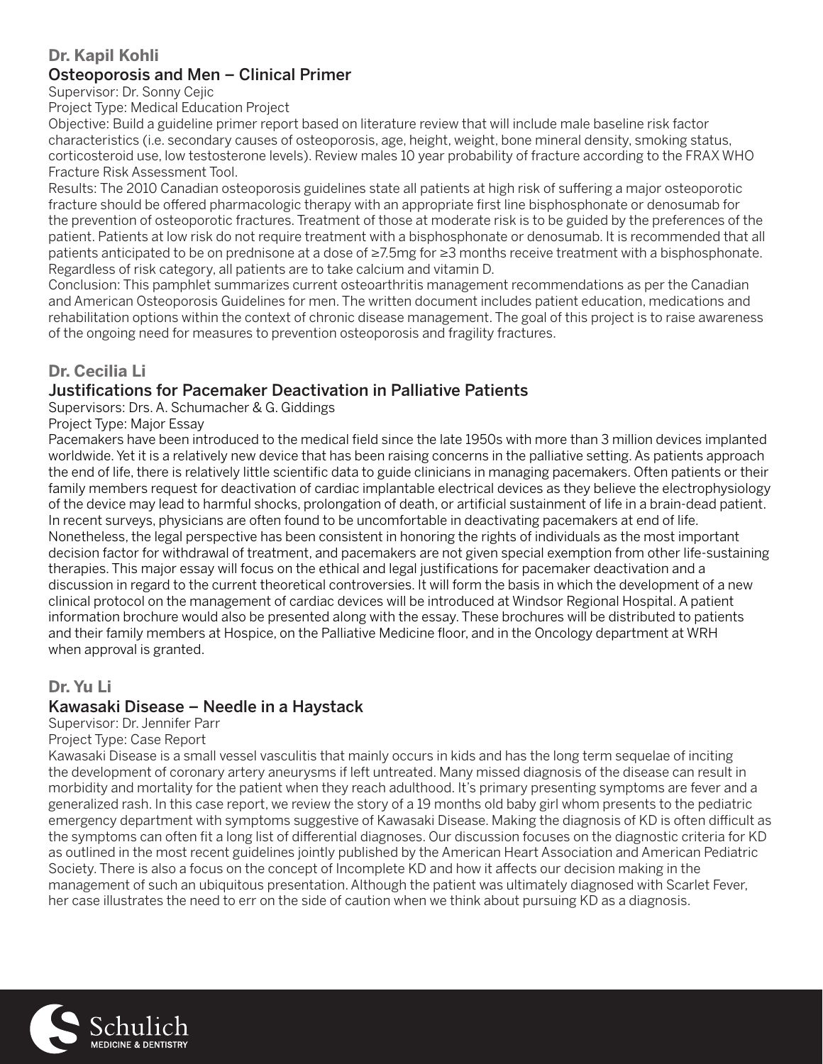## Dr. Kapil Kohli

### Osteoporosis and Men – Clinical Primer

Supervisor: Dr. Sonny Cejic

Project Type: Medical Education Project

Objective: Build a guideline primer report based on literature review that will include male baseline risk factor characteristics (i.e. secondary causes of osteoporosis, age, height, weight, bone mineral density, smoking status, corticosteroid use, low testosterone levels). Review males 10 year probability of fracture according to the FRAX WHO Fracture Risk Assessment Tool.

Results: The 2010 Canadian osteoporosis guidelines state all patients at high risk of suffering a major osteoporotic fracture should be offered pharmacologic therapy with an appropriate first line bisphosphonate or denosumab for the prevention of osteoporotic fractures. Treatment of those at moderate risk is to be guided by the preferences of the patient. Patients at low risk do not require treatment with a bisphosphonate or denosumab. It is recommended that all patients anticipated to be on prednisone at a dose of ≥7.5mg for ≥3 months receive treatment with a bisphosphonate. Regardless of risk category, all patients are to take calcium and vitamin D.

Conclusion: This pamphlet summarizes current osteoarthritis management recommendations as per the Canadian and American Osteoporosis Guidelines for men. The written document includes patient education, medications and rehabilitation options within the context of chronic disease management. The goal of this project is to raise awareness of the ongoing need for measures to prevention osteoporosis and fragility fractures.

## Dr. Cecilia Li

### Justifications for Pacemaker Deactivation in Palliative Patients

Supervisors: Drs. A. Schumacher & G. Giddings

Project Type: Major Essay

Pacemakers have been introduced to the medical field since the late 1950s with more than 3 million devices implanted worldwide. Yet it is a relatively new device that has been raising concerns in the palliative setting. As patients approach the end of life, there is relatively little scientific data to guide clinicians in managing pacemakers. Often patients or their family members request for deactivation of cardiac implantable electrical devices as they believe the electrophysiology of the device may lead to harmful shocks, prolongation of death, or artificial sustainment of life in a brain-dead patient. In recent surveys, physicians are often found to be uncomfortable in deactivating pacemakers at end of life. Nonetheless, the legal perspective has been consistent in honoring the rights of individuals as the most important decision factor for withdrawal of treatment, and pacemakers are not given special exemption from other life-sustaining therapies. This major essay will focus on the ethical and legal justifications for pacemaker deactivation and a discussion in regard to the current theoretical controversies. It will form the basis in which the development of a new clinical protocol on the management of cardiac devices will be introduced at Windsor Regional Hospital. A patient information brochure would also be presented along with the essay. These brochures will be distributed to patients and their family members at Hospice, on the Palliative Medicine floor, and in the Oncology department at WRH when approval is granted.

## Dr. Yu Li

### Kawasaki Disease – Needle in a Haystack

Supervisor: Dr. Jennifer Parr

Project Type: Case Report

Kawasaki Disease is a small vessel vasculitis that mainly occurs in kids and has the long term sequelae of inciting the development of coronary artery aneurysms if left untreated. Many missed diagnosis of the disease can result in morbidity and mortality for the patient when they reach adulthood. It's primary presenting symptoms are fever and a generalized rash. In this case report, we review the story of a 19 months old baby girl whom presents to the pediatric emergency department with symptoms suggestive of Kawasaki Disease. Making the diagnosis of KD is often difficult as the symptoms can often fit a long list of differential diagnoses. Our discussion focuses on the diagnostic criteria for KD as outlined in the most recent guidelines jointly published by the American Heart Association and American Pediatric Society. There is also a focus on the concept of Incomplete KD and how it affects our decision making in the management of such an ubiquitous presentation. Although the patient was ultimately diagnosed with Scarlet Fever, her case illustrates the need to err on the side of caution when we think about pursuing KD as a diagnosis.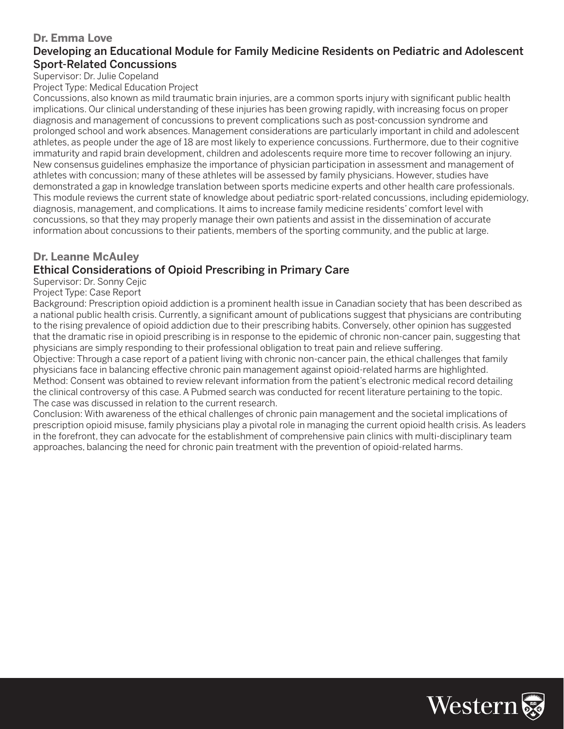### Dr. Emma Love

## Developing an Educational Module for Family Medicine Residents on Pediatric and Adolescent Sport-Related Concussions

Supervisor: Dr. Julie Copeland

Project Type: Medical Education Project

Concussions, also known as mild traumatic brain injuries, are a common sports injury with significant public health implications. Our clinical understanding of these injuries has been growing rapidly, with increasing focus on proper diagnosis and management of concussions to prevent complications such as post-concussion syndrome and prolonged school and work absences. Management considerations are particularly important in child and adolescent athletes, as people under the age of 18 are most likely to experience concussions. Furthermore, due to their cognitive immaturity and rapid brain development, children and adolescents require more time to recover following an injury. New consensus guidelines emphasize the importance of physician participation in assessment and management of athletes with concussion; many of these athletes will be assessed by family physicians. However, studies have demonstrated a gap in knowledge translation between sports medicine experts and other health care professionals. This module reviews the current state of knowledge about pediatric sport-related concussions, including epidemiology, diagnosis, management, and complications. It aims to increase family medicine residents' comfort level with concussions, so that they may properly manage their own patients and assist in the dissemination of accurate information about concussions to their patients, members of the sporting community, and the public at large.

### Dr. Leanne McAuley

## Ethical Considerations of Opioid Prescribing in Primary Care

Supervisor: Dr. Sonny Cejic

Project Type: Case Report

Background: Prescription opioid addiction is a prominent health issue in Canadian society that has been described as a national public health crisis. Currently, a significant amount of publications suggest that physicians are contributing to the rising prevalence of opioid addiction due to their prescribing habits. Conversely, other opinion has suggested that the dramatic rise in opioid prescribing is in response to the epidemic of chronic non-cancer pain, suggesting that physicians are simply responding to their professional obligation to treat pain and relieve suffering.

Objective: Through a case report of a patient living with chronic non-cancer pain, the ethical challenges that family physicians face in balancing effective chronic pain management against opioid-related harms are highlighted.

Method: Consent was obtained to review relevant information from the patient's electronic medical record detailing the clinical controversy of this case. A Pubmed search was conducted for recent literature pertaining to the topic. The case was discussed in relation to the current research.

Conclusion: With awareness of the ethical challenges of chronic pain management and the societal implications of prescription opioid misuse, family physicians play a pivotal role in managing the current opioid health crisis. As leaders in the forefront, they can advocate for the establishment of comprehensive pain clinics with multi-disciplinary team approaches, balancing the need for chronic pain treatment with the prevention of opioid-related harms.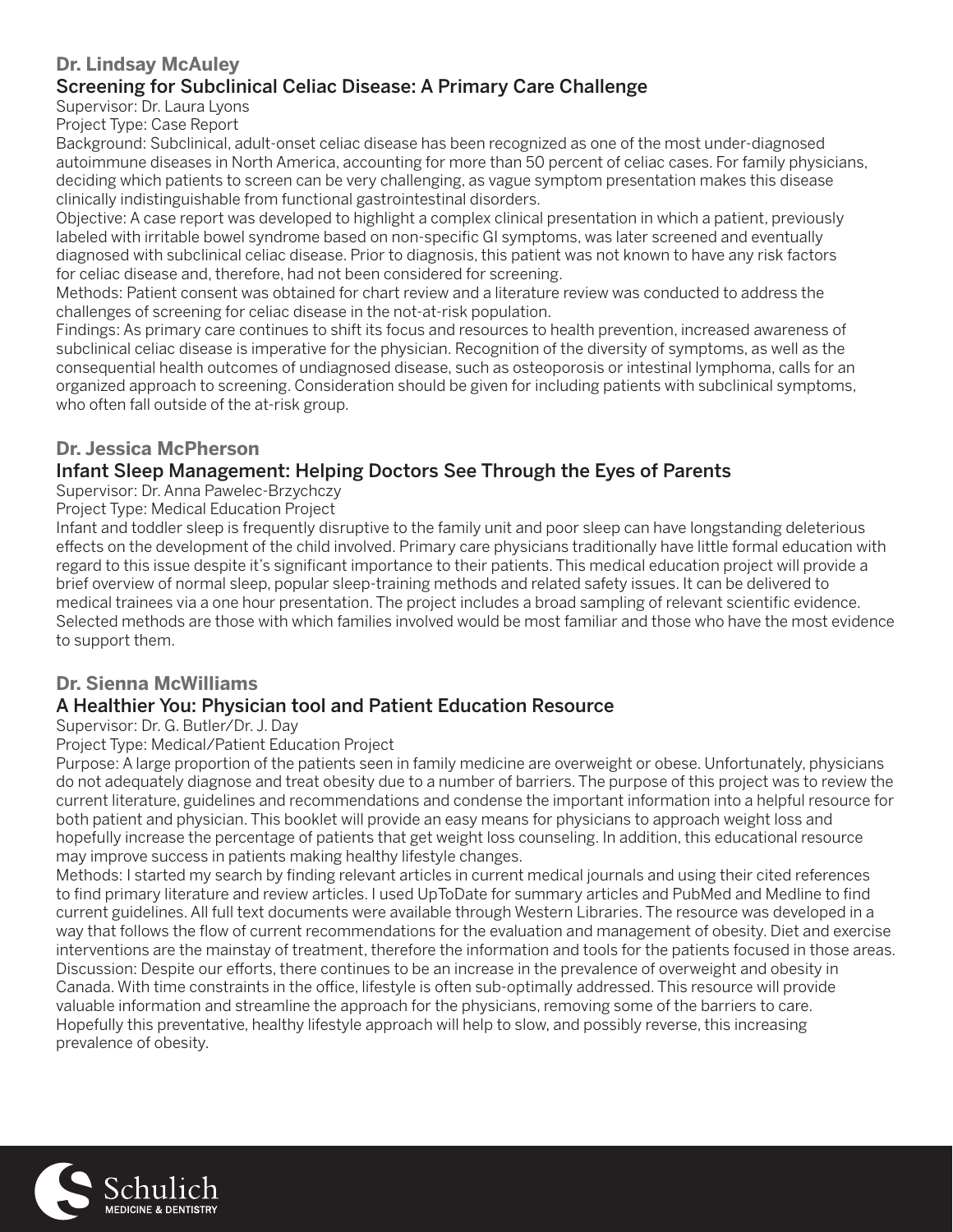## Dr. Lindsay McAuley

### Screening for Subclinical Celiac Disease: A Primary Care Challenge

Supervisor: Dr. Laura Lyons

Project Type: Case Report

Background: Subclinical, adult-onset celiac disease has been recognized as one of the most under-diagnosed autoimmune diseases in North America, accounting for more than 50 percent of celiac cases. For family physicians, deciding which patients to screen can be very challenging, as vague symptom presentation makes this disease clinically indistinguishable from functional gastrointestinal disorders.

Objective: A case report was developed to highlight a complex clinical presentation in which a patient, previously labeled with irritable bowel syndrome based on non-specific GI symptoms, was later screened and eventually diagnosed with subclinical celiac disease. Prior to diagnosis, this patient was not known to have any risk factors for celiac disease and, therefore, had not been considered for screening.

Methods: Patient consent was obtained for chart review and a literature review was conducted to address the challenges of screening for celiac disease in the not-at-risk population.

Findings: As primary care continues to shift its focus and resources to health prevention, increased awareness of subclinical celiac disease is imperative for the physician. Recognition of the diversity of symptoms, as well as the consequential health outcomes of undiagnosed disease, such as osteoporosis or intestinal lymphoma, calls for an organized approach to screening. Consideration should be given for including patients with subclinical symptoms, who often fall outside of the at-risk group.

## Dr. Jessica McPherson

### Infant Sleep Management: Helping Doctors See Through the Eyes of Parents

Supervisor: Dr. Anna Pawelec-Brzychczy

Project Type: Medical Education Project

Infant and toddler sleep is frequently disruptive to the family unit and poor sleep can have longstanding deleterious effects on the development of the child involved. Primary care physicians traditionally have little formal education with regard to this issue despite it's significant importance to their patients. This medical education project will provide a brief overview of normal sleep, popular sleep-training methods and related safety issues. It can be delivered to medical trainees via a one hour presentation. The project includes a broad sampling of relevant scientific evidence. Selected methods are those with which families involved would be most familiar and those who have the most evidence to support them.

## Dr. Sienna McWilliams

### A Healthier You: Physician tool and Patient Education Resource

Supervisor: Dr. G. Butler/Dr. J. Day

Project Type: Medical/Patient Education Project

Purpose: A large proportion of the patients seen in family medicine are overweight or obese. Unfortunately, physicians do not adequately diagnose and treat obesity due to a number of barriers. The purpose of this project was to review the current literature, guidelines and recommendations and condense the important information into a helpful resource for both patient and physician. This booklet will provide an easy means for physicians to approach weight loss and hopefully increase the percentage of patients that get weight loss counseling. In addition, this educational resource may improve success in patients making healthy lifestyle changes.

Methods: I started my search by finding relevant articles in current medical journals and using their cited references to find primary literature and review articles. I used UpToDate for summary articles and PubMed and Medline to find current guidelines. All full text documents were available through Western Libraries. The resource was developed in a way that follows the flow of current recommendations for the evaluation and management of obesity. Diet and exercise interventions are the mainstay of treatment, therefore the information and tools for the patients focused in those areas.

Discussion: Despite our efforts, there continues to be an increase in the prevalence of overweight and obesity in Canada. With time constraints in the office, lifestyle is often sub-optimally addressed. This resource will provide valuable information and streamline the approach for the physicians, removing some of the barriers to care. Hopefully this preventative, healthy lifestyle approach will help to slow, and possibly reverse, this increasing prevalence of obesity.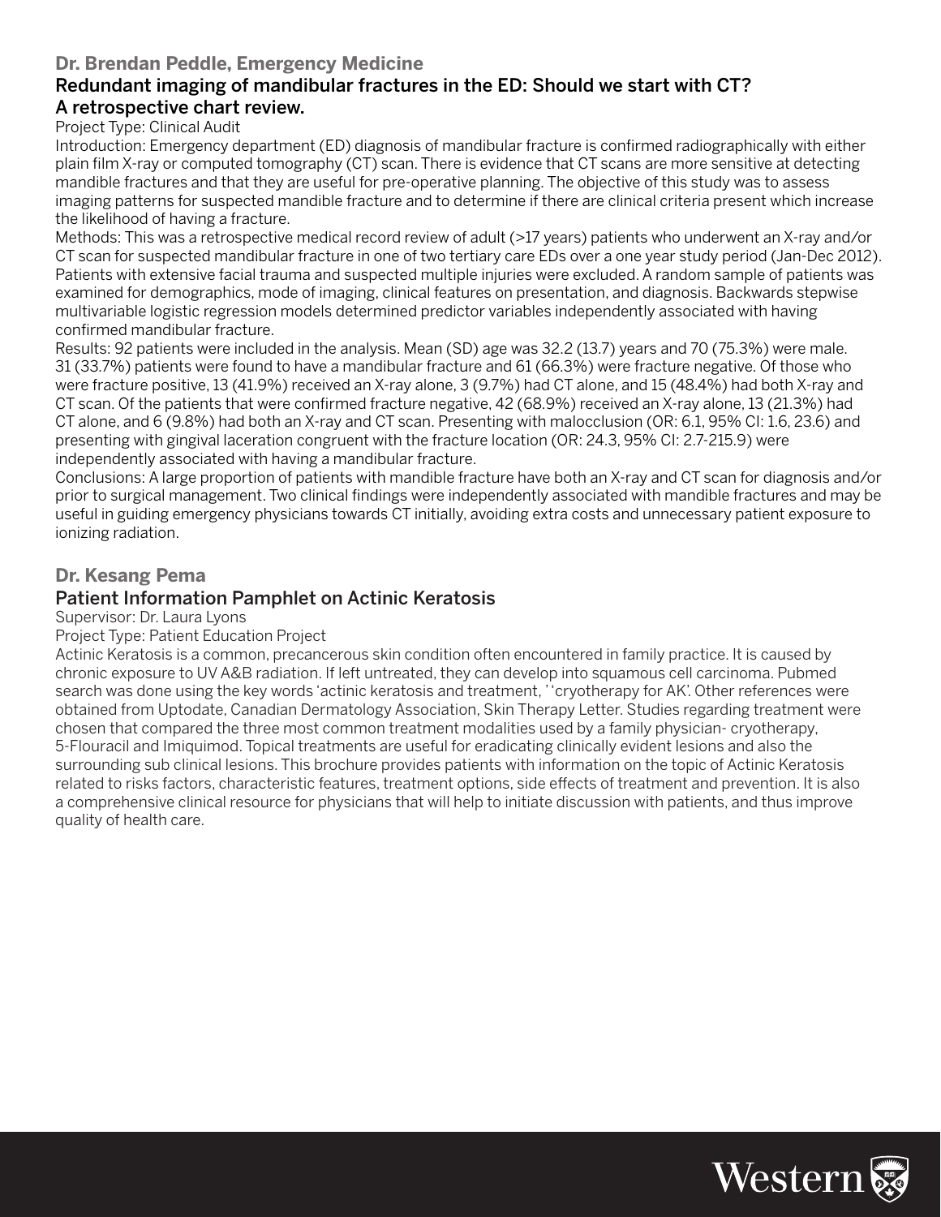### Dr. Brendan Peddle, Emergency Medicine

#### Redundant imaging of mandibular fractures in the ED: Should we start with CT? A retrospective chart review.

Project Type: Clinical Audit

Introduction: Emergency department (ED) diagnosis of mandibular fracture is confirmed radiographically with either plain film X-ray or computed tomography (CT) scan. There is evidence that CT scans are more sensitive at detecting mandible fractures and that they are useful for pre-operative planning. The objective of this study was to assess imaging patterns for suspected mandible fracture and to determine if there are clinical criteria present which increase the likelihood of having a fracture.

Methods: This was a retrospective medical record review of adult (>17 years) patients who underwent an X-ray and/or CT scan for suspected mandibular fracture in one of two tertiary care EDs over a one year study period (Jan-Dec 2012). Patients with extensive facial trauma and suspected multiple injuries were excluded. A random sample of patients was examined for demographics, mode of imaging, clinical features on presentation, and diagnosis. Backwards stepwise multivariable logistic regression models determined predictor variables independently associated with having confirmed mandibular fracture.

Results: 92 patients were included in the analysis. Mean (SD) age was 32.2 (13.7) years and 70 (75.3%) were male. 31 (33.7%) patients were found to have a mandibular fracture and 61 (66.3%) were fracture negative. Of those who were fracture positive, 13 (41.9%) received an X-ray alone, 3 (9.7%) had CT alone, and 15 (48.4%) had both X-ray and CT scan. Of the patients that were confirmed fracture negative, 42 (68.9%) received an X-ray alone, 13 (21.3%) had CT alone, and 6 (9.8%) had both an X-ray and CT scan. Presenting with malocclusion (OR: 6.1, 95% CI: 1.6, 23.6) and presenting with gingival laceration congruent with the fracture location (OR: 24.3, 95% CI: 2.7-215.9) were independently associated with having a mandibular fracture.

Conclusions: A large proportion of patients with mandible fracture have both an X-ray and CT scan for diagnosis and/or prior to surgical management. Two clinical findings were independently associated with mandible fractures and may be useful in guiding emergency physicians towards CT initially, avoiding extra costs and unnecessary patient exposure to ionizing radiation.

### Dr. Kesang Pema

#### Patient Information Pamphlet on Actinic Keratosis

Supervisor: Dr. Laura Lyons

Project Type: Patient Education Project

Actinic Keratosis is a common, precancerous skin condition often encountered in family practice. It is caused by chronic exposure to UV A&B radiation. If left untreated, they can develop into squamous cell carcinoma. Pubmed search was done using the key words 'actinic keratosis and treatment, ' 'cryotherapy for AK'. Other references were obtained from Uptodate, Canadian Dermatology Association, Skin Therapy Letter. Studies regarding treatment were chosen that compared the three most common treatment modalities used by a family physician- cryotherapy, 5-Flouracil and Imiquimod. Topical treatments are useful for eradicating clinically evident lesions and also the surrounding sub clinical lesions. This brochure provides patients with information on the topic of Actinic Keratosis related to risks factors, characteristic features, treatment options, side effects of treatment and prevention. It is also a comprehensive clinical resource for physicians that will help to initiate discussion with patients, and thus improve quality of health care.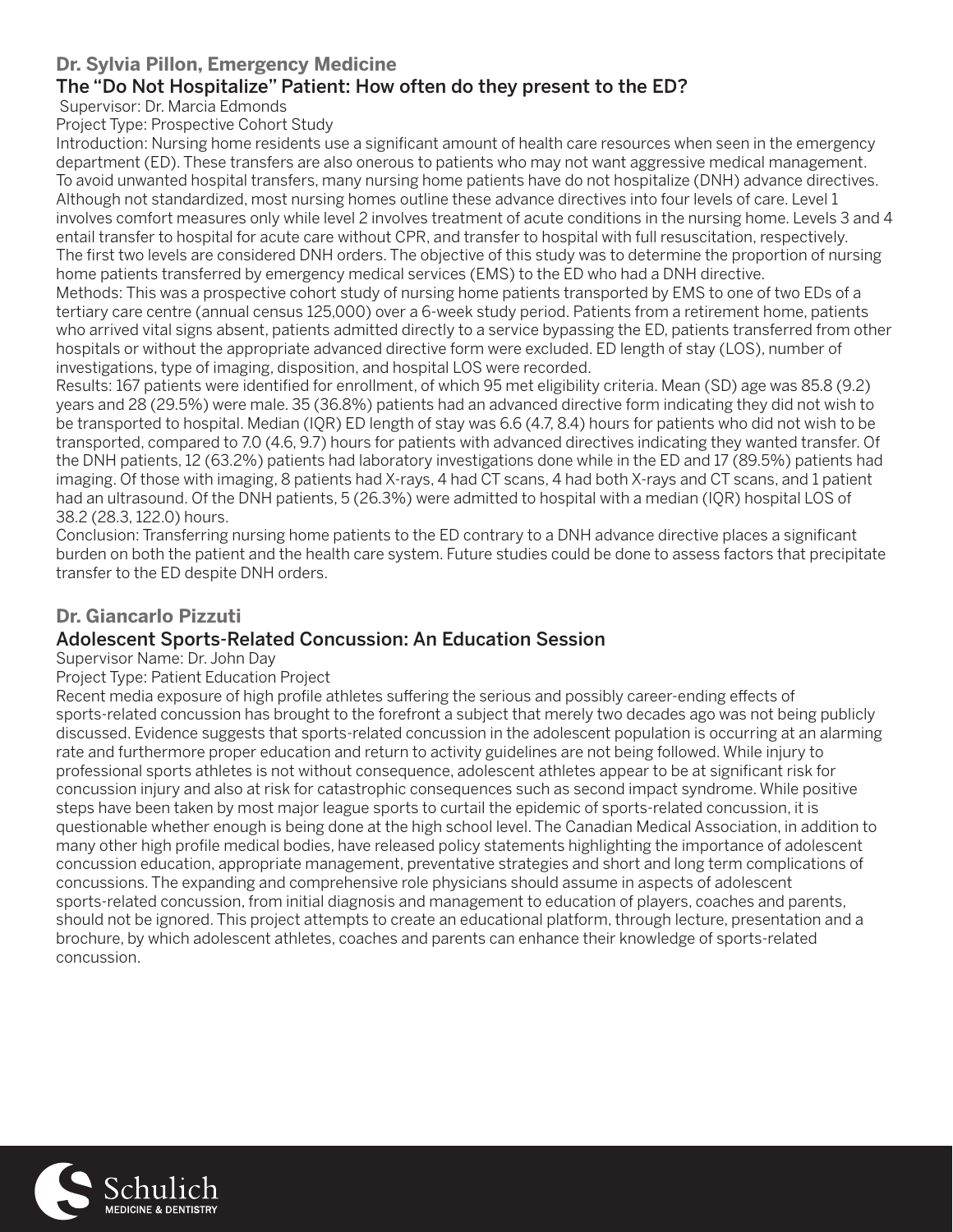## Dr. Sylvia Pillon, Emergency Medicine

### The "Do Not Hospitalize" Patient: How often do they present to the ED?

Supervisor: Dr. Marcia Edmonds

Project Type: Prospective Cohort Study

Introduction: Nursing home residents use a significant amount of health care resources when seen in the emergency department (ED). These transfers are also onerous to patients who may not want aggressive medical management. To avoid unwanted hospital transfers, many nursing home patients have do not hospitalize (DNH) advance directives. Although not standardized, most nursing homes outline these advance directives into four levels of care. Level 1 involves comfort measures only while level 2 involves treatment of acute conditions in the nursing home. Levels 3 and 4 entail transfer to hospital for acute care without CPR, and transfer to hospital with full resuscitation, respectively. The first two levels are considered DNH orders. The objective of this study was to determine the proportion of nursing home patients transferred by emergency medical services (EMS) to the ED who had a DNH directive.

Methods: This was a prospective cohort study of nursing home patients transported by EMS to one of two EDs of a tertiary care centre (annual census 125,000) over a 6-week study period. Patients from a retirement home, patients who arrived vital signs absent, patients admitted directly to a service bypassing the ED, patients transferred from other hospitals or without the appropriate advanced directive form were excluded. ED length of stay (LOS), number of investigations, type of imaging, disposition, and hospital LOS were recorded.

Results: 167 patients were identified for enrollment, of which 95 met eligibility criteria. Mean (SD) age was 85.8 (9.2) years and 28 (29.5%) were male. 35 (36.8%) patients had an advanced directive form indicating they did not wish to be transported to hospital. Median (IQR) ED length of stay was 6.6 (4.7, 8.4) hours for patients who did not wish to be transported, compared to 7.0 (4.6, 9.7) hours for patients with advanced directives indicating they wanted transfer. Of the DNH patients, 12 (63.2%) patients had laboratory investigations done while in the ED and 17 (89.5%) patients had imaging. Of those with imaging, 8 patients had X-rays, 4 had CT scans, 4 had both X-rays and CT scans, and 1 patient had an ultrasound. Of the DNH patients, 5 (26.3%) were admitted to hospital with a median (IQR) hospital LOS of 38.2 (28.3, 122.0) hours.

Conclusion: Transferring nursing home patients to the ED contrary to a DNH advance directive places a significant burden on both the patient and the health care system. Future studies could be done to assess factors that precipitate transfer to the ED despite DNH orders.

## Dr. Giancarlo Pizzuti

### Adolescent Sports-Related Concussion: An Education Session

Supervisor Name: Dr. John Day

Project Type: Patient Education Project

Recent media exposure of high profile athletes suffering the serious and possibly career-ending effects of sports-related concussion has brought to the forefront a subject that merely two decades ago was not being publicly discussed. Evidence suggests that sports-related concussion in the adolescent population is occurring at an alarming rate and furthermore proper education and return to activity guidelines are not being followed. While injury to professional sports athletes is not without consequence, adolescent athletes appear to be at significant risk for concussion injury and also at risk for catastrophic consequences such as second impact syndrome. While positive steps have been taken by most major league sports to curtail the epidemic of sports-related concussion, it is questionable whether enough is being done at the high school level. The Canadian Medical Association, in addition to many other high profile medical bodies, have released policy statements highlighting the importance of adolescent concussion education, appropriate management, preventative strategies and short and long term complications of concussions. The expanding and comprehensive role physicians should assume in aspects of adolescent sports-related concussion, from initial diagnosis and management to education of players, coaches and parents, should not be ignored. This project attempts to create an educational platform, through lecture, presentation and a brochure, by which adolescent athletes, coaches and parents can enhance their knowledge of sports-related concussion.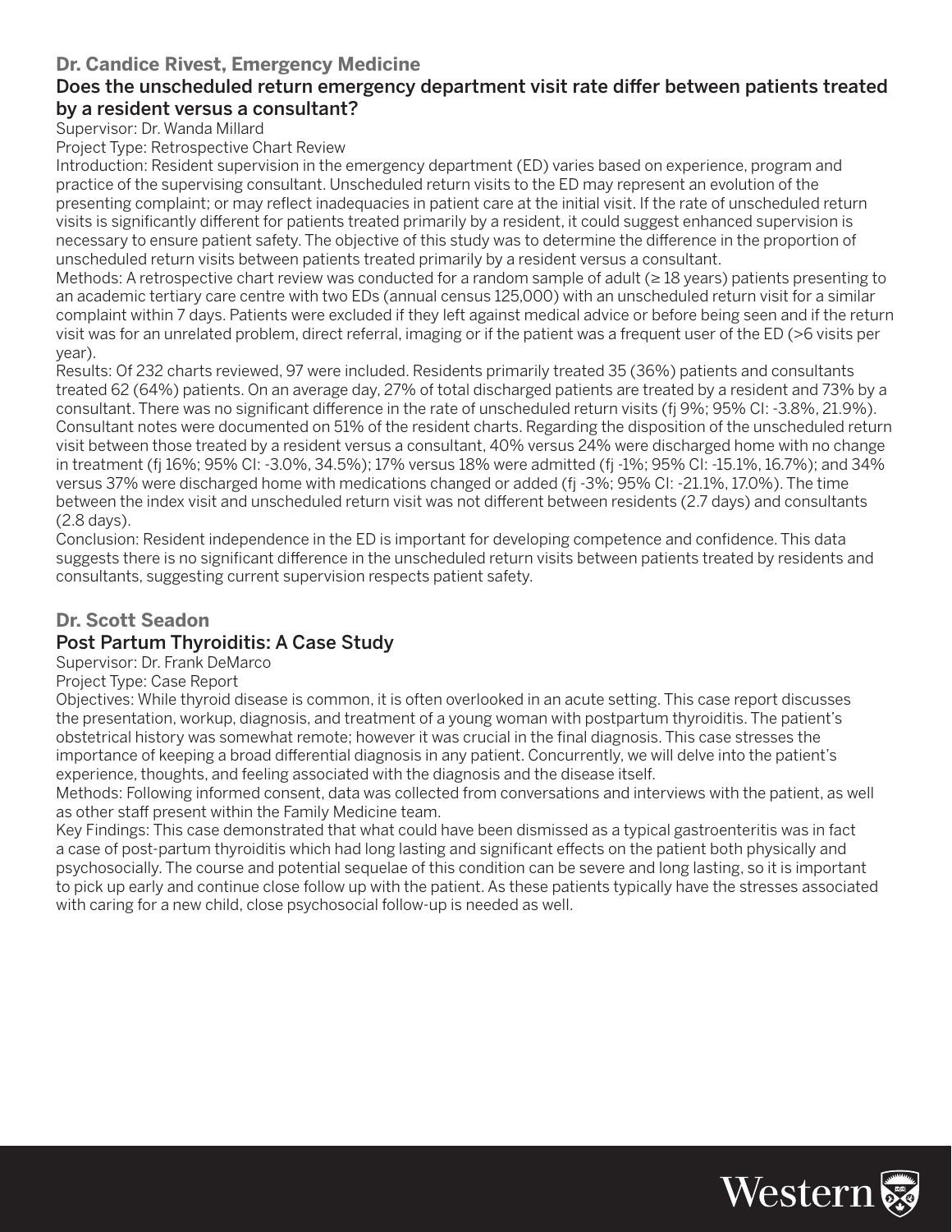## Dr. Candice Rivest, Emergency Medicine

### Does the unscheduled return emergency department visit rate differ between patients treated by a resident versus a consultant?

Supervisor: Dr. Wanda Millard

Project Type: Retrospective Chart Review

Introduction: Resident supervision in the emergency department (ED) varies based on experience, program and practice of the supervising consultant. Unscheduled return visits to the ED may represent an evolution of the presenting complaint; or may reflect inadequacies in patient care at the initial visit. If the rate of unscheduled return visits is significantly different for patients treated primarily by a resident, it could suggest enhanced supervision is necessary to ensure patient safety. The objective of this study was to determine the difference in the proportion of unscheduled return visits between patients treated primarily by a resident versus a consultant.

Methods: A retrospective chart review was conducted for a random sample of adult (≥ 18 years) patients presenting to an academic tertiary care centre with two EDs (annual census 125,000) with an unscheduled return visit for a similar complaint within 7 days. Patients were excluded if they left against medical advice or before being seen and if the return visit was for an unrelated problem, direct referral, imaging or if the patient was a frequent user of the ED (>6 visits per year).

Results: Of 232 charts reviewed, 97 were included. Residents primarily treated 35 (36%) patients and consultants treated 62 (64%) patients. On an average day, 27% of total discharged patients are treated by a resident and 73% by a consultant. There was no significant difference in the rate of unscheduled return visits (fj 9%; 95% CI: -3.8%, 21.9%). Consultant notes were documented on 51% of the resident charts. Regarding the disposition of the unscheduled return visit between those treated by a resident versus a consultant, 40% versus 24% were discharged home with no change in treatment (fj 16%; 95% CI: -3.0%, 34.5%); 17% versus 18% were admitted (fj -1%; 95% CI: -15.1%, 16.7%); and 34% versus 37% were discharged home with medications changed or added (fj -3%; 95% CI: -21.1%, 17.0%). The time between the index visit and unscheduled return visit was not different between residents (2.7 days) and consultants (2.8 days).

Conclusion: Resident independence in the ED is important for developing competence and confidence. This data suggests there is no significant difference in the unscheduled return visits between patients treated by residents and consultants, suggesting current supervision respects patient safety.

## Dr. Scott Seadon

### Post Partum Thyroiditis: A Case Study

Supervisor: Dr. Frank DeMarco

Project Type: Case Report

Objectives: While thyroid disease is common, it is often overlooked in an acute setting. This case report discusses the presentation, workup, diagnosis, and treatment of a young woman with postpartum thyroiditis. The patient's obstetrical history was somewhat remote; however it was crucial in the final diagnosis. This case stresses the importance of keeping a broad differential diagnosis in any patient. Concurrently, we will delve into the patient's experience, thoughts, and feeling associated with the diagnosis and the disease itself.

Methods: Following informed consent, data was collected from conversations and interviews with the patient, as well as other staff present within the Family Medicine team.

Key Findings: This case demonstrated that what could have been dismissed as a typical gastroenteritis was in fact a case of post-partum thyroiditis which had long lasting and significant effects on the patient both physically and psychosocially. The course and potential sequelae of this condition can be severe and long lasting, so it is important to pick up early and continue close follow up with the patient. As these patients typically have the stresses associated with caring for a new child, close psychosocial follow-up is needed as well.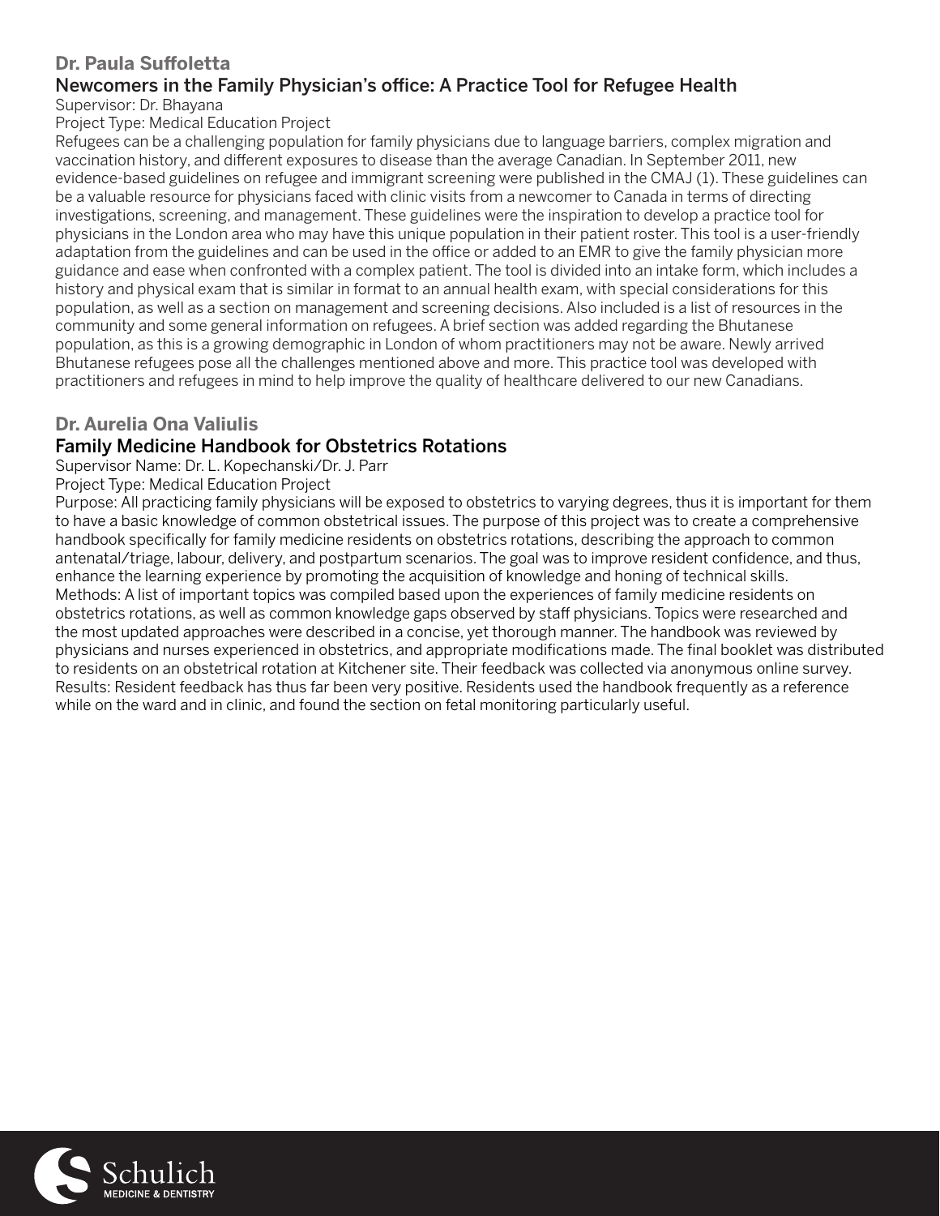## Dr. Paula Suffoletta

### Newcomers in the Family Physician's office: A Practice Tool for Refugee Health

Supervisor: Dr. Bhayana

Project Type: Medical Education Project

Refugees can be a challenging population for family physicians due to language barriers, complex migration and vaccination history, and different exposures to disease than the average Canadian. In September 2011, new evidence-based guidelines on refugee and immigrant screening were published in the CMAJ (1). These guidelines can be a valuable resource for physicians faced with clinic visits from a newcomer to Canada in terms of directing investigations, screening, and management. These guidelines were the inspiration to develop a practice tool for physicians in the London area who may have this unique population in their patient roster. This tool is a user-friendly adaptation from the guidelines and can be used in the office or added to an EMR to give the family physician more guidance and ease when confronted with a complex patient. The tool is divided into an intake form, which includes a history and physical exam that is similar in format to an annual health exam, with special considerations for this population, as well as a section on management and screening decisions. Also included is a list of resources in the community and some general information on refugees. A brief section was added regarding the Bhutanese population, as this is a growing demographic in London of whom practitioners may not be aware. Newly arrived Bhutanese refugees pose all the challenges mentioned above and more. This practice tool was developed with practitioners and refugees in mind to help improve the quality of healthcare delivered to our new Canadians.

## Dr. Aurelia Ona Valiulis

### Family Medicine Handbook for Obstetrics Rotations

Supervisor Name: Dr. L. Kopechanski/Dr. J. Parr

Project Type: Medical Education Project

Purpose: All practicing family physicians will be exposed to obstetrics to varying degrees, thus it is important for them to have a basic knowledge of common obstetrical issues. The purpose of this project was to create a comprehensive handbook specifically for family medicine residents on obstetrics rotations, describing the approach to common antenatal/triage, labour, delivery, and postpartum scenarios. The goal was to improve resident confidence, and thus, enhance the learning experience by promoting the acquisition of knowledge and honing of technical skills.

Methods: A list of important topics was compiled based upon the experiences of family medicine residents on obstetrics rotations, as well as common knowledge gaps observed by staff physicians. Topics were researched and the most updated approaches were described in a concise, yet thorough manner. The handbook was reviewed by physicians and nurses experienced in obstetrics, and appropriate modifications made. The final booklet was distributed to residents on an obstetrical rotation at Kitchener site. Their feedback was collected via anonymous online survey.

Results: Resident feedback has thus far been very positive. Residents used the handbook frequently as a reference while on the ward and in clinic, and found the section on fetal monitoring particularly useful.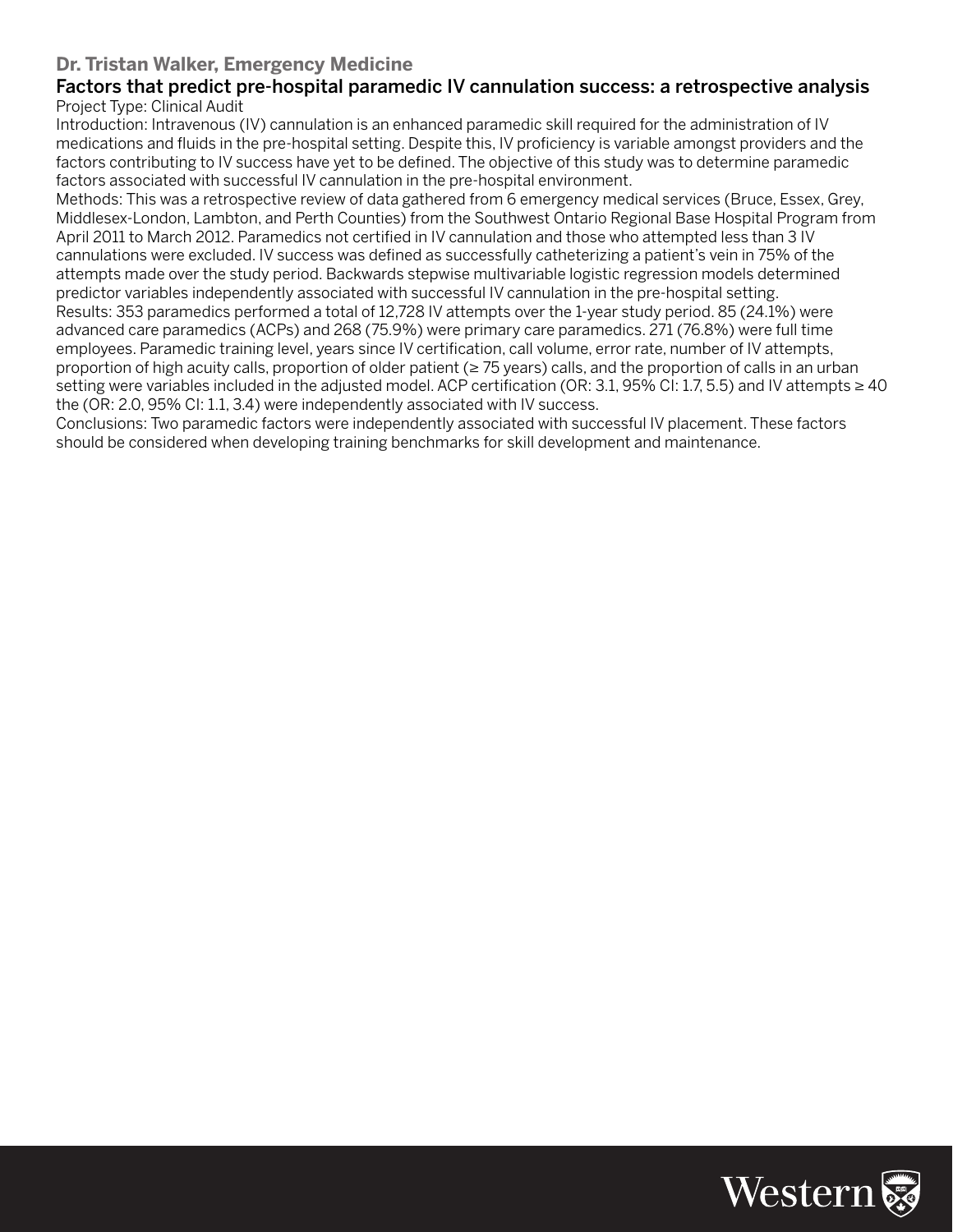### Dr. Tristan Walker, Emergency Medicine

## Factors that predict pre-hospital paramedic IV cannulation success: a retrospective analysis

Project Type: Clinical Audit

Introduction: Intravenous (IV) cannulation is an enhanced paramedic skill required for the administration of IV medications and fluids in the pre-hospital setting. Despite this, IV proficiency is variable amongst providers and the factors contributing to IV success have yet to be defined. The objective of this study was to determine paramedic factors associated with successful IV cannulation in the pre-hospital environment.

Methods: This was a retrospective review of data gathered from 6 emergency medical services (Bruce, Essex, Grey, Middlesex-London, Lambton, and Perth Counties) from the Southwest Ontario Regional Base Hospital Program from April 2011 to March 2012. Paramedics not certified in IV cannulation and those who attempted less than 3 IV cannulations were excluded. IV success was defined as successfully catheterizing a patient's vein in 75% of the attempts made over the study period. Backwards stepwise multivariable logistic regression models determined predictor variables independently associated with successful IV cannulation in the pre-hospital setting.

Results: 353 paramedics performed a total of 12,728 IV attempts over the 1-year study period. 85 (24.1%) were advanced care paramedics (ACPs) and 268 (75.9%) were primary care paramedics. 271 (76.8%) were full time employees. Paramedic training level, years since IV certification, call volume, error rate, number of IV attempts, proportion of high acuity calls, proportion of older patient (≥ 75 years) calls, and the proportion of calls in an urban setting were variables included in the adjusted model. ACP certification (OR: 3.1, 95% CI: 1.7, 5.5) and IV attempts ≥ 40 the (OR: 2.0, 95% CI: 1.1, 3.4) were independently associated with IV success.

Conclusions: Two paramedic factors were independently associated with successful IV placement. These factors should be considered when developing training benchmarks for skill development and maintenance.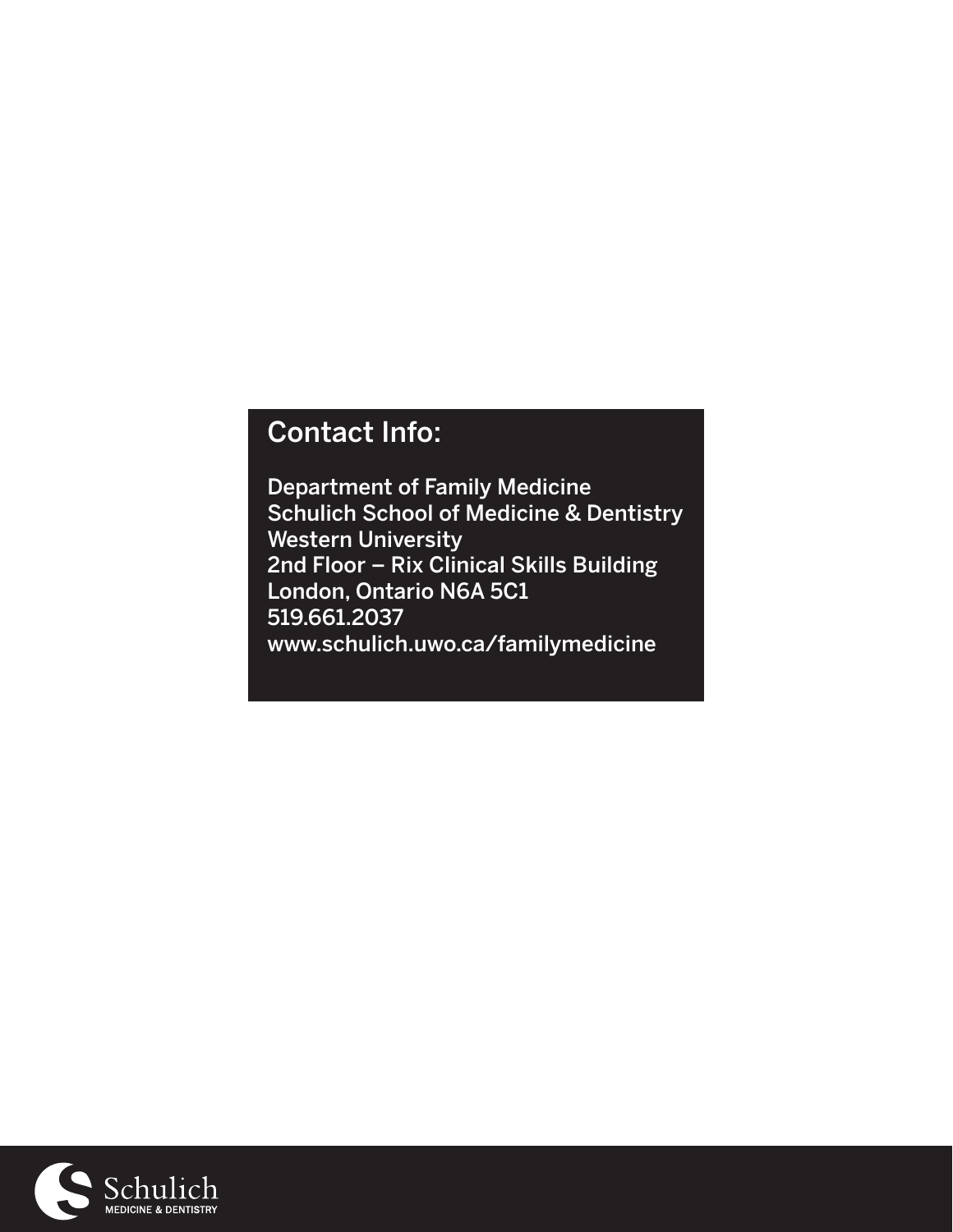## Contact Info:

Department of Family Medicine
Schulich School of Medicine & Dentistry
Western University
2nd Floor – Rix Clinical Skills Building
London, Ontario N6A 5C1
519.661.2037
www.schulich.uwo.ca/familymedicine

Schulich
MEDICINE & DENTISTRY